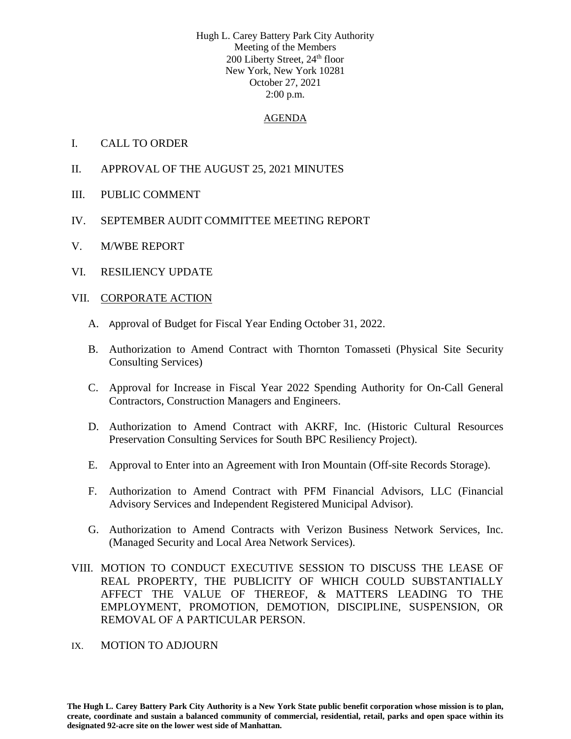Hugh L. Carey Battery Park City Authority
Meeting of the Members
200 Liberty Street, 24th floor
New York, New York 10281
October 27, 2021
2:00 p.m.

## AGENDA

I. CALL TO ORDER

II. APPROVAL OF THE AUGUST 25, 2021 MINUTES

III. PUBLIC COMMENT

IV. SEPTEMBER AUDIT COMMITTEE MEETING REPORT

V. M/WBE REPORT

VI. RESILIENCY UPDATE

VII. CORPORATE ACTION

A. Approval of Budget for Fiscal Year Ending October 31, 2022.

B. Authorization to Amend Contract with Thornton Tomasseti (Physical Site Security Consulting Services)

C. Approval for Increase in Fiscal Year 2022 Spending Authority for On-Call General Contractors, Construction Managers and Engineers.

D. Authorization to Amend Contract with AKRF, Inc. (Historic Cultural Resources Preservation Consulting Services for South BPC Resiliency Project).

E. Approval to Enter into an Agreement with Iron Mountain (Off-site Records Storage).

F. Authorization to Amend Contract with PFM Financial Advisors, LLC (Financial Advisory Services and Independent Registered Municipal Advisor).

G. Authorization to Amend Contracts with Verizon Business Network Services, Inc. (Managed Security and Local Area Network Services).

VIII. MOTION TO CONDUCT EXECUTIVE SESSION TO DISCUSS THE LEASE OF REAL PROPERTY, THE PUBLICITY OF WHICH COULD SUBSTANTIALLY AFFECT THE VALUE OF THEREOF, & MATTERS LEADING TO THE EMPLOYMENT, PROMOTION, DEMOTION, DISCIPLINE, SUSPENSION, OR REMOVAL OF A PARTICULAR PERSON.

IX. MOTION TO ADJOURN

**The Hugh L. Carey Battery Park City Authority is a New York State public benefit corporation whose mission is to plan, create, coordinate and sustain a balanced community of commercial, residential, retail, parks and open space within its designated 92-acre site on the lower west side of Manhattan.**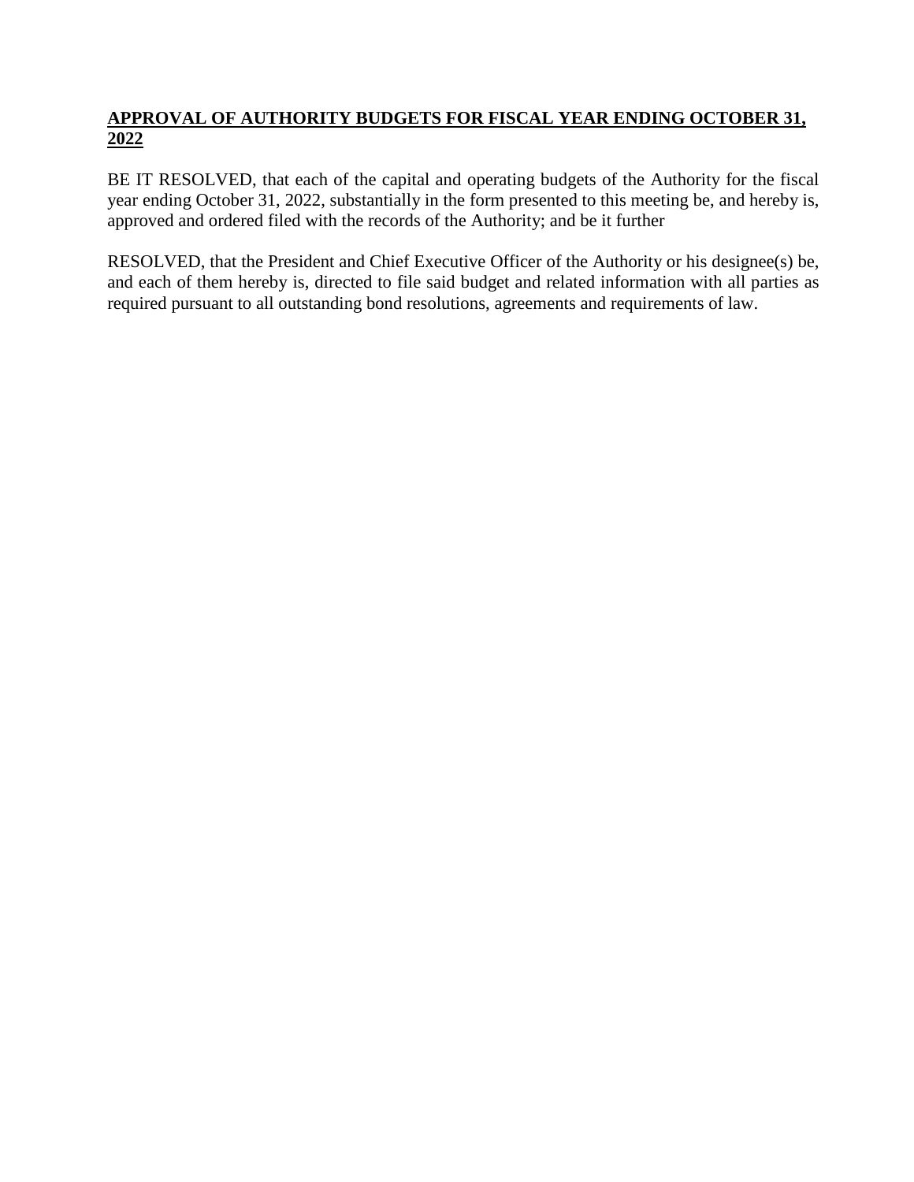## APPROVAL OF AUTHORITY BUDGETS FOR FISCAL YEAR ENDING OCTOBER 31, 2022

BE IT RESOLVED, that each of the capital and operating budgets of the Authority for the fiscal year ending October 31, 2022, substantially in the form presented to this meeting be, and hereby is, approved and ordered filed with the records of the Authority; and be it further

RESOLVED, that the President and Chief Executive Officer of the Authority or his designee(s) be, and each of them hereby is, directed to file said budget and related information with all parties as required pursuant to all outstanding bond resolutions, agreements and requirements of law.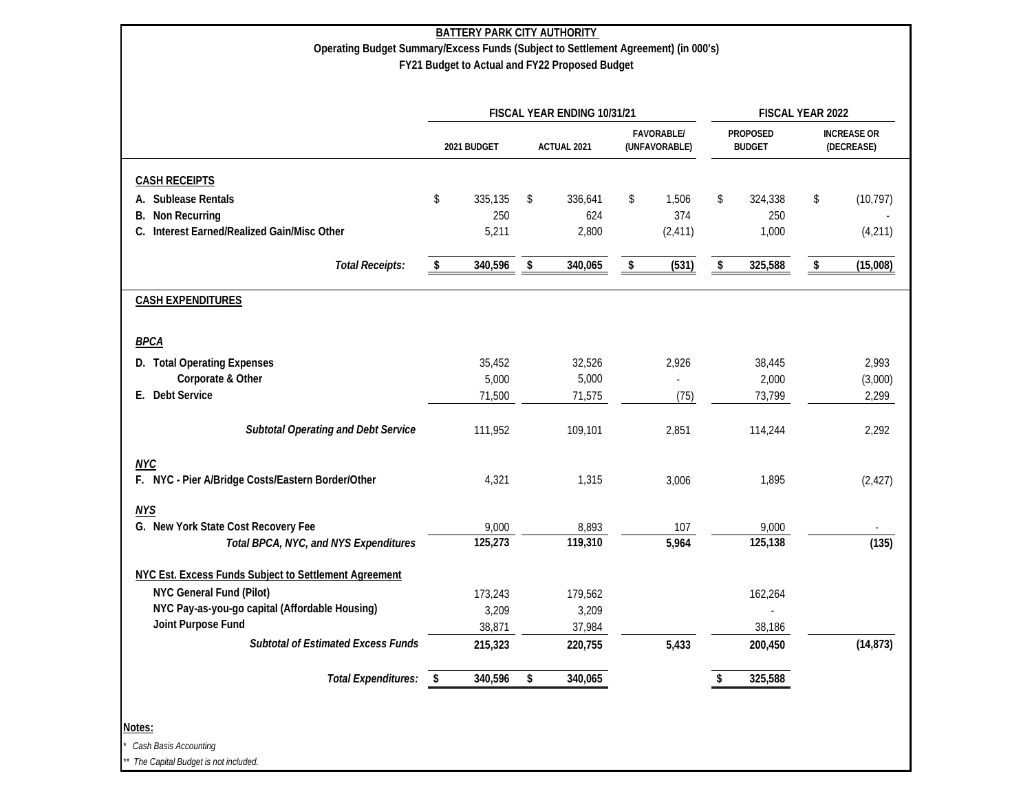**BATTERY PARK CITY AUTHORITY**

**Operating Budget Summary/Excess Funds (Subject to Settlement Agreement) (in 000's)**

**FY21 Budget to Actual and FY22 Proposed Budget**

| | FISCAL YEAR ENDING 10/31/21 | | | FISCAL YEAR 2022 | |
|---|---|---|---|---|---|
| | 2021 BUDGET | ACTUAL 2021 | FAVORABLE/ (UNFAVORABLE) | PROPOSED BUDGET | INCREASE OR (DECREASE) |
| **CASH RECEIPTS** | | | | | |
| **A. Sublease Rentals** | $ 335,135 | $ 336,641 | $ 1,506 | $ 324,338 | $ (10,797) |
| **B. Non Recurring** | 250 | 624 | 374 | 250 | - |
| **C. Interest Earned/Realized Gain/Misc Other** | 5,211 | 2,800 | (2,411) | 1,000 | (4,211) |
| ***Total Receipts:*** | **$ 340,596** | **$ 340,065** | **$ (531)** | **$ 325,588** | **$ (15,008)** |
| **CASH EXPENDITURES** | | | | | |
| ***BPCA*** | | | | | |
| **D. Total Operating Expenses** | 35,452 | 32,526 | 2,926 | 38,445 | 2,993 |
| **Corporate & Other** | 5,000 | 5,000 | - | 2,000 | (3,000) |
| **E. Debt Service** | 71,500 | 71,575 | (75) | 73,799 | 2,299 |
| ***Subtotal Operating and Debt Service*** | 111,952 | 109,101 | 2,851 | 114,244 | 2,292 |
| ***NYC*** | | | | | |
| **F. NYC - Pier A/Bridge Costs/Eastern Border/Other** | 4,321 | 1,315 | 3,006 | 1,895 | (2,427) |
| ***NYS*** | | | | | |
| **G. New York State Cost Recovery Fee** | 9,000 | 8,893 | 107 | 9,000 | - |
| ***Total BPCA, NYC, and NYS Expenditures*** | **125,273** | **119,310** | **5,964** | **125,138** | **(135)** |
| **NYC Est. Excess Funds Subject to Settlement Agreement** | | | | | |
| **NYC General Fund (Pilot)** | 173,243 | 179,562 | | 162,264 | |
| **NYC Pay-as-you-go capital (Affordable Housing)** | 3,209 | 3,209 | | - | |
| **Joint Purpose Fund** | 38,871 | 37,984 | | 38,186 | |
| ***Subtotal of Estimated Excess Funds*** | **215,323** | **220,755** | **5,433** | **200,450** | **(14,873)** |
| ***Total Expenditures:*** | **$ 340,596** | **$ 340,065** | | **$ 325,588** | |

**Notes:**

\* *Cash Basis Accounting*

\*\* *The Capital Budget is not included.*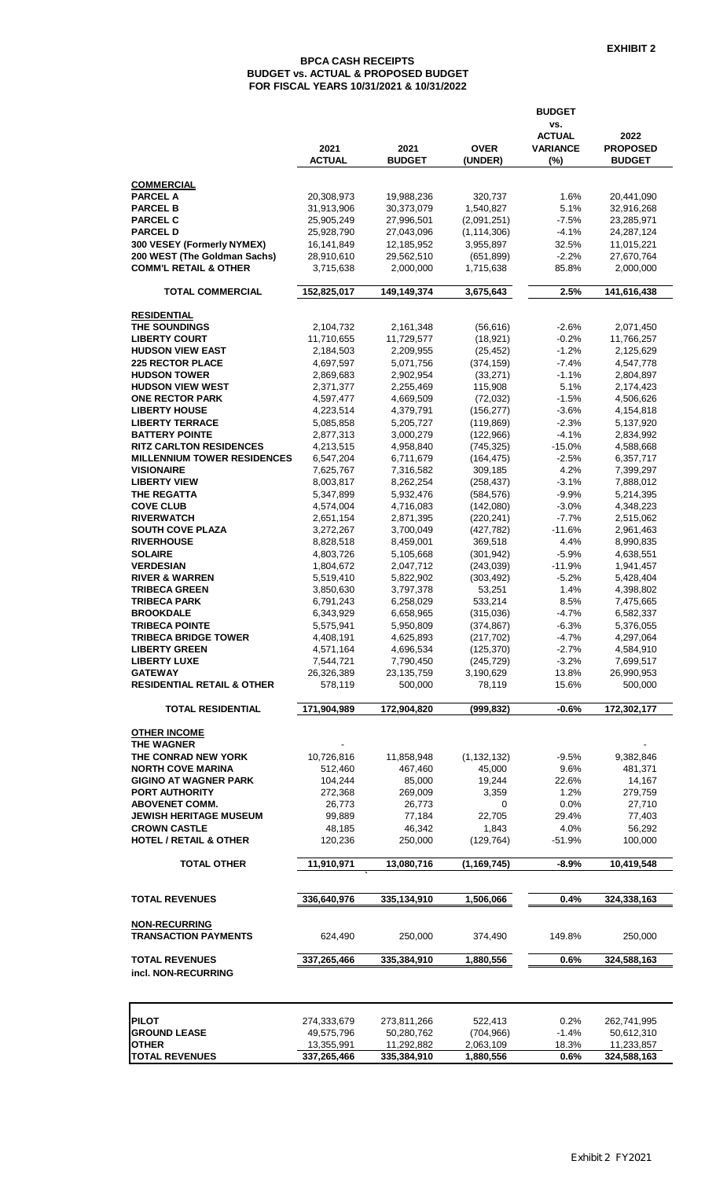**EXHIBIT 2**

## BPCA CASH RECEIPTS
## BUDGET vs. ACTUAL & PROPOSED BUDGET
## FOR FISCAL YEARS 10/31/2021 & 10/31/2022

| | 2021 ACTUAL | 2021 BUDGET | OVER (UNDER) | BUDGET vs. ACTUAL VARIANCE (%) | 2022 PROPOSED BUDGET |
|---|---|---|---|---|---|
| **COMMERCIAL** | | | | | |
| **PARCEL A** | 20,308,973 | 19,988,236 | 320,737 | 1.6% | 20,441,090 |
| **PARCEL B** | 31,913,906 | 30,373,079 | 1,540,827 | 5.1% | 32,916,268 |
| **PARCEL C** | 25,905,249 | 27,996,501 | (2,091,251) | -7.5% | 23,285,971 |
| **PARCEL D** | 25,928,790 | 27,043,096 | (1,114,306) | -4.1% | 24,287,124 |
| **300 VESEY (Formerly NYMEX)** | 16,141,849 | 12,185,952 | 3,955,897 | 32.5% | 11,015,221 |
| **200 WEST (The Goldman Sachs)** | 28,910,610 | 29,562,510 | (651,899) | -2.2% | 27,670,764 |
| **COMM'L RETAIL & OTHER** | 3,715,638 | 2,000,000 | 1,715,638 | 85.8% | 2,000,000 |
| **TOTAL COMMERCIAL** | 152,825,017 | 149,149,374 | 3,675,643 | 2.5% | 141,616,438 |
| **RESIDENTIAL** | | | | | |
| **THE SOUNDINGS** | 2,104,732 | 2,161,348 | (56,616) | -2.6% | 2,071,450 |
| **LIBERTY COURT** | 11,710,655 | 11,729,577 | (18,921) | -0.2% | 11,766,257 |
| **HUDSON VIEW EAST** | 2,184,503 | 2,209,955 | (25,452) | -1.2% | 2,125,629 |
| **225 RECTOR PLACE** | 4,697,597 | 5,071,756 | (374,159) | -7.4% | 4,547,778 |
| **HUDSON TOWER** | 2,869,683 | 2,902,954 | (33,271) | -1.1% | 2,804,897 |
| **HUDSON VIEW WEST** | 2,371,377 | 2,255,469 | 115,908 | 5.1% | 2,174,423 |
| **ONE RECTOR PARK** | 4,597,477 | 4,669,509 | (72,032) | -1.5% | 4,506,626 |
| **LIBERTY HOUSE** | 4,223,514 | 4,379,791 | (156,277) | -3.6% | 4,154,818 |
| **LIBERTY TERRACE** | 5,085,858 | 5,205,727 | (119,869) | -2.3% | 5,137,920 |
| **BATTERY POINTE** | 2,877,313 | 3,000,279 | (122,966) | -4.1% | 2,834,992 |
| **RITZ CARLTON RESIDENCES** | 4,213,515 | 4,958,840 | (745,325) | -15.0% | 4,588,668 |
| **MILLENNIUM TOWER RESIDENCES** | 6,547,204 | 6,711,679 | (164,475) | -2.5% | 6,357,717 |
| **VISIONAIRE** | 7,625,767 | 7,316,582 | 309,185 | 4.2% | 7,399,297 |
| **LIBERTY VIEW** | 8,003,817 | 8,262,254 | (258,437) | -3.1% | 7,888,012 |
| **THE REGATTA** | 5,347,899 | 5,932,476 | (584,576) | -9.9% | 5,214,395 |
| **COVE CLUB** | 4,574,004 | 4,716,083 | (142,080) | -3.0% | 4,348,223 |
| **RIVERWATCH** | 2,651,154 | 2,871,395 | (220,241) | -7.7% | 2,515,062 |
| **SOUTH COVE PLAZA** | 3,272,267 | 3,700,049 | (427,782) | -11.6% | 2,961,463 |
| **RIVERHOUSE** | 8,828,518 | 8,459,001 | 369,518 | 4.4% | 8,990,835 |
| **SOLAIRE** | 4,803,726 | 5,105,668 | (301,942) | -5.9% | 4,638,551 |
| **VERDESIAN** | 1,804,672 | 2,047,712 | (243,039) | -11.9% | 1,941,457 |
| **RIVER & WARREN** | 5,519,410 | 5,822,902 | (303,492) | -5.2% | 5,428,404 |
| **TRIBECA GREEN** | 3,850,630 | 3,797,378 | 53,251 | 1.4% | 4,398,802 |
| **TRIBECA PARK** | 6,791,243 | 6,258,029 | 533,214 | 8.5% | 7,475,665 |
| **BROOKDALE** | 6,343,929 | 6,658,965 | (315,036) | -4.7% | 6,582,337 |
| **TRIBECA POINTE** | 5,575,941 | 5,950,809 | (374,867) | -6.3% | 5,376,055 |
| **TRIBECA BRIDGE TOWER** | 4,408,191 | 4,625,893 | (217,702) | -4.7% | 4,297,064 |
| **LIBERTY GREEN** | 4,571,164 | 4,696,534 | (125,370) | -2.7% | 4,584,910 |
| **LIBERTY LUXE** | 7,544,721 | 7,790,450 | (245,729) | -3.2% | 7,699,517 |
| **GATEWAY** | 26,326,389 | 23,135,759 | 3,190,629 | 13.8% | 26,990,953 |
| **RESIDENTIAL RETAIL & OTHER** | 578,119 | 500,000 | 78,119 | 15.6% | 500,000 |
| **TOTAL RESIDENTIAL** | 171,904,989 | 172,904,820 | (999,832) | -0.6% | 172,302,177 |
| **OTHER INCOME** | | | | | |
| **THE WAGNER** | - | | | | - |
| **THE CONRAD NEW YORK** | 10,726,816 | 11,858,948 | (1,132,132) | -9.5% | 9,382,846 |
| **NORTH COVE MARINA** | 512,460 | 467,460 | 45,000 | 9.6% | 481,371 |
| **GIGINO AT WAGNER PARK** | 104,244 | 85,000 | 19,244 | 22.6% | 14,167 |
| **PORT AUTHORITY** | 272,368 | 269,009 | 3,359 | 1.2% | 279,759 |
| **ABOVENET COMM.** | 26,773 | 26,773 | 0 | 0.0% | 27,710 |
| **JEWISH HERITAGE MUSEUM** | 99,889 | 77,184 | 22,705 | 29.4% | 77,403 |
| **CROWN CASTLE** | 48,185 | 46,342 | 1,843 | 4.0% | 56,292 |
| **HOTEL / RETAIL & OTHER** | 120,236 | 250,000 | (129,764) | -51.9% | 100,000 |
| **TOTAL OTHER** | 11,910,971 | 13,080,716 | (1,169,745) | -8.9% | 10,419,548 |
| **TOTAL REVENUES** | 336,640,976 | 335,134,910 | 1,506,066 | 0.4% | 324,338,163 |
| **NON-RECURRING** | | | | | |
| **TRANSACTION PAYMENTS** | 624,490 | 250,000 | 374,490 | 149.8% | 250,000 |
| **TOTAL REVENUES incl. NON-RECURRING** | 337,265,466 | 335,384,910 | 1,880,556 | 0.6% | 324,588,163 |

| | | | | | |
|---|---|---|---|---|---|
| **PILOT** | 274,333,679 | 273,811,266 | 522,413 | 0.2% | 262,741,995 |
| **GROUND LEASE** | 49,575,796 | 50,280,762 | (704,966) | -1.4% | 50,612,310 |
| **OTHER** | 13,355,991 | 11,292,882 | 2,063,109 | 18.3% | 11,233,857 |
| **TOTAL REVENUES** | 337,265,466 | 335,384,910 | 1,880,556 | 0.6% | 324,588,163 |

Exhibit 2 FY2021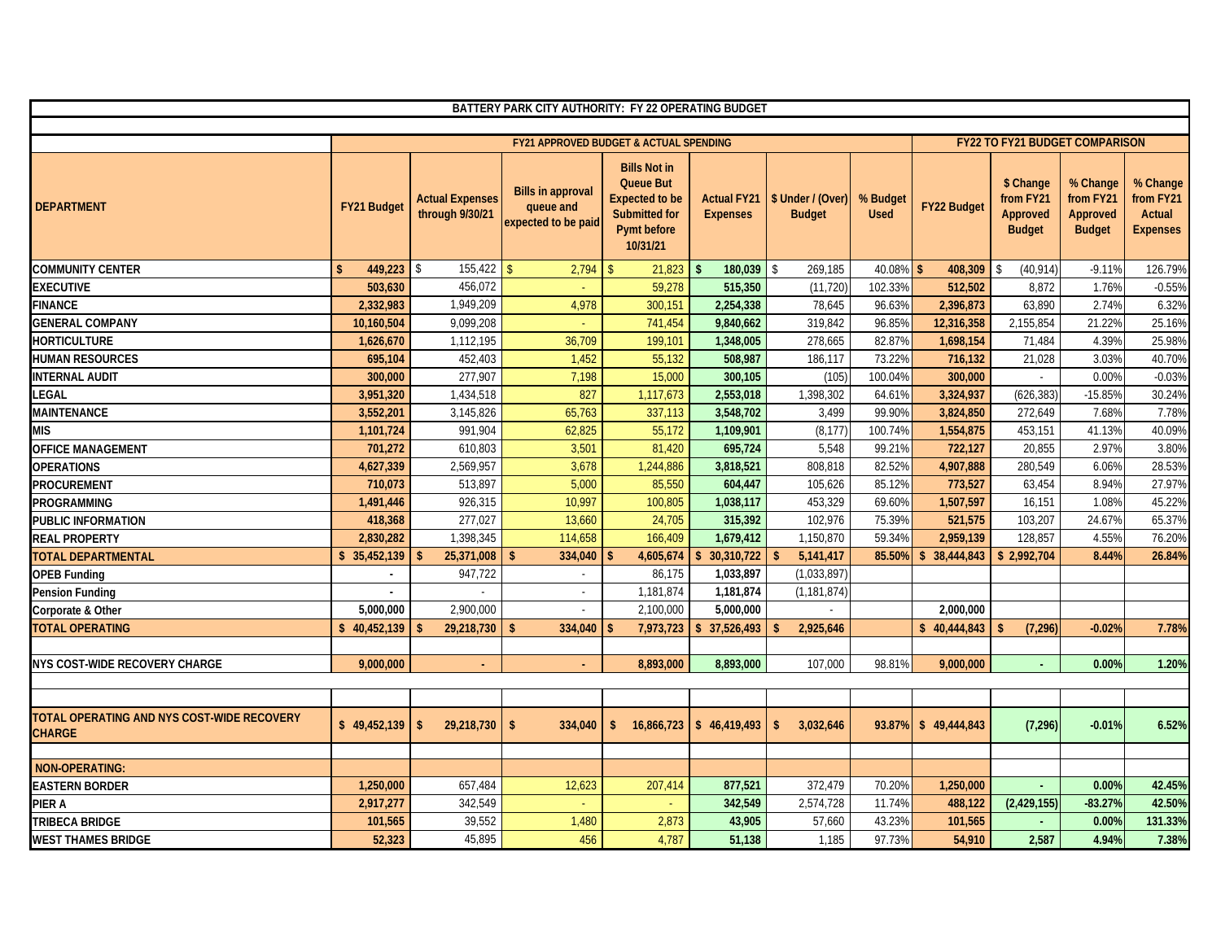| BATTERY PARK CITY AUTHORITY: FY 22 OPERATING BUDGET | | | | | | | | | | | | |
|---|---|---|---|---|---|---|---|---|---|---|---|---|
| | FY21 APPROVED BUDGET & ACTUAL SPENDING | | | | | | | FY22 TO FY21 BUDGET COMPARISON | | | | |
| DEPARTMENT | FY21 Budget | Actual Expenses through 9/30/21 | Bills in approval queue and expected to be paid | Bills Not in Queue But Expected to be Submitted for Pymt before 10/31/21 | Actual FY21 Expenses | $ Under / (Over) Budget | % Budget Used | FY22 Budget | $ Change from FY21 Approved Budget | % Change from FY21 Approved Budget | % Change from FY21 Actual Expenses |
| COMMUNITY CENTER | $ 449,223 | $ 155,422 | $ 2,794 | $ 21,823 | $ 180,039 | $ 269,185 | 40.08% | $ 408,309 | $ (40,914) | -9.11% | 126.79% |
| EXECUTIVE | 503,630 | 456,072 | - | 59,278 | 515,350 | (11,720) | 102.33% | 512,502 | 8,872 | 1.76% | -0.55% |
| FINANCE | 2,332,983 | 1,949,209 | 4,978 | 300,151 | 2,254,338 | 78,645 | 96.63% | 2,396,873 | 63,890 | 2.74% | 6.32% |
| GENERAL COMPANY | 10,160,504 | 9,099,208 | - | 741,454 | 9,840,662 | 319,842 | 96.85% | 12,316,358 | 2,155,854 | 21.22% | 25.16% |
| HORTICULTURE | 1,626,670 | 1,112,195 | 36,709 | 199,101 | 1,348,005 | 278,665 | 82.87% | 1,698,154 | 71,484 | 4.39% | 25.98% |
| HUMAN RESOURCES | 695,104 | 452,403 | 1,452 | 55,132 | 508,987 | 186,117 | 73.22% | 716,132 | 21,028 | 3.03% | 40.70% |
| INTERNAL AUDIT | 300,000 | 277,907 | 7,198 | 15,000 | 300,105 | (105) | 100.04% | 300,000 | - | 0.00% | -0.03% |
| LEGAL | 3,951,320 | 1,434,518 | 827 | 1,117,673 | 2,553,018 | 1,398,302 | 64.61% | 3,324,937 | (626,383) | -15.85% | 30.24% |
| MAINTENANCE | 3,552,201 | 3,145,826 | 65,763 | 337,113 | 3,548,702 | 3,499 | 99.90% | 3,824,850 | 272,649 | 7.68% | 7.78% |
| MIS | 1,101,724 | 991,904 | 62,825 | 55,172 | 1,109,901 | (8,177) | 100.74% | 1,554,875 | 453,151 | 41.13% | 40.09% |
| OFFICE MANAGEMENT | 701,272 | 610,803 | 3,501 | 81,420 | 695,724 | 5,548 | 99.21% | 722,127 | 20,855 | 2.97% | 3.80% |
| OPERATIONS | 4,627,339 | 2,569,957 | 3,678 | 1,244,886 | 3,818,521 | 808,818 | 82.52% | 4,907,888 | 280,549 | 6.06% | 28.53% |
| PROCUREMENT | 710,073 | 513,897 | 5,000 | 85,550 | 604,447 | 105,626 | 85.12% | 773,527 | 63,454 | 8.94% | 27.97% |
| PROGRAMMING | 1,491,446 | 926,315 | 10,997 | 100,805 | 1,038,117 | 453,329 | 69.60% | 1,507,597 | 16,151 | 1.08% | 45.22% |
| PUBLIC INFORMATION | 418,368 | 277,027 | 13,660 | 24,705 | 315,392 | 102,976 | 75.39% | 521,575 | 103,207 | 24.67% | 65.37% |
| REAL PROPERTY | 2,830,282 | 1,398,345 | 114,658 | 166,409 | 1,679,412 | 1,150,870 | 59.34% | 2,959,139 | 128,857 | 4.55% | 76.20% |
| TOTAL DEPARTMENTAL | $ 35,452,139 | $ 25,371,008 | $ 334,040 | $ 4,605,674 | $ 30,310,722 | $ 5,141,417 | 85.50% | $ 38,444,843 | $ 2,992,704 | 8.44% | 26.84% |
| OPEB Funding | - | 947,722 | - | 86,175 | 1,033,897 | (1,033,897) | | | | | |
| Pension Funding | - | - | - | 1,181,874 | 1,181,874 | (1,181,874) | | | | | |
| Corporate & Other | 5,000,000 | 2,900,000 | - | 2,100,000 | 5,000,000 | - | | 2,000,000 | | | |
| TOTAL OPERATING | $ 40,452,139 | $ 29,218,730 | $ 334,040 | $ 7,973,723 | $ 37,526,493 | $ 2,925,646 | | $ 40,444,843 | $ (7,296) | -0.02% | 7.78% |
| NYS COST-WIDE RECOVERY CHARGE | 9,000,000 | - | - | 8,893,000 | 8,893,000 | 107,000 | 98.81% | 9,000,000 | - | 0.00% | 1.20% |
| TOTAL OPERATING AND NYS COST-WIDE RECOVERY CHARGE | $ 49,452,139 | $ 29,218,730 | $ 334,040 | $ 16,866,723 | $ 46,419,493 | $ 3,032,646 | 93.87% | $ 49,444,843 | (7,296) | -0.01% | 6.52% |
| NON-OPERATING: | | | | | | | | | | | |
| EASTERN BORDER | 1,250,000 | 657,484 | 12,623 | 207,414 | 877,521 | 372,479 | 70.20% | 1,250,000 | - | 0.00% | 42.45% |
| PIER A | 2,917,277 | 342,549 | - | - | 342,549 | 2,574,728 | 11.74% | 488,122 | (2,429,155) | -83.27% | 42.50% |
| TRIBECA BRIDGE | 101,565 | 39,552 | 1,480 | 2,873 | 43,905 | 57,660 | 43.23% | 101,565 | - | 0.00% | 131.33% |
| WEST THAMES BRIDGE | 52,323 | 45,895 | 456 | 4,787 | 51,138 | 1,185 | 97.73% | 54,910 | 2,587 | 4.94% | 7.38% |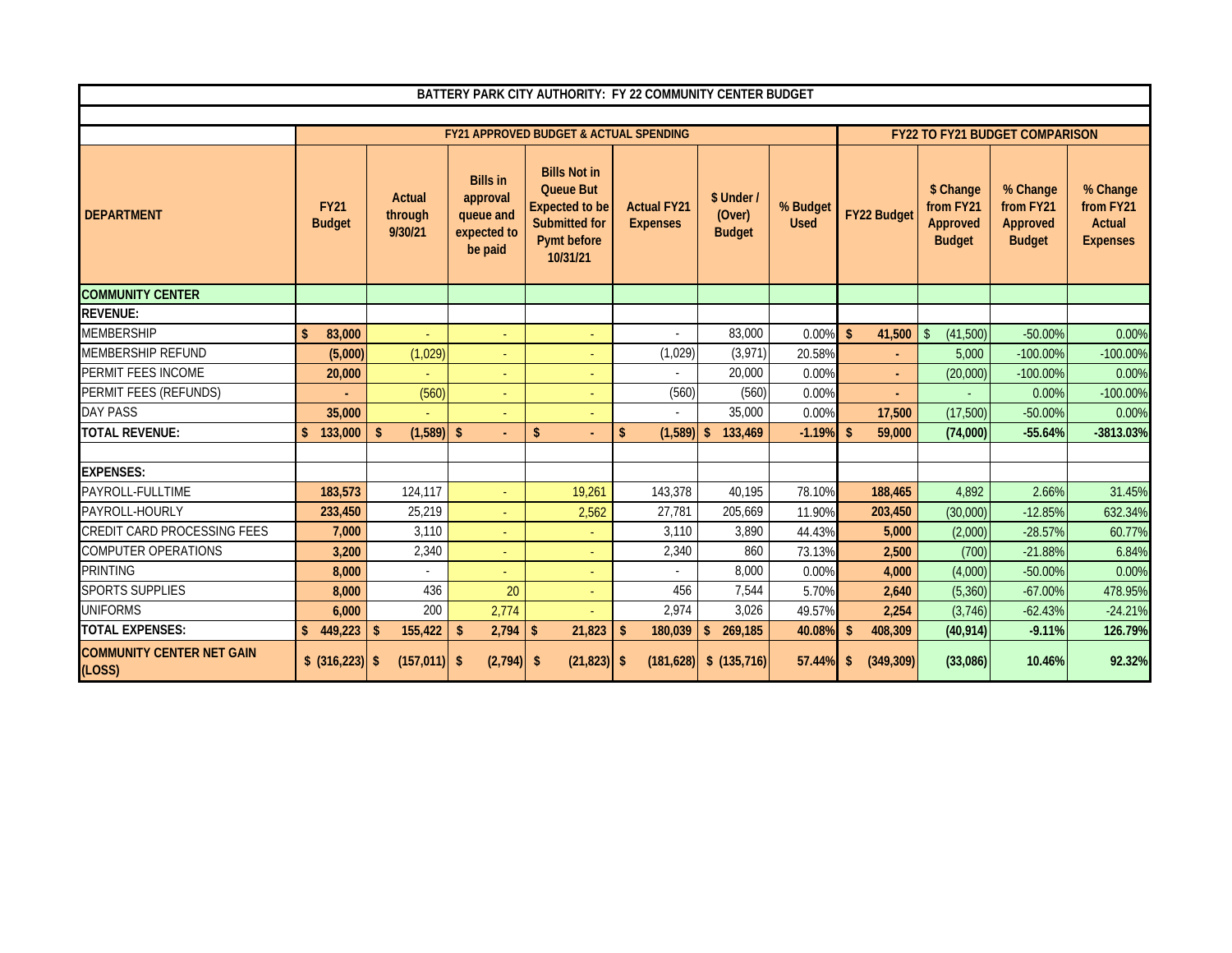| BATTERY PARK CITY AUTHORITY: FY 22 COMMUNITY CENTER BUDGET | | | | | | | | | | | |
|---|---|---|---|---|---|---|---|---|---|---|---|
| | FY21 APPROVED BUDGET & ACTUAL SPENDING | | | | | | | FY22 TO FY21 BUDGET COMPARISON | | | |
| DEPARTMENT | FY21 Budget | Actual through 9/30/21 | Bills in approval queue and expected to be paid | Bills Not in Queue But Expected to be Submitted for Pymt before 10/31/21 | Actual FY21 Expenses | $ Under / (Over) Budget | % Budget Used | FY22 Budget | $ Change from FY21 Approved Budget | % Change from FY21 Approved Budget | % Change from FY21 Actual Expenses |
| **COMMUNITY CENTER** | | | | | | | | | | | |
| **REVENUE:** | | | | | | | | | | | |
| MEMBERSHIP | **$ 83,000** | - | - | - | - | 83,000 | 0.00% | **$ 41,500** | $ (41,500) | -50.00% | 0.00% |
| MEMBERSHIP REFUND | **(5,000)** | (1,029) | - | - | (1,029) | (3,971) | 20.58% | **-** | 5,000 | -100.00% | -100.00% |
| PERMIT FEES INCOME | **20,000** | - | - | - | - | 20,000 | 0.00% | **-** | (20,000) | -100.00% | 0.00% |
| PERMIT FEES (REFUNDS) | **-** | (560) | - | - | (560) | (560) | 0.00% | **-** | - | 0.00% | -100.00% |
| DAY PASS | **35,000** | - | - | - | - | 35,000 | 0.00% | **17,500** | (17,500) | -50.00% | 0.00% |
| **TOTAL REVENUE:** | **$ 133,000** | **$ (1,589)** | **$ -** | **$ -** | **$ (1,589)** | **$ 133,469** | **-1.19%** | **$ 59,000** | **(74,000)** | **-55.64%** | **-3813.03%** |
| | | | | | | | | | | | |
| **EXPENSES:** | | | | | | | | | | | |
| PAYROLL-FULLTIME | **183,573** | 124,117 | - | 19,261 | 143,378 | 40,195 | 78.10% | **188,465** | 4,892 | 2.66% | 31.45% |
| PAYROLL-HOURLY | **233,450** | 25,219 | - | 2,562 | 27,781 | 205,669 | 11.90% | **203,450** | (30,000) | -12.85% | 632.34% |
| CREDIT CARD PROCESSING FEES | **7,000** | 3,110 | - | - | 3,110 | 3,890 | 44.43% | **5,000** | (2,000) | -28.57% | 60.77% |
| COMPUTER OPERATIONS | **3,200** | 2,340 | - | - | 2,340 | 860 | 73.13% | **2,500** | (700) | -21.88% | 6.84% |
| PRINTING | **8,000** | - | - | - | - | 8,000 | 0.00% | **4,000** | (4,000) | -50.00% | 0.00% |
| SPORTS SUPPLIES | **8,000** | 436 | 20 | - | 456 | 7,544 | 5.70% | **2,640** | (5,360) | -67.00% | 478.95% |
| UNIFORMS | **6,000** | 200 | 2,774 | - | 2,974 | 3,026 | 49.57% | **2,254** | (3,746) | -62.43% | -24.21% |
| **TOTAL EXPENSES:** | **$ 449,223** | **$ 155,422** | **$ 2,794** | **$ 21,823** | **$ 180,039** | **$ 269,185** | **40.08%** | **$ 408,309** | **(40,914)** | **-9.11%** | **126.79%** |
| **COMMUNITY CENTER NET GAIN (LOSS)** | **$ (316,223)** | **$ (157,011)** | **$ (2,794)** | **$ (21,823)** | **$ (181,628)** | **$ (135,716)** | **57.44%** | **$ (349,309)** | **(33,086)** | **10.46%** | **92.32%** |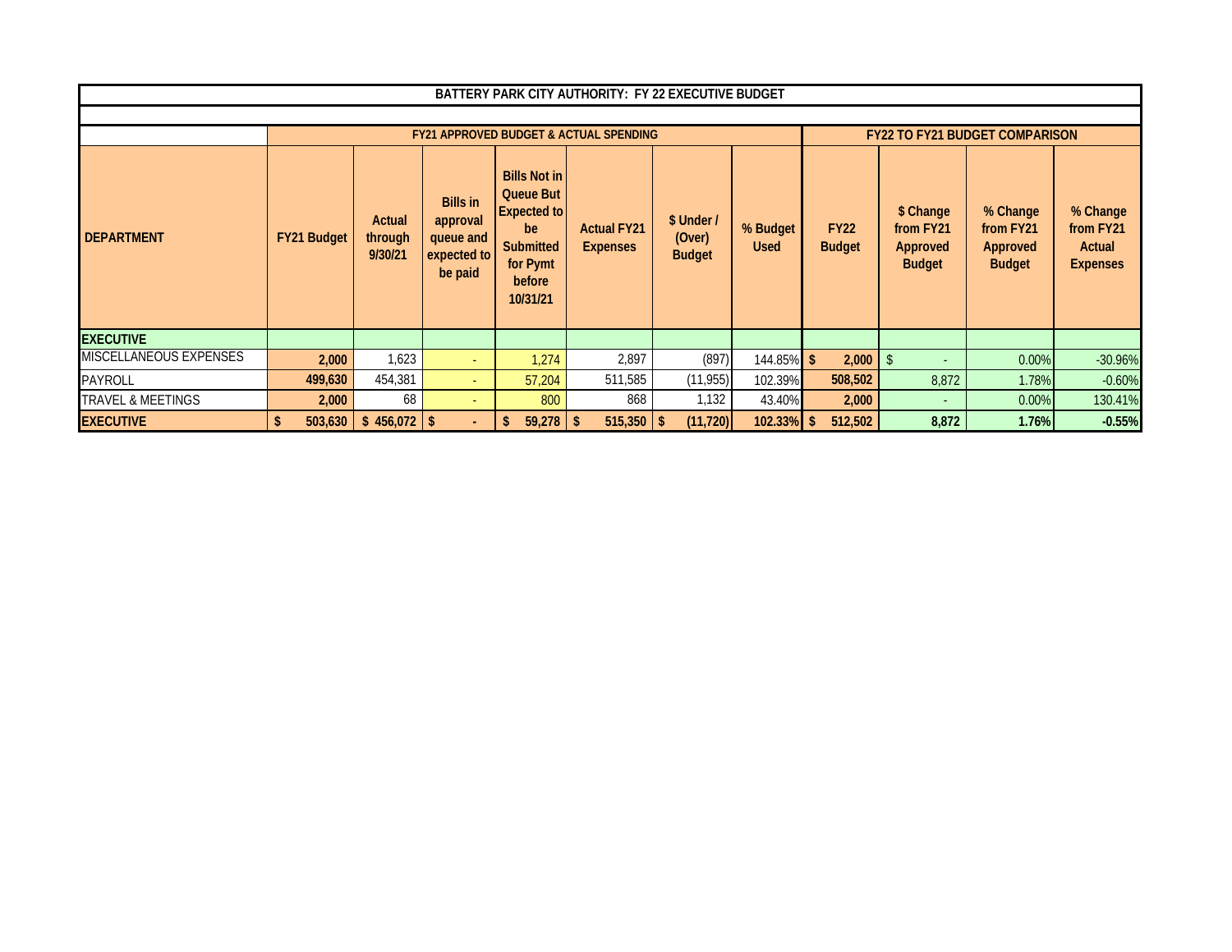| BATTERY PARK CITY AUTHORITY: FY 22 EXECUTIVE BUDGET | | | | | | | | | | | |
|---|---|---|---|---|---|---|---|---|---|---|---|
| | FY21 APPROVED BUDGET & ACTUAL SPENDING | | | | | | | FY22 TO FY21 BUDGET COMPARISON | | | |
| **DEPARTMENT** | **FY21 Budget** | **Actual through 9/30/21** | **Bills in approval queue and expected to be paid** | **Bills Not in Queue But Expected to be Submitted for Pymt before 10/31/21** | **Actual FY21 Expenses** | **$ Under / (Over) Budget** | **% Budget Used** | **FY22 Budget** | **$ Change from FY21 Approved Budget** | **% Change from FY21 Approved Budget** | **% Change from FY21 Actual Expenses** |
| **EXECUTIVE** | | | | | | | | | | | |
| MISCELLANEOUS EXPENSES | **2,000** | 1,623 | - | 1,274 | 2,897 | (897) | 144.85% | **$ 2,000** | $ - | 0.00% | -30.96% |
| PAYROLL | **499,630** | 454,381 | - | 57,204 | 511,585 | (11,955) | 102.39% | **508,502** | 8,872 | 1.78% | -0.60% |
| TRAVEL & MEETINGS | **2,000** | 68 | - | 800 | 868 | 1,132 | 43.40% | **2,000** | - | 0.00% | 130.41% |
| **EXECUTIVE** | **$ 503,630** | **$ 456,072** | **$ -** | **$ 59,278** | **$ 515,350** | **$ (11,720)** | **102.33%** | **$ 512,502** | **8,872** | **1.76%** | **-0.55%** |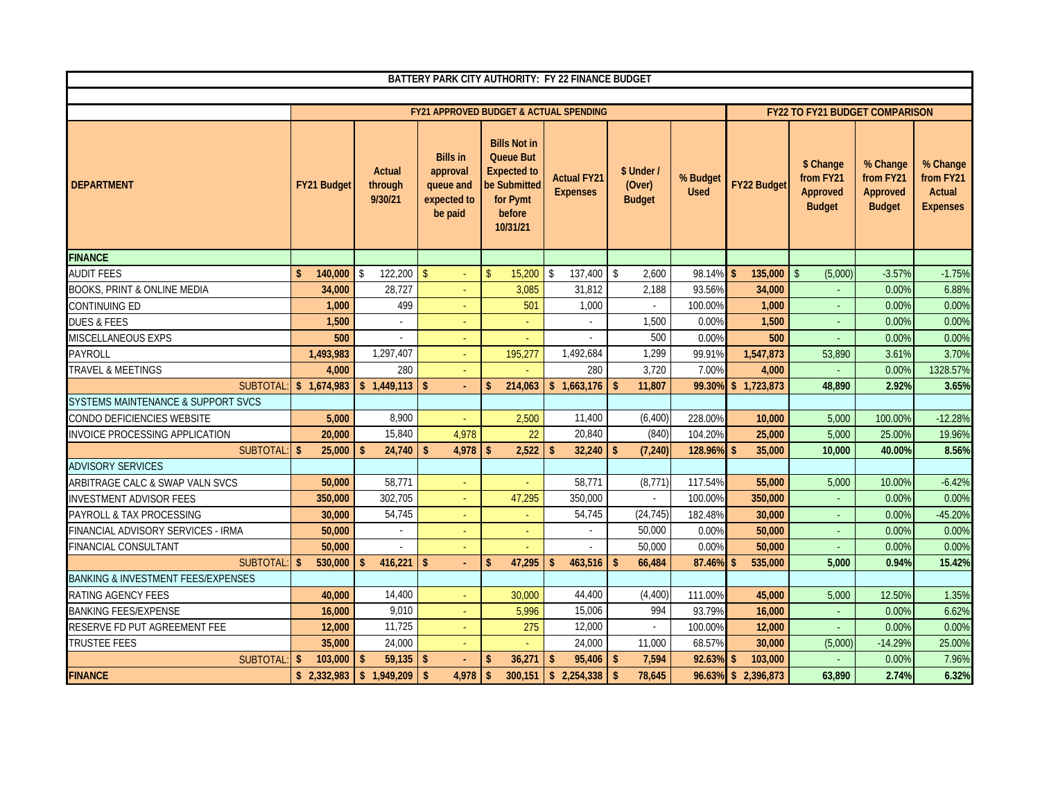| BATTERY PARK CITY AUTHORITY: FY 22 FINANCE BUDGET | | | | | | | | | | | | |
|---|---|---|---|---|---|---|---|---|---|---|---|---|
| | FY21 APPROVED BUDGET & ACTUAL SPENDING | | | | | | | FY22 TO FY21 BUDGET COMPARISON | | | | |
| DEPARTMENT | FY21 Budget | Actual through 9/30/21 | Bills in approval queue and expected to be paid | Bills Not in Queue But Expected to be Submitted for Pymt before 10/31/21 | Actual FY21 Expenses | $ Under / (Over) Budget | % Budget Used | FY22 Budget | $ Change from FY21 Approved Budget | % Change from FY21 Approved Budget | % Change from FY21 Actual Expenses |
| **FINANCE** | | | | | | | | | | | |
| AUDIT FEES | **$ 140,000** | $ 122,200 | $ - | $ 15,200 | $ 137,400 | $ 2,600 | 98.14% | **$ 135,000** | $ (5,000) | -3.57% | -1.75% |
| BOOKS, PRINT & ONLINE MEDIA | **34,000** | 28,727 | - | 3,085 | 31,812 | 2,188 | 93.56% | **34,000** | - | 0.00% | 6.88% |
| CONTINUING ED | **1,000** | 499 | - | 501 | 1,000 | - | 100.00% | **1,000** | - | 0.00% | 0.00% |
| DUES & FEES | **1,500** | - | - | - | - | 1,500 | 0.00% | **1,500** | - | 0.00% | 0.00% |
| MISCELLANEOUS EXPS | **500** | - | - | - | - | 500 | 0.00% | **500** | - | 0.00% | 0.00% |
| PAYROLL | **1,493,983** | 1,297,407 | - | 195,277 | 1,492,684 | 1,299 | 99.91% | **1,547,873** | 53,890 | 3.61% | 3.70% |
| TRAVEL & MEETINGS | **4,000** | 280 | - | - | 280 | 3,720 | 7.00% | **4,000** | - | 0.00% | 1328.57% |
| SUBTOTAL: | **$ 1,674,983** | **$ 1,449,113** | **$ -** | **$ 214,063** | **$ 1,663,176** | **$ 11,807** | **99.30%** | **$ 1,723,873** | **48,890** | **2.92%** | **3.65%** |
| SYSTEMS MAINTENANCE & SUPPORT SVCS | | | | | | | | | | | |
| CONDO DEFICIENCIES WEBSITE | **5,000** | 8,900 | - | 2,500 | 11,400 | (6,400) | 228.00% | **10,000** | 5,000 | 100.00% | -12.28% |
| INVOICE PROCESSING APPLICATION | **20,000** | 15,840 | 4,978 | 22 | 20,840 | (840) | 104.20% | **25,000** | 5,000 | 25.00% | 19.96% |
| SUBTOTAL: | **$ 25,000** | **$ 24,740** | **$ 4,978** | **$ 2,522** | **$ 32,240** | **$ (7,240)** | **128.96%** | **$ 35,000** | **10,000** | **40.00%** | **8.56%** |
| ADVISORY SERVICES | | | | | | | | | | | |
| ARBITRAGE CALC & SWAP VALN SVCS | **50,000** | 58,771 | - | - | 58,771 | (8,771) | 117.54% | **55,000** | 5,000 | 10.00% | -6.42% |
| INVESTMENT ADVISOR FEES | **350,000** | 302,705 | - | 47,295 | 350,000 | - | 100.00% | **350,000** | - | 0.00% | 0.00% |
| PAYROLL & TAX PROCESSING | **30,000** | 54,745 | - | - | 54,745 | (24,745) | 182.48% | **30,000** | - | 0.00% | -45.20% |
| FINANCIAL ADVISORY SERVICES - IRMA | **50,000** | - | - | - | - | 50,000 | 0.00% | **50,000** | - | 0.00% | 0.00% |
| FINANCIAL CONSULTANT | **50,000** | - | - | - | - | 50,000 | 0.00% | **50,000** | - | 0.00% | 0.00% |
| SUBTOTAL: | **$ 530,000** | **$ 416,221** | **$ -** | **$ 47,295** | **$ 463,516** | **$ 66,484** | **87.46%** | **$ 535,000** | **5,000** | **0.94%** | **15.42%** |
| BANKING & INVESTMENT FEES/EXPENSES | | | | | | | | | | | |
| RATING AGENCY FEES | **40,000** | 14,400 | - | 30,000 | 44,400 | (4,400) | 111.00% | **45,000** | 5,000 | 12.50% | 1.35% |
| BANKING FEES/EXPENSE | **16,000** | 9,010 | - | 5,996 | 15,006 | 994 | 93.79% | **16,000** | - | 0.00% | 6.62% |
| RESERVE FD PUT AGREEMENT FEE | **12,000** | 11,725 | - | 275 | 12,000 | - | 100.00% | **12,000** | - | 0.00% | 0.00% |
| TRUSTEE FEES | **35,000** | 24,000 | - | - | 24,000 | 11,000 | 68.57% | **30,000** | (5,000) | -14.29% | 25.00% |
| SUBTOTAL: | **$ 103,000** | **$ 59,135** | **$ -** | **$ 36,271** | **$ 95,406** | **$ 7,594** | **92.63%** | **$ 103,000** | - | 0.00% | 7.96% |
| **FINANCE** | **$ 2,332,983** | **$ 1,949,209** | **$ 4,978** | **$ 300,151** | **$ 2,254,338** | **$ 78,645** | **96.63%** | **$ 2,396,873** | **63,890** | **2.74%** | **6.32%** |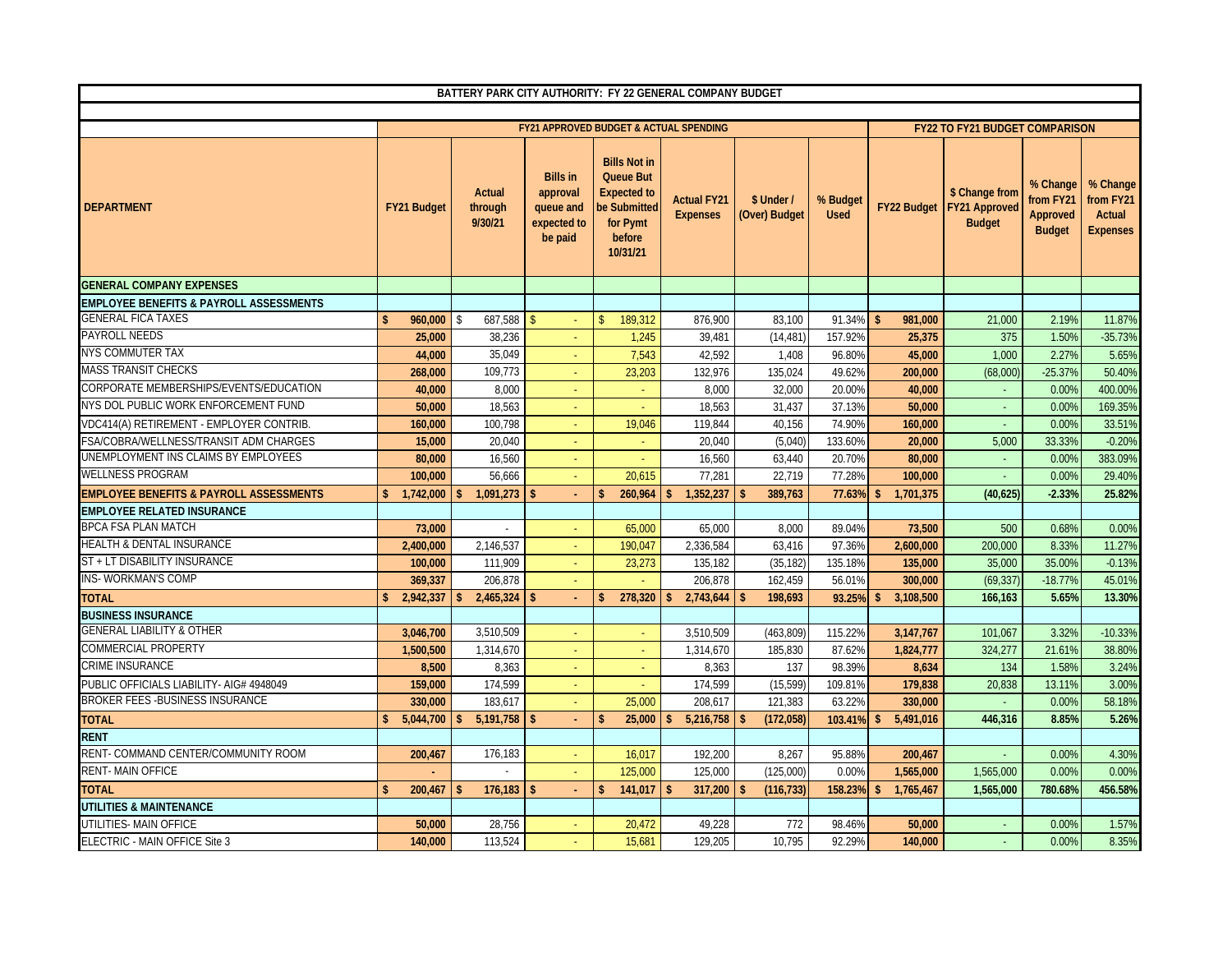| BATTERY PARK CITY AUTHORITY: FY 22 GENERAL COMPANY BUDGET | | | | | | | | | | | |
|---|---|---|---|---|---|---|---|---|---|---|---|
| | FY21 APPROVED BUDGET & ACTUAL SPENDING | | | | | | | FY22 TO FY21 BUDGET COMPARISON | | | |
| DEPARTMENT | FY21 Budget | Actual through 9/30/21 | Bills in approval queue and expected to be paid | Bills Not in Queue But Expected to be Submitted for Pymt before 10/31/21 | Actual FY21 Expenses | $ Under / (Over) Budget | % Budget Used | FY22 Budget | $ Change from FY21 Approved Budget | % Change from FY21 Approved Budget | % Change from FY21 Actual Expenses |
| **GENERAL COMPANY EXPENSES** | | | | | | | | | | | |
| **EMPLOYEE BENEFITS & PAYROLL ASSESSMENTS** | | | | | | | | | | | |
| GENERAL FICA TAXES | $ 960,000 | $ 687,588 | $ - | $ 189,312 | 876,900 | 83,100 | 91.34% | $ 981,000 | 21,000 | 2.19% | 11.87% |
| PAYROLL NEEDS | 25,000 | 38,236 | - | 1,245 | 39,481 | (14,481) | 157.92% | 25,375 | 375 | 1.50% | -35.73% |
| NYS COMMUTER TAX | 44,000 | 35,049 | - | 7,543 | 42,592 | 1,408 | 96.80% | 45,000 | 1,000 | 2.27% | 5.65% |
| MASS TRANSIT CHECKS | 268,000 | 109,773 | - | 23,203 | 132,976 | 135,024 | 49.62% | 200,000 | (68,000) | -25.37% | 50.40% |
| CORPORATE MEMBERSHIPS/EVENTS/EDUCATION | 40,000 | 8,000 | - | - | 8,000 | 32,000 | 20.00% | 40,000 | - | 0.00% | 400.00% |
| NYS DOL PUBLIC WORK ENFORCEMENT FUND | 50,000 | 18,563 | - | - | 18,563 | 31,437 | 37.13% | 50,000 | - | 0.00% | 169.35% |
| VDC414(A) RETIREMENT - EMPLOYER CONTRIB. | 160,000 | 100,798 | - | 19,046 | 119,844 | 40,156 | 74.90% | 160,000 | - | 0.00% | 33.51% |
| FSA/COBRA/WELLNESS/TRANSIT ADM CHARGES | 15,000 | 20,040 | - | - | 20,040 | (5,040) | 133.60% | 20,000 | 5,000 | 33.33% | -0.20% |
| UNEMPLOYMENT INS CLAIMS BY EMPLOYEES | 80,000 | 16,560 | - | - | 16,560 | 63,440 | 20.70% | 80,000 | - | 0.00% | 383.09% |
| WELLNESS PROGRAM | 100,000 | 56,666 | - | 20,615 | 77,281 | 22,719 | 77.28% | 100,000 | - | 0.00% | 29.40% |
| **EMPLOYEE BENEFITS & PAYROLL ASSESSMENTS** | **$ 1,742,000** | **$ 1,091,273** | **$ -** | **$ 260,964** | **$ 1,352,237** | **$ 389,763** | **77.63%** | **$ 1,701,375** | **(40,625)** | **-2.33%** | **25.82%** |
| **EMPLOYEE RELATED INSURANCE** | | | | | | | | | | | |
| BPCA FSA PLAN MATCH | 73,000 | - | - | 65,000 | 65,000 | 8,000 | 89.04% | 73,500 | 500 | 0.68% | 0.00% |
| HEALTH & DENTAL INSURANCE | 2,400,000 | 2,146,537 | - | 190,047 | 2,336,584 | 63,416 | 97.36% | 2,600,000 | 200,000 | 8.33% | 11.27% |
| ST + LT DISABILITY INSURANCE | 100,000 | 111,909 | - | 23,273 | 135,182 | (35,182) | 135.18% | 135,000 | 35,000 | 35.00% | -0.13% |
| INS- WORKMAN'S COMP | 369,337 | 206,878 | - | - | 206,878 | 162,459 | 56.01% | 300,000 | (69,337) | -18.77% | 45.01% |
| **TOTAL** | **$ 2,942,337** | **$ 2,465,324** | **$ -** | **$ 278,320** | **$ 2,743,644** | **$ 198,693** | **93.25%** | **$ 3,108,500** | **166,163** | **5.65%** | **13.30%** |
| **BUSINESS INSURANCE** | | | | | | | | | | | |
| GENERAL LIABILITY & OTHER | 3,046,700 | 3,510,509 | - | - | 3,510,509 | (463,809) | 115.22% | 3,147,767 | 101,067 | 3.32% | -10.33% |
| COMMERCIAL PROPERTY | 1,500,500 | 1,314,670 | - | - | 1,314,670 | 185,830 | 87.62% | 1,824,777 | 324,277 | 21.61% | 38.80% |
| CRIME INSURANCE | 8,500 | 8,363 | - | - | 8,363 | 137 | 98.39% | 8,634 | 134 | 1.58% | 3.24% |
| PUBLIC OFFICIALS LIABILITY- AIG# 4948049 | 159,000 | 174,599 | - | - | 174,599 | (15,599) | 109.81% | 179,838 | 20,838 | 13.11% | 3.00% |
| BROKER FEES -BUSINESS INSURANCE | 330,000 | 183,617 | - | 25,000 | 208,617 | 121,383 | 63.22% | 330,000 | - | 0.00% | 58.18% |
| **TOTAL** | **$ 5,044,700** | **$ 5,191,758** | **$ -** | **$ 25,000** | **$ 5,216,758** | **$ (172,058)** | **103.41%** | **$ 5,491,016** | **446,316** | **8.85%** | **5.26%** |
| **RENT** | | | | | | | | | | | |
| RENT- COMMAND CENTER/COMMUNITY ROOM | 200,467 | 176,183 | - | 16,017 | 192,200 | 8,267 | 95.88% | 200,467 | - | 0.00% | 4.30% |
| RENT- MAIN OFFICE | - | - | - | 125,000 | 125,000 | (125,000) | 0.00% | 1,565,000 | 1,565,000 | 0.00% | 0.00% |
| **TOTAL** | **$ 200,467** | **$ 176,183** | **$ -** | **$ 141,017** | **$ 317,200** | **$ (116,733)** | **158.23%** | **$ 1,765,467** | **1,565,000** | **780.68%** | **456.58%** |
| **UTILITIES & MAINTENANCE** | | | | | | | | | | | |
| UTILITIES- MAIN OFFICE | 50,000 | 28,756 | - | 20,472 | 49,228 | 772 | 98.46% | 50,000 | - | 0.00% | 1.57% |
| ELECTRIC - MAIN OFFICE Site 3 | 140,000 | 113,524 | - | 15,681 | 129,205 | 10,795 | 92.29% | 140,000 | - | 0.00% | 8.35% |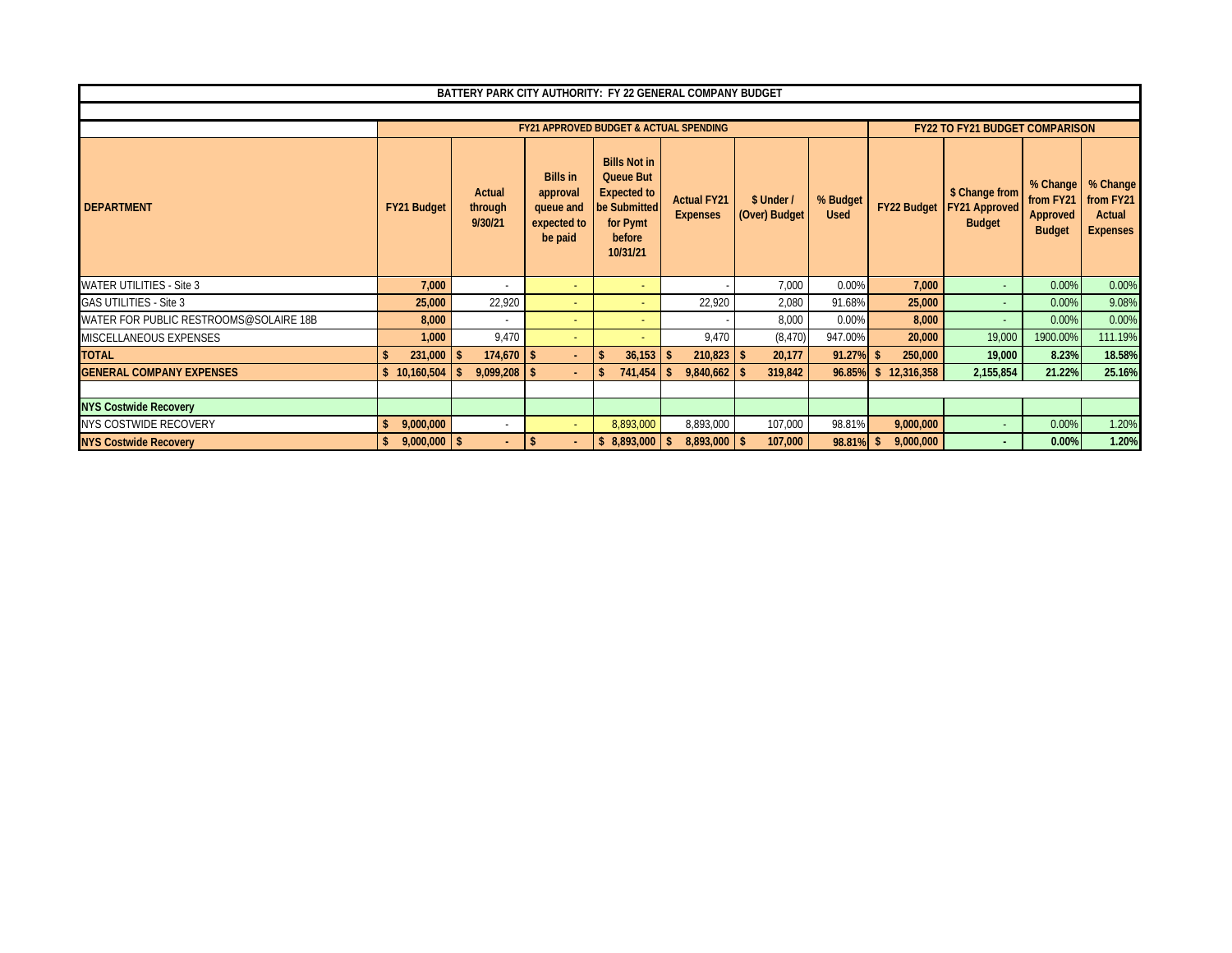| BATTERY PARK CITY AUTHORITY: FY 22 GENERAL COMPANY BUDGET | | | | | | | | | | | |
|---|---|---|---|---|---|---|---|---|---|---|---|
| | FY21 APPROVED BUDGET & ACTUAL SPENDING | | | | | | | FY22 TO FY21 BUDGET COMPARISON | | | |
| DEPARTMENT | FY21 Budget | Actual through 9/30/21 | Bills in approval queue and expected to be paid | Bills Not in Queue But Expected to be Submitted for Pymt before 10/31/21 | Actual FY21 Expenses | $ Under / (Over) Budget | % Budget Used | FY22 Budget | $ Change from FY21 Approved Budget | % Change from FY21 Approved Budget | % Change from FY21 Actual Expenses |
| WATER UTILITIES - Site 3 | 7,000 | - | - | - | - | 7,000 | 0.00% | 7,000 | - | 0.00% | 0.00% |
| GAS UTILITIES - Site 3 | 25,000 | 22,920 | - | - | 22,920 | 2,080 | 91.68% | 25,000 | - | 0.00% | 9.08% |
| WATER FOR PUBLIC RESTROOMS@SOLAIRE 18B | 8,000 | - | - | - | - | 8,000 | 0.00% | 8,000 | - | 0.00% | 0.00% |
| MISCELLANEOUS EXPENSES | 1,000 | 9,470 | - | - | 9,470 | (8,470) | 947.00% | 20,000 | 19,000 | 1900.00% | 111.19% |
| **TOTAL** | **$ 231,000** | **$ 174,670** | **$ -** | **$ 36,153** | **$ 210,823** | **$ 20,177** | **91.27%** | **$ 250,000** | **19,000** | **8.23%** | **18.58%** |
| **GENERAL COMPANY EXPENSES** | **$ 10,160,504** | **$ 9,099,208** | **$ -** | **$ 741,454** | **$ 9,840,662** | **$ 319,842** | **96.85%** | **$ 12,316,358** | **2,155,854** | **21.22%** | **25.16%** |
| | | | | | | | | | | | |
| **NYS Costwide Recovery** | | | | | | | | | | | |
| NYS COSTWIDE RECOVERY | $ 9,000,000 | - | - | 8,893,000 | 8,893,000 | 107,000 | 98.81% | 9,000,000 | - | 0.00% | 1.20% |
| **NYS Costwide Recovery** | **$ 9,000,000** | **$ -** | **$ -** | **$ 8,893,000** | **$ 8,893,000** | **$ 107,000** | **98.81%** | **$ 9,000,000** | **-** | **0.00%** | **1.20%** |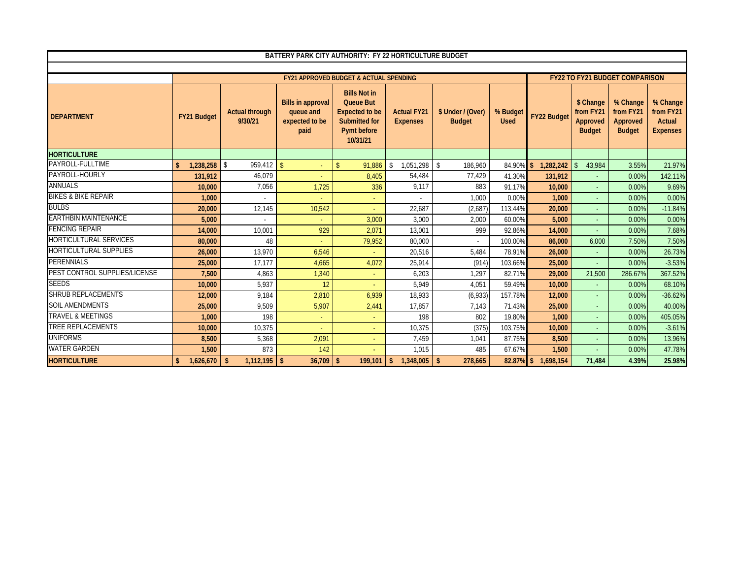| BATTERY PARK CITY AUTHORITY: FY 22 HORTICULTURE BUDGET | | | | | | | | | | | |
|---|---|---|---|---|---|---|---|---|---|---|---|
| | FY21 APPROVED BUDGET & ACTUAL SPENDING | | | | | | | FY22 TO FY21 BUDGET COMPARISON | | | |
| DEPARTMENT | FY21 Budget | Actual through 9/30/21 | Bills in approval queue and expected to be paid | Bills Not in Queue But Expected to be Submitted for Pymt before 10/31/21 | Actual FY21 Expenses | $ Under / (Over) Budget | % Budget Used | FY22 Budget | $ Change from FY21 Approved Budget | % Change from FY21 Approved Budget | % Change from FY21 Actual Expenses |
| **HORTICULTURE** | | | | | | | | | | | |
| PAYROLL-FULLTIME | **$ 1,238,258** | $ 959,412 | $ - | $ 91,886 | $ 1,051,298 | $ 186,960 | 84.90% | **$ 1,282,242** | $ 43,984 | 3.55% | 21.97% |
| PAYROLL-HOURLY | **131,912** | 46,079 | - | 8,405 | 54,484 | 77,429 | 41.30% | **131,912** | - | 0.00% | 142.11% |
| ANNUALS | **10,000** | 7,056 | 1,725 | 336 | 9,117 | 883 | 91.17% | **10,000** | - | 0.00% | 9.69% |
| BIKES & BIKE REPAIR | **1,000** | - | - | - | - | 1,000 | 0.00% | **1,000** | - | 0.00% | 0.00% |
| BULBS | **20,000** | 12,145 | 10,542 | - | 22,687 | (2,687) | 113.44% | **20,000** | - | 0.00% | -11.84% |
| EARTHBIN MAINTENANCE | **5,000** | - | - | 3,000 | 3,000 | 2,000 | 60.00% | **5,000** | - | 0.00% | 0.00% |
| FENCING REPAIR | **14,000** | 10,001 | 929 | 2,071 | 13,001 | 999 | 92.86% | **14,000** | - | 0.00% | 7.68% |
| HORTICULTURAL SERVICES | **80,000** | 48 | - | 79,952 | 80,000 | - | 100.00% | **86,000** | 6,000 | 7.50% | 7.50% |
| HORTICULTURAL SUPPLIES | **26,000** | 13,970 | 6,546 | - | 20,516 | 5,484 | 78.91% | **26,000** | - | 0.00% | 26.73% |
| PERENNIALS | **25,000** | 17,177 | 4,665 | 4,072 | 25,914 | (914) | 103.66% | **25,000** | - | 0.00% | -3.53% |
| PEST CONTROL SUPPLIES/LICENSE | **7,500** | 4,863 | 1,340 | - | 6,203 | 1,297 | 82.71% | **29,000** | 21,500 | 286.67% | 367.52% |
| SEEDS | **10,000** | 5,937 | 12 | - | 5,949 | 4,051 | 59.49% | **10,000** | - | 0.00% | 68.10% |
| SHRUB REPLACEMENTS | **12,000** | 9,184 | 2,810 | 6,939 | 18,933 | (6,933) | 157.78% | **12,000** | - | 0.00% | -36.62% |
| SOIL AMENDMENTS | **25,000** | 9,509 | 5,907 | 2,441 | 17,857 | 7,143 | 71.43% | **25,000** | - | 0.00% | 40.00% |
| TRAVEL & MEETINGS | **1,000** | 198 | - | - | 198 | 802 | 19.80% | **1,000** | - | 0.00% | 405.05% |
| TREE REPLACEMENTS | **10,000** | 10,375 | - | - | 10,375 | (375) | 103.75% | **10,000** | - | 0.00% | -3.61% |
| UNIFORMS | **8,500** | 5,368 | 2,091 | - | 7,459 | 1,041 | 87.75% | **8,500** | - | 0.00% | 13.96% |
| WATER GARDEN | **1,500** | 873 | 142 | - | 1,015 | 485 | 67.67% | **1,500** | - | 0.00% | 47.78% |
| **HORTICULTURE** | **$ 1,626,670** | **$ 1,112,195** | **$ 36,709** | **$ 199,101** | **$ 1,348,005** | **$ 278,665** | **82.87%** | **$ 1,698,154** | **71,484** | **4.39%** | **25.98%** |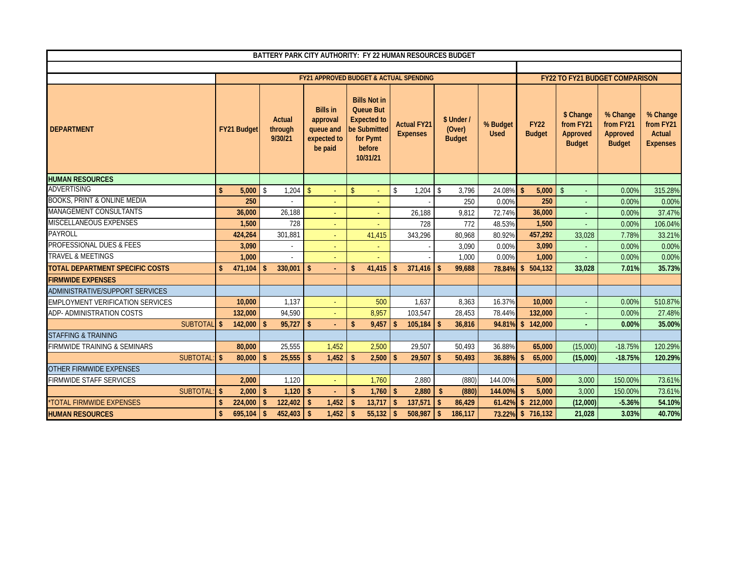| BATTERY PARK CITY AUTHORITY: FY 22 HUMAN RESOURCES BUDGET | | | | | | | | | | | | |
|---|---|---|---|---|---|---|---|---|---|---|---|---|
| | FY21 APPROVED BUDGET & ACTUAL SPENDING | | | | | | | FY22 TO FY21 BUDGET COMPARISON | | | | |
| DEPARTMENT | FY21 Budget | Actual through 9/30/21 | Bills in approval queue and expected to be paid | Bills Not in Queue But Expected to be Submitted for Pymt before 10/31/21 | Actual FY21 Expenses | $ Under / (Over) Budget | % Budget Used | FY22 Budget | $ Change from FY21 Approved Budget | % Change from FY21 Approved Budget | % Change from FY21 Actual Expenses |
| **HUMAN RESOURCES** | | | | | | | | | | | |
| ADVERTISING | $ 5,000 | $ 1,204 | $ - | $ - | $ 1,204 | $ 3,796 | 24.08% | $ 5,000 | $ - | 0.00% | 315.28% |
| BOOKS, PRINT & ONLINE MEDIA | 250 | - | - | - | - | 250 | 0.00% | 250 | - | 0.00% | 0.00% |
| MANAGEMENT CONSULTANTS | 36,000 | 26,188 | - | - | 26,188 | 9,812 | 72.74% | 36,000 | - | 0.00% | 37.47% |
| MISCELLANEOUS EXPENSES | 1,500 | 728 | - | - | 728 | 772 | 48.53% | 1,500 | - | 0.00% | 106.04% |
| PAYROLL | 424,264 | 301,881 | - | 41,415 | 343,296 | 80,968 | 80.92% | 457,292 | 33,028 | 7.78% | 33.21% |
| PROFESSIONAL DUES & FEES | 3,090 | - | - | - | - | 3,090 | 0.00% | 3,090 | - | 0.00% | 0.00% |
| TRAVEL & MEETINGS | 1,000 | - | - | - | - | 1,000 | 0.00% | 1,000 | - | 0.00% | 0.00% |
| **TOTAL DEPARTMENT SPECIFIC COSTS** | **$ 471,104** | **$ 330,001** | **$ -** | **$ 41,415** | **$ 371,416** | **$ 99,688** | **78.84%** | **$ 504,132** | **33,028** | **7.01%** | **35.73%** |
| **FIRMWIDE EXPENSES** | | | | | | | | | | | |
| ADMINISTRATIVE/SUPPORT SERVICES | | | | | | | | | | | |
| EMPLOYMENT VERIFICATION SERVICES | 10,000 | 1,137 | - | 500 | 1,637 | 8,363 | 16.37% | 10,000 | - | 0.00% | 510.87% |
| ADP- ADMINISTRATION COSTS | 132,000 | 94,590 | - | 8,957 | 103,547 | 28,453 | 78.44% | 132,000 | - | 0.00% | 27.48% |
| SUBTOTAL | **$ 142,000** | **$ 95,727** | **$ -** | **$ 9,457** | **$ 105,184** | **$ 36,816** | **94.81%** | **$ 142,000** | **-** | **0.00%** | **35.00%** |
| STAFFING & TRAINING | | | | | | | | | | | |
| FIRMWIDE TRAINING & SEMINARS | 80,000 | 25,555 | 1,452 | 2,500 | 29,507 | 50,493 | 36.88% | 65,000 | (15,000) | -18.75% | 120.29% |
| SUBTOTAL: | **$ 80,000** | **$ 25,555** | **$ 1,452** | **$ 2,500** | **$ 29,507** | **$ 50,493** | **36.88%** | **$ 65,000** | **(15,000)** | **-18.75%** | **120.29%** |
| OTHER FIRMWIDE EXPENSES | | | | | | | | | | | |
| FIRMWIDE STAFF SERVICES | 2,000 | 1,120 | - | 1,760 | 2,880 | (880) | 144.00% | 5,000 | 3,000 | 150.00% | 73.61% |
| SUBTOTAL: | **$ 2,000** | **$ 1,120** | **$ -** | **$ 1,760** | **$ 2,880** | **$ (880)** | **144.00%** | **$ 5,000** | 3,000 | 150.00% | 73.61% |
| *TOTAL FIRMWIDE EXPENSES | **$ 224,000** | **$ 122,402** | **$ 1,452** | **$ 13,717** | **$ 137,571** | **$ 86,429** | **61.42%** | **$ 212,000** | **(12,000)** | **-5.36%** | **54.10%** |
| **HUMAN RESOURCES** | **$ 695,104** | **$ 452,403** | **$ 1,452** | **$ 55,132** | **$ 508,987** | **$ 186,117** | **73.22%** | **$ 716,132** | **21,028** | **3.03%** | **40.70%** |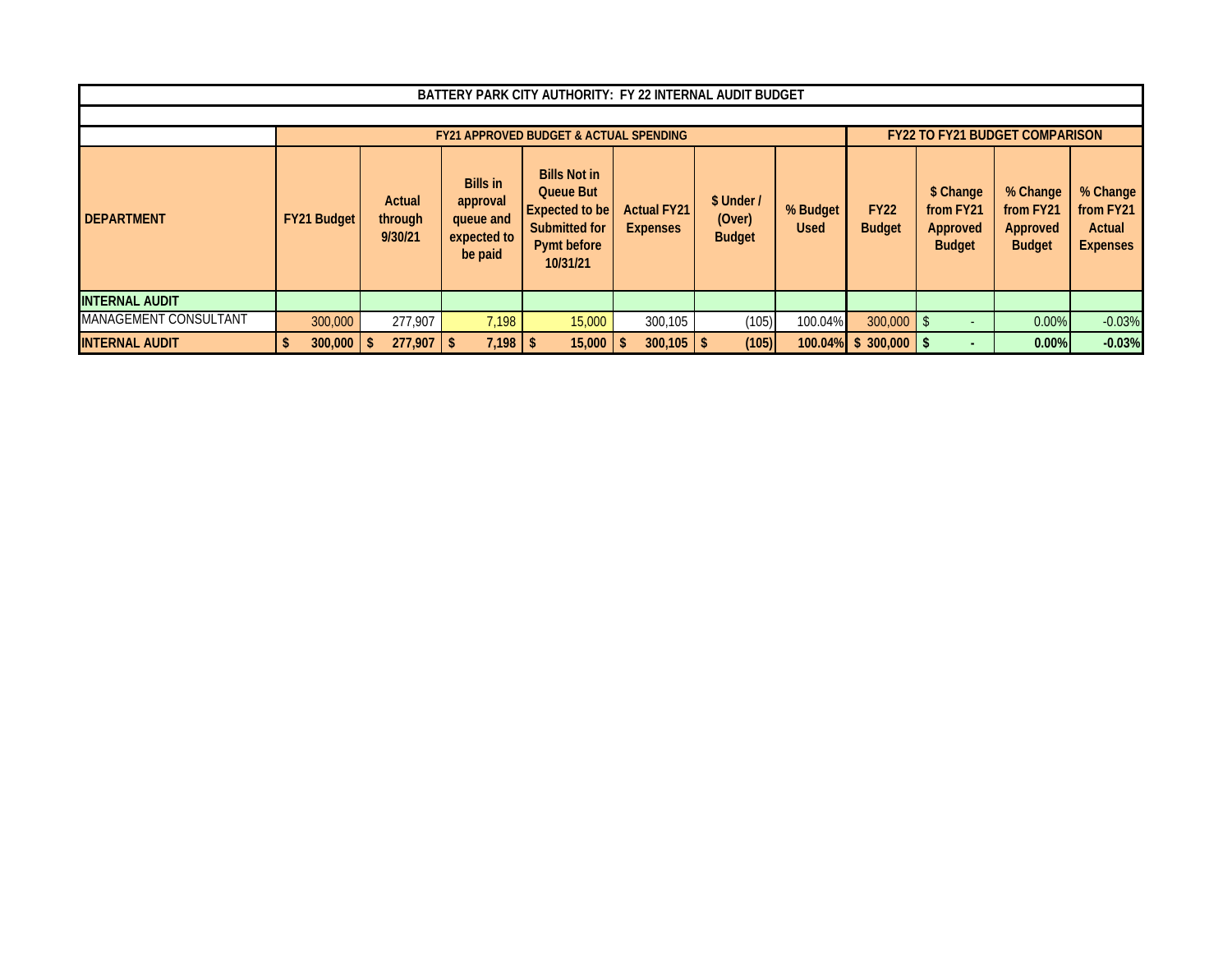| BATTERY PARK CITY AUTHORITY: FY 22 INTERNAL AUDIT BUDGET | | | | | | | | | | | |
|---|---|---|---|---|---|---|---|---|---|---|---|
| | FY21 APPROVED BUDGET & ACTUAL SPENDING | | | | | | | FY22 TO FY21 BUDGET COMPARISON | | | |
| DEPARTMENT | FY21 Budget | Actual through 9/30/21 | Bills in approval queue and expected to be paid | Bills Not in Queue But Expected to be Submitted for Pymt before 10/31/21 | Actual FY21 Expenses | $ Under / (Over) Budget | % Budget Used | FY22 Budget | $ Change from FY21 Approved Budget | % Change from FY21 Approved Budget | % Change from FY21 Actual Expenses |
| **INTERNAL AUDIT** | | | | | | | | | | | |
| MANAGEMENT CONSULTANT | 300,000 | 277,907 | 7,198 | 15,000 | 300,105 | (105) | 100.04% | 300,000 | $ - | 0.00% | -0.03% |
| **INTERNAL AUDIT** | **$ 300,000** | **$ 277,907** | **$ 7,198** | **$ 15,000** | **$ 300,105** | **$ (105)** | **100.04%** | **$ 300,000** | **$ -** | **0.00%** | **-0.03%** |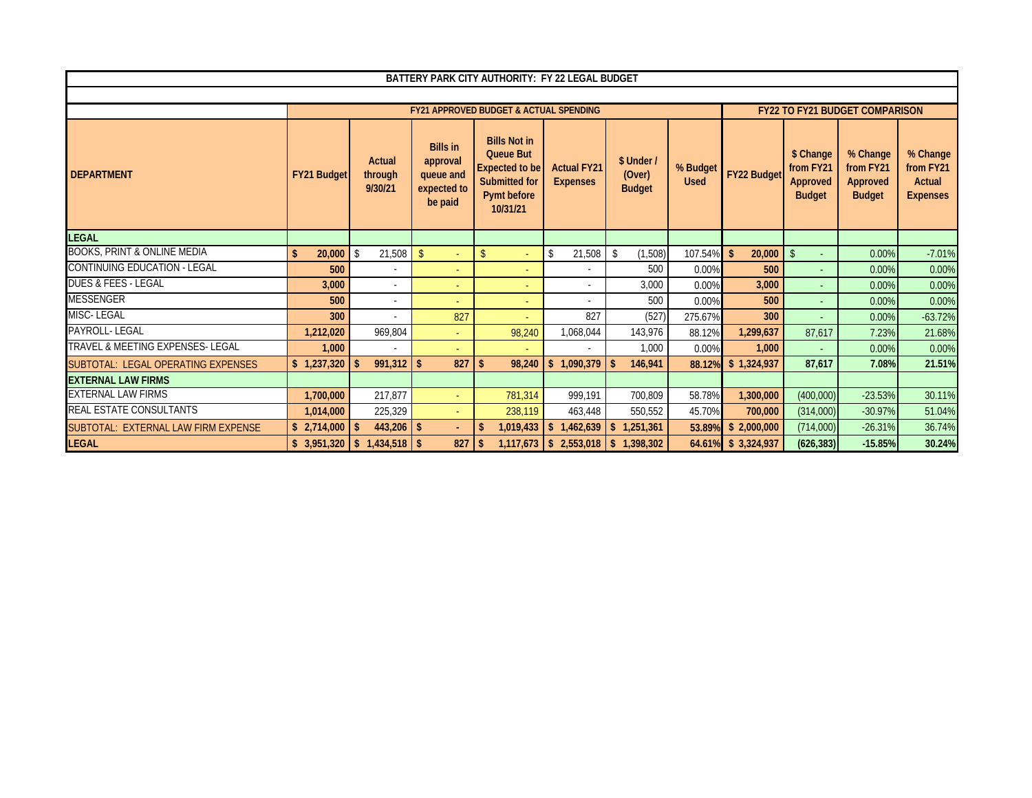| BATTERY PARK CITY AUTHORITY: FY 22 LEGAL BUDGET | | | | | | | | | | | |
|---|---|---|---|---|---|---|---|---|---|---|---|
| | FY21 APPROVED BUDGET & ACTUAL SPENDING | | | | | | | FY22 TO FY21 BUDGET COMPARISON | | | |
| DEPARTMENT | FY21 Budget | Actual through 9/30/21 | Bills in approval queue and expected to be paid | Bills Not in Queue But Expected to be Submitted for Pymt before 10/31/21 | Actual FY21 Expenses | $ Under / (Over) Budget | % Budget Used | FY22 Budget | $ Change from FY21 Approved Budget | % Change from FY21 Approved Budget | % Change from FY21 Actual Expenses |
| **LEGAL** | | | | | | | | | | | |
| BOOKS, PRINT & ONLINE MEDIA | **$ 20,000** | $ 21,508 | $ - | $ - | $ 21,508 | $ (1,508) | 107.54% | **$ 20,000** | $ - | 0.00% | -7.01% |
| CONTINUING EDUCATION - LEGAL | **500** | - | - | - | - | 500 | 0.00% | **500** | - | 0.00% | 0.00% |
| DUES & FEES - LEGAL | **3,000** | - | - | - | - | 3,000 | 0.00% | **3,000** | - | 0.00% | 0.00% |
| MESSENGER | **500** | - | - | - | - | 500 | 0.00% | **500** | - | 0.00% | 0.00% |
| MISC- LEGAL | **300** | - | 827 | - | 827 | (527) | 275.67% | **300** | - | 0.00% | -63.72% |
| PAYROLL- LEGAL | **1,212,020** | 969,804 | - | 98,240 | 1,068,044 | 143,976 | 88.12% | **1,299,637** | 87,617 | 7.23% | 21.68% |
| TRAVEL & MEETING EXPENSES- LEGAL | **1,000** | - | - | - | - | 1,000 | 0.00% | **1,000** | - | 0.00% | 0.00% |
| SUBTOTAL: LEGAL OPERATING EXPENSES | **$ 1,237,320** | **$ 991,312** | **$ 827** | **$ 98,240** | **$ 1,090,379** | **$ 146,941** | **88.12%** | **$ 1,324,937** | **87,617** | **7.08%** | **21.51%** |
| **EXTERNAL LAW FIRMS** | | | | | | | | | | | |
| EXTERNAL LAW FIRMS | **1,700,000** | 217,877 | - | 781,314 | 999,191 | 700,809 | 58.78% | **1,300,000** | (400,000) | -23.53% | 30.11% |
| REAL ESTATE CONSULTANTS | **1,014,000** | 225,329 | - | 238,119 | 463,448 | 550,552 | 45.70% | **700,000** | (314,000) | -30.97% | 51.04% |
| SUBTOTAL: EXTERNAL LAW FIRM EXPENSE | **$ 2,714,000** | **$ 443,206** | **$ -** | **$ 1,019,433** | **$ 1,462,639** | **$ 1,251,361** | **53.89%** | **$ 2,000,000** | **(714,000)** | **-26.31%** | **36.74%** |
| **LEGAL** | **$ 3,951,320** | **$ 1,434,518** | **$ 827** | **$ 1,117,673** | **$ 2,553,018** | **$ 1,398,302** | **64.61%** | **$ 3,324,937** | **(626,383)** | **-15.85%** | **30.24%** |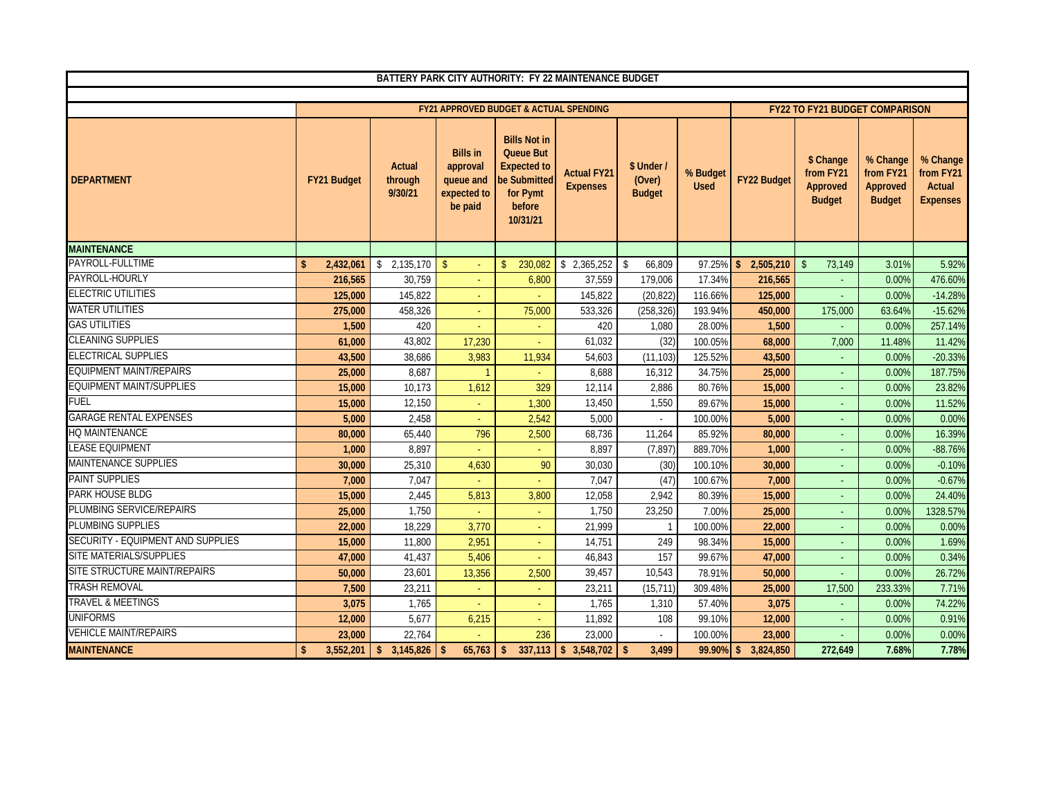## BATTERY PARK CITY AUTHORITY: FY 22 MAINTENANCE BUDGET

| DEPARTMENT | FY21 APPROVED BUDGET & ACTUAL SPENDING | | | | | | | FY22 TO FY21 BUDGET COMPARISON | | | |
|---|---|---|---|---|---|---|---|---|---|---|---|
| | FY21 Budget | Actual through 9/30/21 | Bills in approval queue and expected to be paid | Bills Not in Queue But Expected to be Submitted for Pymt before 10/31/21 | Actual FY21 Expenses | $ Under / (Over) Budget | % Budget Used | FY22 Budget | $ Change from FY21 Approved Budget | % Change from FY21 Approved Budget | % Change from FY21 Actual Expenses |
| **MAINTENANCE** | | | | | | | | | | | |
| PAYROLL-FULLTIME | $ 2,432,061 | $ 2,135,170 | $ - | $ 230,082 | $ 2,365,252 | $ 66,809 | 97.25% | $ 2,505,210 | $ 73,149 | 3.01% | 5.92% |
| PAYROLL-HOURLY | 216,565 | 30,759 | - | 6,800 | 37,559 | 179,006 | 17.34% | 216,565 | - | 0.00% | 476.60% |
| ELECTRIC UTILITIES | 125,000 | 145,822 | - | - | 145,822 | (20,822) | 116.66% | 125,000 | - | 0.00% | -14.28% |
| WATER UTILITIES | 275,000 | 458,326 | - | 75,000 | 533,326 | (258,326) | 193.94% | 450,000 | 175,000 | 63.64% | -15.62% |
| GAS UTILITIES | 1,500 | 420 | - | - | 420 | 1,080 | 28.00% | 1,500 | - | 0.00% | 257.14% |
| CLEANING SUPPLIES | 61,000 | 43,802 | 17,230 | - | 61,032 | (32) | 100.05% | 68,000 | 7,000 | 11.48% | 11.42% |
| ELECTRICAL SUPPLIES | 43,500 | 38,686 | 3,983 | 11,934 | 54,603 | (11,103) | 125.52% | 43,500 | - | 0.00% | -20.33% |
| EQUIPMENT MAINT/REPAIRS | 25,000 | 8,687 | 1 | - | 8,688 | 16,312 | 34.75% | 25,000 | - | 0.00% | 187.75% |
| EQUIPMENT MAINT/SUPPLIES | 15,000 | 10,173 | 1,612 | 329 | 12,114 | 2,886 | 80.76% | 15,000 | - | 0.00% | 23.82% |
| FUEL | 15,000 | 12,150 | - | 1,300 | 13,450 | 1,550 | 89.67% | 15,000 | - | 0.00% | 11.52% |
| GARAGE RENTAL EXPENSES | 5,000 | 2,458 | - | 2,542 | 5,000 | - | 100.00% | 5,000 | - | 0.00% | 0.00% |
| HQ MAINTENANCE | 80,000 | 65,440 | 796 | 2,500 | 68,736 | 11,264 | 85.92% | 80,000 | - | 0.00% | 16.39% |
| LEASE EQUIPMENT | 1,000 | 8,897 | - | - | 8,897 | (7,897) | 889.70% | 1,000 | - | 0.00% | -88.76% |
| MAINTENANCE SUPPLIES | 30,000 | 25,310 | 4,630 | 90 | 30,030 | (30) | 100.10% | 30,000 | - | 0.00% | -0.10% |
| PAINT SUPPLIES | 7,000 | 7,047 | - | - | 7,047 | (47) | 100.67% | 7,000 | - | 0.00% | -0.67% |
| PARK HOUSE BLDG | 15,000 | 2,445 | 5,813 | 3,800 | 12,058 | 2,942 | 80.39% | 15,000 | - | 0.00% | 24.40% |
| PLUMBING SERVICE/REPAIRS | 25,000 | 1,750 | - | - | 1,750 | 23,250 | 7.00% | 25,000 | - | 0.00% | 1328.57% |
| PLUMBING SUPPLIES | 22,000 | 18,229 | 3,770 | - | 21,999 | 1 | 100.00% | 22,000 | - | 0.00% | 0.00% |
| SECURITY - EQUIPMENT AND SUPPLIES | 15,000 | 11,800 | 2,951 | - | 14,751 | 249 | 98.34% | 15,000 | - | 0.00% | 1.69% |
| SITE MATERIALS/SUPPLIES | 47,000 | 41,437 | 5,406 | - | 46,843 | 157 | 99.67% | 47,000 | - | 0.00% | 0.34% |
| SITE STRUCTURE MAINT/REPAIRS | 50,000 | 23,601 | 13,356 | 2,500 | 39,457 | 10,543 | 78.91% | 50,000 | - | 0.00% | 26.72% |
| TRASH REMOVAL | 7,500 | 23,211 | - | - | 23,211 | (15,711) | 309.48% | 25,000 | 17,500 | 233.33% | 7.71% |
| TRAVEL & MEETINGS | 3,075 | 1,765 | - | - | 1,765 | 1,310 | 57.40% | 3,075 | - | 0.00% | 74.22% |
| UNIFORMS | 12,000 | 5,677 | 6,215 | - | 11,892 | 108 | 99.10% | 12,000 | - | 0.00% | 0.91% |
| VEHICLE MAINT/REPAIRS | 23,000 | 22,764 | - | 236 | 23,000 | - | 100.00% | 23,000 | - | 0.00% | 0.00% |
| **MAINTENANCE** | **$ 3,552,201** | **$ 3,145,826** | **$ 65,763** | **$ 337,113** | **$ 3,548,702** | **$ 3,499** | **99.90%** | **$ 3,824,850** | **272,649** | **7.68%** | **7.78%** |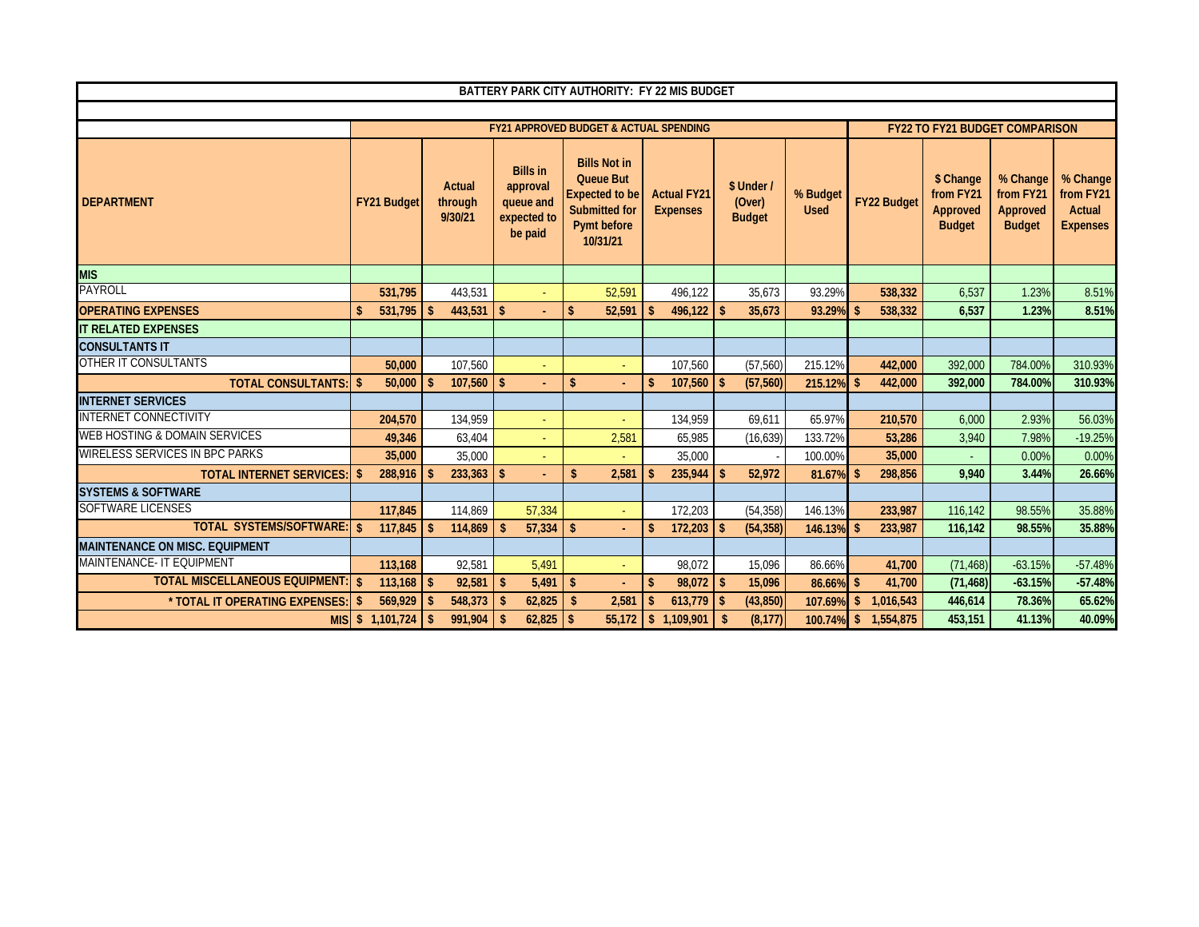| BATTERY PARK CITY AUTHORITY: FY 22 MIS BUDGET | | | | | | | | | | | | |
|---|---|---|---|---|---|---|---|---|---|---|---|---|
| | FY21 APPROVED BUDGET & ACTUAL SPENDING | | | | | | | FY22 TO FY21 BUDGET COMPARISON | | | | |
| DEPARTMENT | FY21 Budget | Actual through 9/30/21 | Bills in approval queue and expected to be paid | Bills Not in Queue But Expected to be Submitted for Pymt before 10/31/21 | Actual FY21 Expenses | $ Under / (Over) Budget | % Budget Used | FY22 Budget | $ Change from FY21 Approved Budget | % Change from FY21 Approved Budget | % Change from FY21 Actual Expenses |
| **MIS** | | | | | | | | | | | |
| PAYROLL | **531,795** | 443,531 | - | 52,591 | 496,122 | 35,673 | 93.29% | **538,332** | 6,537 | 1.23% | 8.51% |
| **OPERATING EXPENSES** | **$ 531,795** | **$ 443,531** | **$ -** | **$ 52,591** | **$ 496,122** | **$ 35,673** | **93.29%** | **$ 538,332** | **6,537** | **1.23%** | **8.51%** |
| **IT RELATED EXPENSES** | | | | | | | | | | | |
| **CONSULTANTS IT** | | | | | | | | | | | |
| OTHER IT CONSULTANTS | **50,000** | 107,560 | - | - | 107,560 | (57,560) | 215.12% | **442,000** | 392,000 | 784.00% | 310.93% |
| **TOTAL CONSULTANTS:** | **$ 50,000** | **$ 107,560** | **$ -** | **$ -** | **$ 107,560** | **$ (57,560)** | **215.12%** | **$ 442,000** | **392,000** | **784.00%** | **310.93%** |
| **INTERNET SERVICES** | | | | | | | | | | | |
| INTERNET CONNECTIVITY | **204,570** | 134,959 | - | - | 134,959 | 69,611 | 65.97% | **210,570** | 6,000 | 2.93% | 56.03% |
| WEB HOSTING & DOMAIN SERVICES | **49,346** | 63,404 | - | 2,581 | 65,985 | (16,639) | 133.72% | **53,286** | 3,940 | 7.98% | -19.25% |
| WIRELESS SERVICES IN BPC PARKS | **35,000** | 35,000 | - | - | 35,000 | - | 100.00% | **35,000** | - | 0.00% | 0.00% |
| **TOTAL INTERNET SERVICES:** | **$ 288,916** | **$ 233,363** | **$ -** | **$ 2,581** | **$ 235,944** | **$ 52,972** | **81.67%** | **$ 298,856** | **9,940** | **3.44%** | **26.66%** |
| **SYSTEMS & SOFTWARE** | | | | | | | | | | | |
| SOFTWARE LICENSES | **117,845** | 114,869 | 57,334 | - | 172,203 | (54,358) | 146.13% | **233,987** | 116,142 | 98.55% | 35.88% |
| **TOTAL SYSTEMS/SOFTWARE:** | **$ 117,845** | **$ 114,869** | **$ 57,334** | **$ -** | **$ 172,203** | **$ (54,358)** | **146.13%** | **$ 233,987** | **116,142** | **98.55%** | **35.88%** |
| **MAINTENANCE ON MISC. EQUIPMENT** | | | | | | | | | | | |
| MAINTENANCE- IT EQUIPMENT | **113,168** | 92,581 | 5,491 | - | 98,072 | 15,096 | 86.66% | **41,700** | (71,468) | -63.15% | -57.48% |
| **TOTAL MISCELLANEOUS EQUIPMENT:** | **$ 113,168** | **$ 92,581** | **$ 5,491** | **$ -** | **$ 98,072** | **$ 15,096** | **86.66%** | **$ 41,700** | **(71,468)** | **-63.15%** | **-57.48%** |
| **\* TOTAL IT OPERATING EXPENSES:** | **$ 569,929** | **$ 548,373** | **$ 62,825** | **$ 2,581** | **$ 613,779** | **$ (43,850)** | **107.69%** | **$ 1,016,543** | **446,614** | **78.36%** | **65.62%** |
| **MIS** | **$ 1,101,724** | **$ 991,904** | **$ 62,825** | **$ 55,172** | **$ 1,109,901** | **$ (8,177)** | **100.74%** | **$ 1,554,875** | **453,151** | **41.13%** | **40.09%** |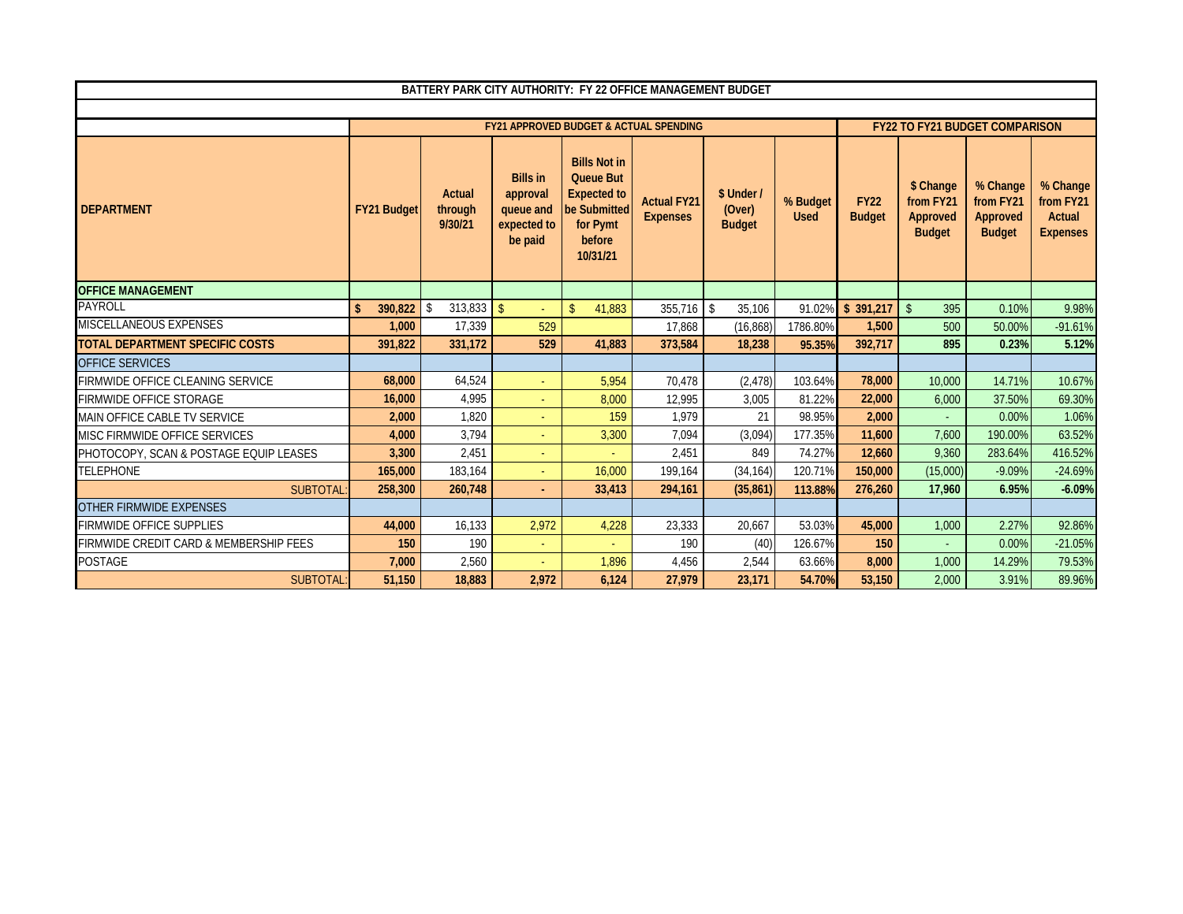**BATTERY PARK CITY AUTHORITY: FY 22 OFFICE MANAGEMENT BUDGET**

| | FY21 APPROVED BUDGET & ACTUAL SPENDING | | | | | | | FY22 TO FY21 BUDGET COMPARISON | | | |
|---|---|---|---|---|---|---|---|---|---|---|---|
| DEPARTMENT | FY21 Budget | Actual through 9/30/21 | Bills in approval queue and expected to be paid | Bills Not in Queue But Expected to be Submitted for Pymt before 10/31/21 | Actual FY21 Expenses | $ Under / (Over) Budget | % Budget Used | FY22 Budget | $ Change from FY21 Approved Budget | % Change from FY21 Approved Budget | % Change from FY21 Actual Expenses |
| **OFFICE MANAGEMENT** | | | | | | | | | | | |
| PAYROLL | $ 390,822 | $ 313,833 | $ - | $ 41,883 | 355,716 | $ 35,106 | 91.02% | $ 391,217 | $ 395 | 0.10% | 9.98% |
| MISCELLANEOUS EXPENSES | 1,000 | 17,339 | 529 | | 17,868 | (16,868) | 1786.80% | 1,500 | 500 | 50.00% | -91.61% |
| **TOTAL DEPARTMENT SPECIFIC COSTS** | **391,822** | **331,172** | **529** | **41,883** | **373,584** | **18,238** | **95.35%** | **392,717** | **895** | **0.23%** | **5.12%** |
| OFFICE SERVICES | | | | | | | | | | | |
| FIRMWIDE OFFICE CLEANING SERVICE | 68,000 | 64,524 | - | 5,954 | 70,478 | (2,478) | 103.64% | 78,000 | 10,000 | 14.71% | 10.67% |
| FIRMWIDE OFFICE STORAGE | 16,000 | 4,995 | - | 8,000 | 12,995 | 3,005 | 81.22% | 22,000 | 6,000 | 37.50% | 69.30% |
| MAIN OFFICE CABLE TV SERVICE | 2,000 | 1,820 | - | 159 | 1,979 | 21 | 98.95% | 2,000 | - | 0.00% | 1.06% |
| MISC FIRMWIDE OFFICE SERVICES | 4,000 | 3,794 | - | 3,300 | 7,094 | (3,094) | 177.35% | 11,600 | 7,600 | 190.00% | 63.52% |
| PHOTOCOPY, SCAN & POSTAGE EQUIP LEASES | 3,300 | 2,451 | - | - | 2,451 | 849 | 74.27% | 12,660 | 9,360 | 283.64% | 416.52% |
| TELEPHONE | 165,000 | 183,164 | - | 16,000 | 199,164 | (34,164) | 120.71% | 150,000 | (15,000) | -9.09% | -24.69% |
| SUBTOTAL: | **258,300** | **260,748** | **-** | **33,413** | **294,161** | **(35,861)** | **113.88%** | **276,260** | **17,960** | **6.95%** | **-6.09%** |
| OTHER FIRMWIDE EXPENSES | | | | | | | | | | | |
| FIRMWIDE OFFICE SUPPLIES | 44,000 | 16,133 | 2,972 | 4,228 | 23,333 | 20,667 | 53.03% | 45,000 | 1,000 | 2.27% | 92.86% |
| FIRMWIDE CREDIT CARD & MEMBERSHIP FEES | 150 | 190 | - | - | 190 | (40) | 126.67% | 150 | - | 0.00% | -21.05% |
| POSTAGE | 7,000 | 2,560 | - | 1,896 | 4,456 | 2,544 | 63.66% | 8,000 | 1,000 | 14.29% | 79.53% |
| SUBTOTAL: | **51,150** | **18,883** | **2,972** | **6,124** | **27,979** | **23,171** | **54.70%** | **53,150** | **2,000** | 3.91% | 89.96% |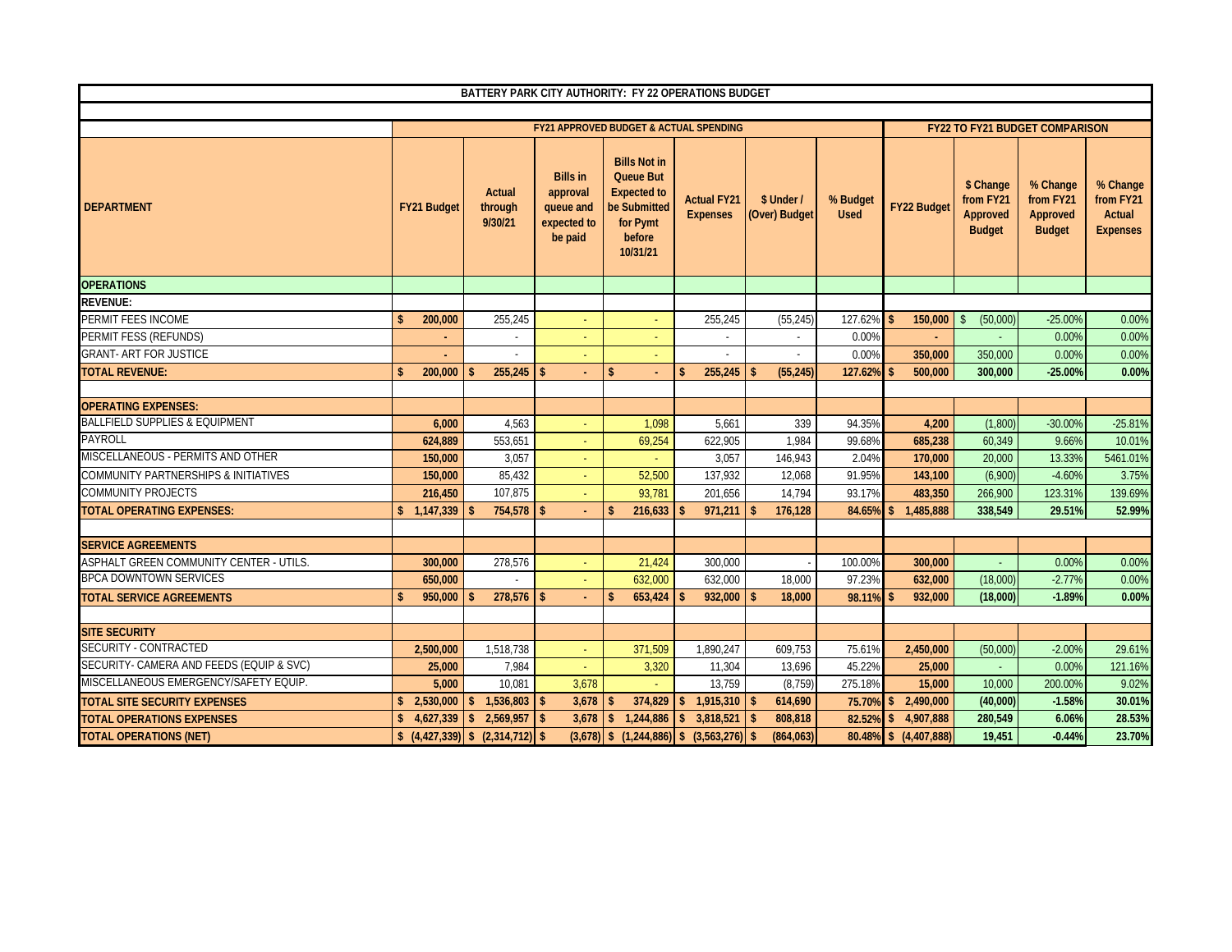| BATTERY PARK CITY AUTHORITY: FY 22 OPERATIONS BUDGET | | | | | | | | | | | |
|---|---|---|---|---|---|---|---|---|---|---|---|
| | FY21 APPROVED BUDGET & ACTUAL SPENDING | | | | | | | FY22 TO FY21 BUDGET COMPARISON | | | |
| DEPARTMENT | FY21 Budget | Actual through 9/30/21 | Bills in approval queue and expected to be paid | Bills Not in Queue But Expected to be Submitted for Pymt before 10/31/21 | Actual FY21 Expenses | $ Under / (Over) Budget | % Budget Used | FY22 Budget | $ Change from FY21 Approved Budget | % Change from FY21 Approved Budget | % Change from FY21 Actual Expenses |
| **OPERATIONS** | | | | | | | | | | | |
| **REVENUE:** | | | | | | | | | | | |
| PERMIT FEES INCOME | $ 200,000 | 255,245 | - | - | 255,245 | (55,245) | 127.62% | $ 150,000 | $ (50,000) | -25.00% | 0.00% |
| PERMIT FESS (REFUNDS) | - | - | - | - | - | - | 0.00% | - | - | 0.00% | 0.00% |
| GRANT- ART FOR JUSTICE | - | - | - | - | - | - | 0.00% | 350,000 | 350,000 | 0.00% | 0.00% |
| **TOTAL REVENUE:** | **$ 200,000** | **$ 255,245** | **$ -** | **$ -** | **$ 255,245** | **$ (55,245)** | **127.62%** | **$ 500,000** | **300,000** | **-25.00%** | **0.00%** |
| | | | | | | | | | | | |
| **OPERATING EXPENSES:** | | | | | | | | | | | |
| BALLFIELD SUPPLIES & EQUIPMENT | 6,000 | 4,563 | - | 1,098 | 5,661 | 339 | 94.35% | 4,200 | (1,800) | -30.00% | -25.81% |
| PAYROLL | 624,889 | 553,651 | - | 69,254 | 622,905 | 1,984 | 99.68% | 685,238 | 60,349 | 9.66% | 10.01% |
| MISCELLANEOUS - PERMITS AND OTHER | 150,000 | 3,057 | - | - | 3,057 | 146,943 | 2.04% | 170,000 | 20,000 | 13.33% | 5461.01% |
| COMMUNITY PARTNERSHIPS & INITIATIVES | 150,000 | 85,432 | - | 52,500 | 137,932 | 12,068 | 91.95% | 143,100 | (6,900) | -4.60% | 3.75% |
| COMMUNITY PROJECTS | 216,450 | 107,875 | - | 93,781 | 201,656 | 14,794 | 93.17% | 483,350 | 266,900 | 123.31% | 139.69% |
| **TOTAL OPERATING EXPENSES:** | **$ 1,147,339** | **$ 754,578** | **$ -** | **$ 216,633** | **$ 971,211** | **$ 176,128** | **84.65%** | **$ 1,485,888** | **338,549** | **29.51%** | **52.99%** |
| | | | | | | | | | | | |
| **SERVICE AGREEMENTS** | | | | | | | | | | | |
| ASPHALT GREEN COMMUNITY CENTER - UTILS. | 300,000 | 278,576 | - | 21,424 | 300,000 | - | 100.00% | 300,000 | - | 0.00% | 0.00% |
| BPCA DOWNTOWN SERVICES | 650,000 | - | - | 632,000 | 632,000 | 18,000 | 97.23% | 632,000 | (18,000) | -2.77% | 0.00% |
| **TOTAL SERVICE AGREEMENTS** | **$ 950,000** | **$ 278,576** | **$ -** | **$ 653,424** | **$ 932,000** | **$ 18,000** | **98.11%** | **$ 932,000** | **(18,000)** | **-1.89%** | **0.00%** |
| | | | | | | | | | | | |
| **SITE SECURITY** | | | | | | | | | | | |
| SECURITY - CONTRACTED | 2,500,000 | 1,518,738 | - | 371,509 | 1,890,247 | 609,753 | 75.61% | 2,450,000 | (50,000) | -2.00% | 29.61% |
| SECURITY- CAMERA AND FEEDS (EQUIP & SVC) | 25,000 | 7,984 | - | 3,320 | 11,304 | 13,696 | 45.22% | 25,000 | - | 0.00% | 121.16% |
| MISCELLANEOUS EMERGENCY/SAFETY EQUIP. | 5,000 | 10,081 | 3,678 | - | 13,759 | (8,759) | 275.18% | 15,000 | 10,000 | 200.00% | 9.02% |
| **TOTAL SITE SECURITY EXPENSES** | **$ 2,530,000** | **$ 1,536,803** | **$ 3,678** | **$ 374,829** | **$ 1,915,310** | **$ 614,690** | **75.70%** | **$ 2,490,000** | **(40,000)** | **-1.58%** | **30.01%** |
| **TOTAL OPERATIONS EXPENSES** | **$ 4,627,339** | **$ 2,569,957** | **$ 3,678** | **$ 1,244,886** | **$ 3,818,521** | **$ 808,818** | **82.52%** | **$ 4,907,888** | **280,549** | **6.06%** | **28.53%** |
| **TOTAL OPERATIONS (NET)** | **$ (4,427,339)** | **$ (2,314,712)** | **$ (3,678)** | **$ (1,244,886)** | **$ (3,563,276)** | **$ (864,063)** | **80.48%** | **$ (4,407,888)** | **19,451** | **-0.44%** | **23.70%** |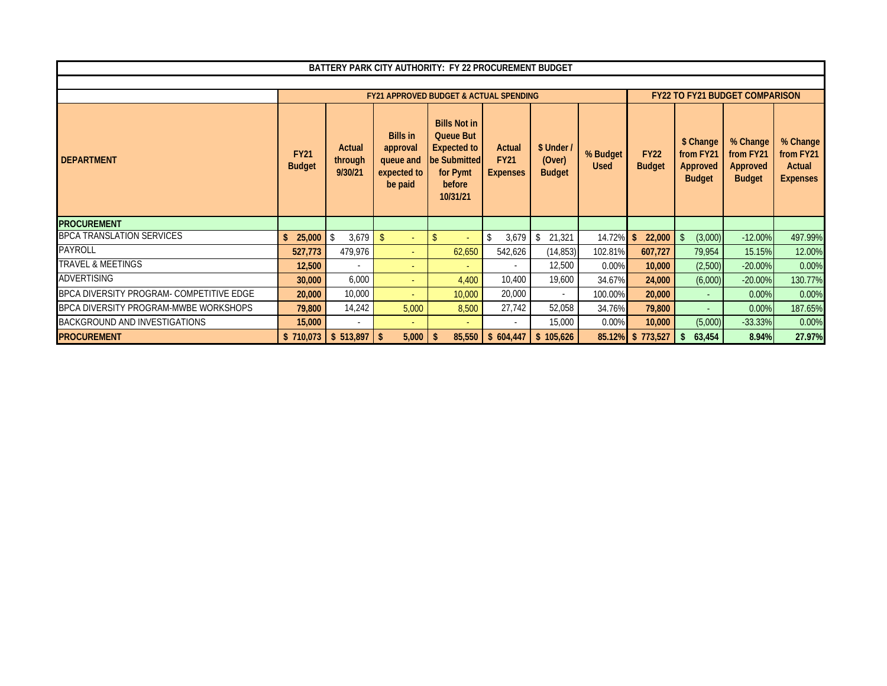| BATTERY PARK CITY AUTHORITY: FY 22 PROCUREMENT BUDGET | | | | | | | | | | | |
|---|---|---|---|---|---|---|---|---|---|---|---|
| | FY21 APPROVED BUDGET & ACTUAL SPENDING | | | | | | | FY22 TO FY21 BUDGET COMPARISON | | | |
| DEPARTMENT | FY21 Budget | Actual through 9/30/21 | Bills in approval queue and expected to be paid | Bills Not in Queue But Expected to be Submitted for Pymt before 10/31/21 | Actual FY21 Expenses | $ Under / (Over) Budget | % Budget Used | FY22 Budget | $ Change from FY21 Approved Budget | % Change from FY21 Approved Budget | % Change from FY21 Actual Expenses |
| **PROCUREMENT** | | | | | | | | | | | |
| BPCA TRANSLATION SERVICES | $ 25,000 | $ 3,679 | $ - | $ - | $ 3,679 | $ 21,321 | 14.72% | $ 22,000 | $ (3,000) | -12.00% | 497.99% |
| PAYROLL | 527,773 | 479,976 | - | 62,650 | 542,626 | (14,853) | 102.81% | 607,727 | 79,954 | 15.15% | 12.00% |
| TRAVEL & MEETINGS | 12,500 | - | - | - | - | 12,500 | 0.00% | 10,000 | (2,500) | -20.00% | 0.00% |
| ADVERTISING | 30,000 | 6,000 | - | 4,400 | 10,400 | 19,600 | 34.67% | 24,000 | (6,000) | -20.00% | 130.77% |
| BPCA DIVERSITY PROGRAM- COMPETITIVE EDGE | 20,000 | 10,000 | - | 10,000 | 20,000 | - | 100.00% | 20,000 | - | 0.00% | 0.00% |
| BPCA DIVERSITY PROGRAM-MWBE WORKSHOPS | 79,800 | 14,242 | 5,000 | 8,500 | 27,742 | 52,058 | 34.76% | 79,800 | - | 0.00% | 187.65% |
| BACKGROUND AND INVESTIGATIONS | 15,000 | - | - | - | - | 15,000 | 0.00% | 10,000 | (5,000) | -33.33% | 0.00% |
| **PROCUREMENT** | **$ 710,073** | **$ 513,897** | **$ 5,000** | **$ 85,550** | **$ 604,447** | **$ 105,626** | **85.12%** | **$ 773,527** | **$ 63,454** | **8.94%** | **27.97%** |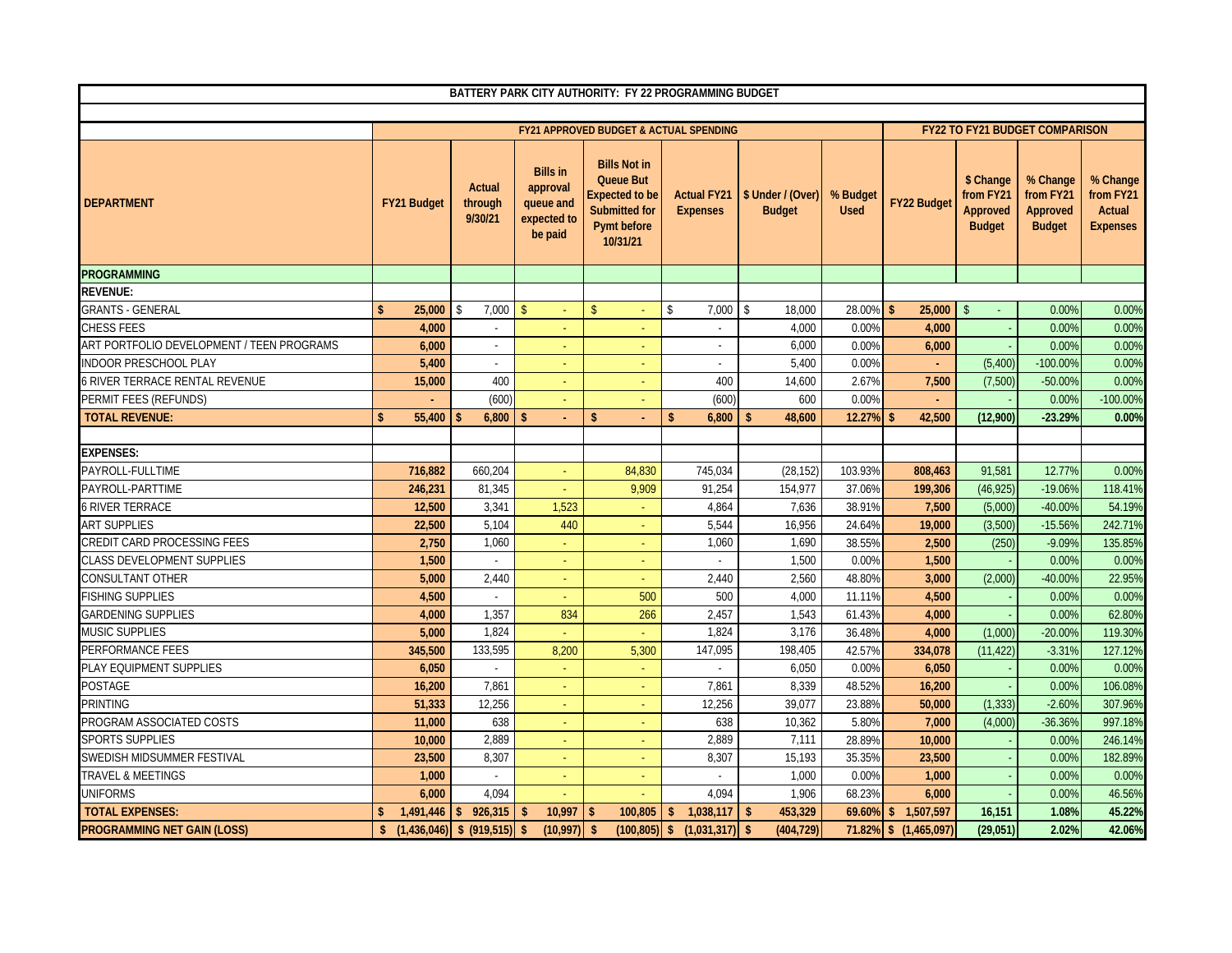# BATTERY PARK CITY AUTHORITY: FY 22 PROGRAMMING BUDGET

| DEPARTMENT | FY21 APPROVED BUDGET & ACTUAL SPENDING | | | | | | | FY22 TO FY21 BUDGET COMPARISON | | | |
|---|---|---|---|---|---|---|---|---|---|---|---|
| | FY21 Budget | Actual through 9/30/21 | Bills in approval queue and expected to be paid | Bills Not in Queue But Expected to be Submitted for Pymt before 10/31/21 | Actual FY21 Expenses | $ Under / (Over) Budget | % Budget Used | FY22 Budget | $ Change from FY21 Approved Budget | % Change from FY21 Approved Budget | % Change from FY21 Actual Expenses |
| **PROGRAMMING** | | | | | | | | | | | |
| **REVENUE:** | | | | | | | | | | | |
| GRANTS - GENERAL | **$ 25,000** | $ 7,000 | $ - | $ - | $ 7,000 | $ 18,000 | 28.00% | **$ 25,000** | $ - | 0.00% | 0.00% |
| CHESS FEES | **4,000** | - | - | - | - | 4,000 | 0.00% | **4,000** | - | 0.00% | 0.00% |
| ART PORTFOLIO DEVELOPMENT / TEEN PROGRAMS | **6,000** | - | - | - | - | 6,000 | 0.00% | **6,000** | - | 0.00% | 0.00% |
| INDOOR PRESCHOOL PLAY | **5,400** | - | - | - | - | 5,400 | 0.00% | **-** | (5,400) | -100.00% | 0.00% |
| 6 RIVER TERRACE RENTAL REVENUE | **15,000** | 400 | - | - | 400 | 14,600 | 2.67% | **7,500** | (7,500) | -50.00% | 0.00% |
| PERMIT FEES (REFUNDS) | **-** | (600) | - | - | (600) | 600 | 0.00% | **-** | - | 0.00% | -100.00% |
| **TOTAL REVENUE:** | **$ 55,400** | **$ 6,800** | **$ -** | **$ -** | **$ 6,800** | **$ 48,600** | **12.27%** | **$ 42,500** | **(12,900)** | **-23.29%** | **0.00%** |
| | | | | | | | | | | | |
| **EXPENSES:** | | | | | | | | | | | |
| PAYROLL-FULLTIME | **716,882** | 660,204 | - | 84,830 | 745,034 | (28,152) | 103.93% | **808,463** | 91,581 | 12.77% | 0.00% |
| PAYROLL-PARTTIME | **246,231** | 81,345 | - | 9,909 | 91,254 | 154,977 | 37.06% | **199,306** | (46,925) | -19.06% | 118.41% |
| 6 RIVER TERRACE | **12,500** | 3,341 | 1,523 | - | 4,864 | 7,636 | 38.91% | **7,500** | (5,000) | -40.00% | 54.19% |
| ART SUPPLIES | **22,500** | 5,104 | 440 | - | 5,544 | 16,956 | 24.64% | **19,000** | (3,500) | -15.56% | 242.71% |
| CREDIT CARD PROCESSING FEES | **2,750** | 1,060 | - | - | 1,060 | 1,690 | 38.55% | **2,500** | (250) | -9.09% | 135.85% |
| CLASS DEVELOPMENT SUPPLIES | **1,500** | - | - | - | - | 1,500 | 0.00% | **1,500** | - | 0.00% | 0.00% |
| CONSULTANT OTHER | **5,000** | 2,440 | - | - | 2,440 | 2,560 | 48.80% | **3,000** | (2,000) | -40.00% | 22.95% |
| FISHING SUPPLIES | **4,500** | - | - | 500 | 500 | 4,000 | 11.11% | **4,500** | - | 0.00% | 0.00% |
| GARDENING SUPPLIES | **4,000** | 1,357 | 834 | 266 | 2,457 | 1,543 | 61.43% | **4,000** | - | 0.00% | 62.80% |
| MUSIC SUPPLIES | **5,000** | 1,824 | - | - | 1,824 | 3,176 | 36.48% | **4,000** | (1,000) | -20.00% | 119.30% |
| PERFORMANCE FEES | **345,500** | 133,595 | 8,200 | 5,300 | 147,095 | 198,405 | 42.57% | **334,078** | (11,422) | -3.31% | 127.12% |
| PLAY EQUIPMENT SUPPLIES | **6,050** | - | - | - | - | 6,050 | 0.00% | **6,050** | - | 0.00% | 0.00% |
| POSTAGE | **16,200** | 7,861 | - | - | 7,861 | 8,339 | 48.52% | **16,200** | - | 0.00% | 106.08% |
| PRINTING | **51,333** | 12,256 | - | - | 12,256 | 39,077 | 23.88% | **50,000** | (1,333) | -2.60% | 307.96% |
| PROGRAM ASSOCIATED COSTS | **11,000** | 638 | - | - | 638 | 10,362 | 5.80% | **7,000** | (4,000) | -36.36% | 997.18% |
| SPORTS SUPPLIES | **10,000** | 2,889 | - | - | 2,889 | 7,111 | 28.89% | **10,000** | - | 0.00% | 246.14% |
| SWEDISH MIDSUMMER FESTIVAL | **23,500** | 8,307 | - | - | 8,307 | 15,193 | 35.35% | **23,500** | - | 0.00% | 182.89% |
| TRAVEL & MEETINGS | **1,000** | - | - | - | - | 1,000 | 0.00% | **1,000** | - | 0.00% | 0.00% |
| UNIFORMS | **6,000** | 4,094 | - | - | 4,094 | 1,906 | 68.23% | **6,000** | - | 0.00% | 46.56% |
| **TOTAL EXPENSES:** | **$ 1,491,446** | **$ 926,315** | **$ 10,997** | **$ 100,805** | **$ 1,038,117** | **$ 453,329** | **69.60%** | **$ 1,507,597** | **16,151** | **1.08%** | **45.22%** |
| **PROGRAMMING NET GAIN (LOSS)** | **$ (1,436,046)** | **$ (919,515)** | **$ (10,997)** | **$ (100,805)** | **$ (1,031,317)** | **$ (404,729)** | **71.82%** | **$ (1,465,097)** | **(29,051)** | **2.02%** | **42.06%** |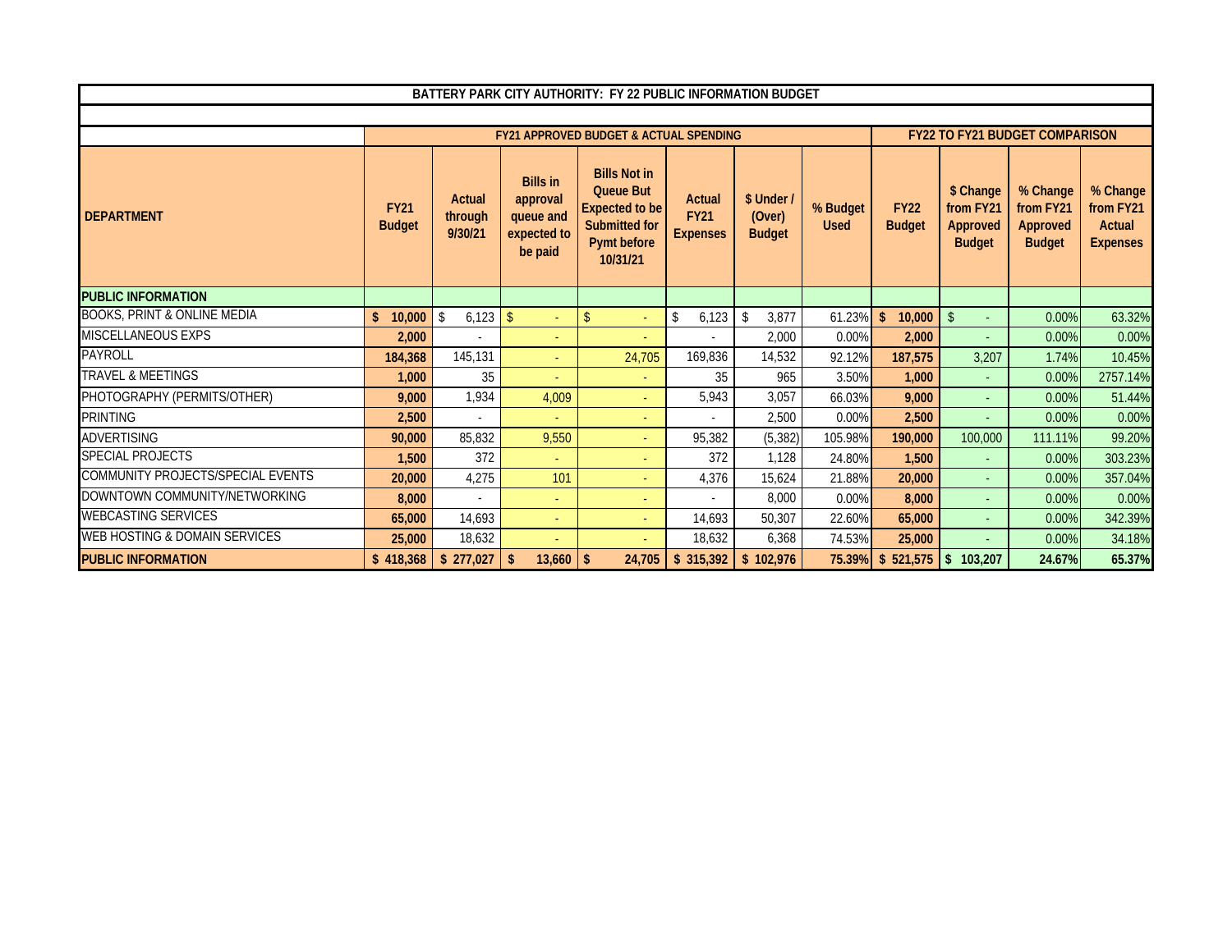| BATTERY PARK CITY AUTHORITY: FY 22 PUBLIC INFORMATION BUDGET | | | | | | | | | | | |
|---|---|---|---|---|---|---|---|---|---|---|---|
| | FY21 APPROVED BUDGET & ACTUAL SPENDING | | | | | | | FY22 TO FY21 BUDGET COMPARISON | | | |
| DEPARTMENT | FY21 Budget | Actual through 9/30/21 | Bills in approval queue and expected to be paid | Bills Not in Queue But Expected to be Submitted for Pymt before 10/31/21 | Actual FY21 Expenses | $ Under / (Over) Budget | % Budget Used | FY22 Budget | $ Change from FY21 Approved Budget | % Change from FY21 Approved Budget | % Change from FY21 Actual Expenses |
| **PUBLIC INFORMATION** | | | | | | | | | | | |
| BOOKS, PRINT & ONLINE MEDIA | **$ 10,000** | $ 6,123 | $ - | $ - | $ 6,123 | $ 3,877 | 61.23% | **$ 10,000** | $ - | 0.00% | 63.32% |
| MISCELLANEOUS EXPS | **2,000** | - | - | - | - | 2,000 | 0.00% | **2,000** | - | 0.00% | 0.00% |
| PAYROLL | **184,368** | 145,131 | - | 24,705 | 169,836 | 14,532 | 92.12% | **187,575** | 3,207 | 1.74% | 10.45% |
| TRAVEL & MEETINGS | **1,000** | 35 | - | - | 35 | 965 | 3.50% | **1,000** | - | 0.00% | 2757.14% |
| PHOTOGRAPHY (PERMITS/OTHER) | **9,000** | 1,934 | 4,009 | - | 5,943 | 3,057 | 66.03% | **9,000** | - | 0.00% | 51.44% |
| PRINTING | **2,500** | - | - | - | - | 2,500 | 0.00% | **2,500** | - | 0.00% | 0.00% |
| ADVERTISING | **90,000** | 85,832 | 9,550 | - | 95,382 | (5,382) | 105.98% | **190,000** | 100,000 | 111.11% | 99.20% |
| SPECIAL PROJECTS | **1,500** | 372 | - | - | 372 | 1,128 | 24.80% | **1,500** | - | 0.00% | 303.23% |
| COMMUNITY PROJECTS/SPECIAL EVENTS | **20,000** | 4,275 | 101 | - | 4,376 | 15,624 | 21.88% | **20,000** | - | 0.00% | 357.04% |
| DOWNTOWN COMMUNITY/NETWORKING | **8,000** | - | - | - | - | 8,000 | 0.00% | **8,000** | - | 0.00% | 0.00% |
| WEBCASTING SERVICES | **65,000** | 14,693 | - | - | 14,693 | 50,307 | 22.60% | **65,000** | - | 0.00% | 342.39% |
| WEB HOSTING & DOMAIN SERVICES | **25,000** | 18,632 | - | - | 18,632 | 6,368 | 74.53% | **25,000** | - | 0.00% | 34.18% |
| **PUBLIC INFORMATION** | **$ 418,368** | **$ 277,027** | **$ 13,660** | **$ 24,705** | **$ 315,392** | **$ 102,976** | **75.39%** | **$ 521,575** | **$ 103,207** | **24.67%** | **65.37%** |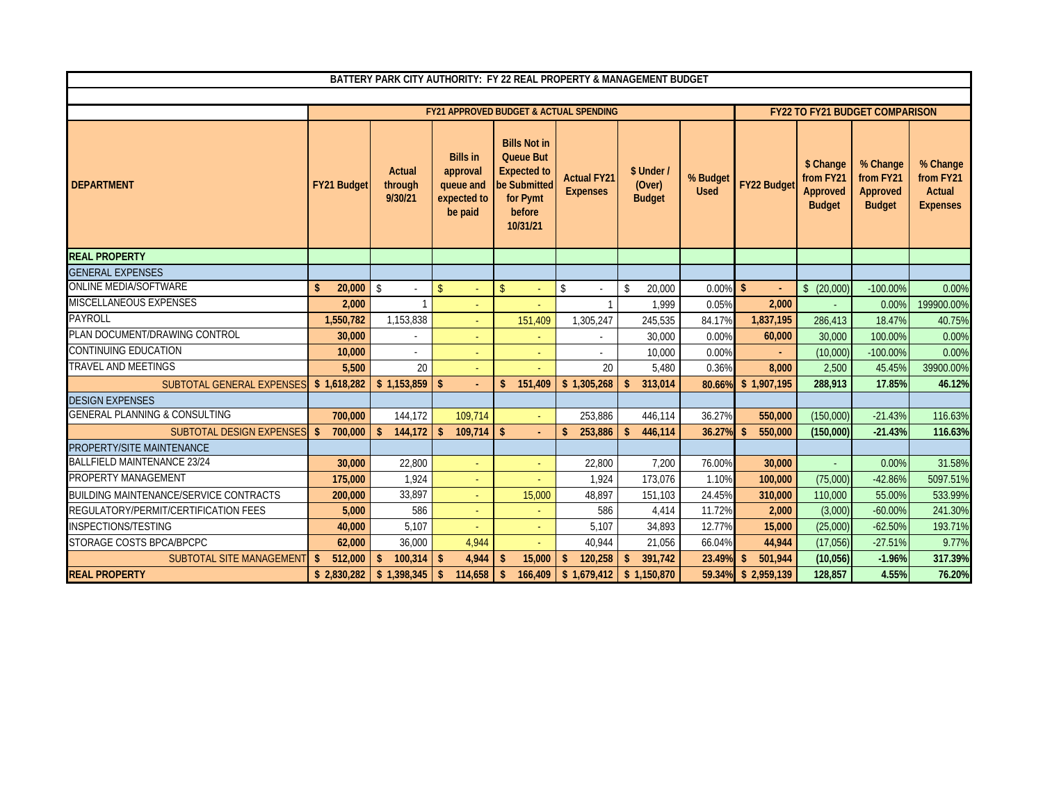| BATTERY PARK CITY AUTHORITY: FY 22 REAL PROPERTY & MANAGEMENT BUDGET | | | | | | | | | | | |
|---|---|---|---|---|---|---|---|---|---|---|---|
| | FY21 APPROVED BUDGET & ACTUAL SPENDING | | | | | | | FY22 TO FY21 BUDGET COMPARISON | | | |
| DEPARTMENT | FY21 Budget | Actual through 9/30/21 | Bills in approval queue and expected to be paid | Bills Not in Queue But Expected to be Submitted for Pymt before 10/31/21 | Actual FY21 Expenses | $ Under / (Over) Budget | % Budget Used | FY22 Budget | $ Change from FY21 Approved Budget | % Change from FY21 Approved Budget | % Change from FY21 Actual Expenses |
| **REAL PROPERTY** | | | | | | | | | | | |
| GENERAL EXPENSES | | | | | | | | | | | |
| ONLINE MEDIA/SOFTWARE | **$ 20,000** | $ - | $ - | $ - | $ - | $ 20,000 | 0.00% | **$ -** | $ (20,000) | -100.00% | 0.00% |
| MISCELLANEOUS EXPENSES | **2,000** | 1 | - | - | 1 | 1,999 | 0.05% | **2,000** | - | 0.00% | 199900.00% |
| PAYROLL | **1,550,782** | 1,153,838 | - | 151,409 | 1,305,247 | 245,535 | 84.17% | **1,837,195** | 286,413 | 18.47% | 40.75% |
| PLAN DOCUMENT/DRAWING CONTROL | **30,000** | - | - | - | - | 30,000 | 0.00% | **60,000** | 30,000 | 100.00% | 0.00% |
| CONTINUING EDUCATION | **10,000** | - | - | - | - | 10,000 | 0.00% | **-** | (10,000) | -100.00% | 0.00% |
| TRAVEL AND MEETINGS | **5,500** | 20 | - | - | 20 | 5,480 | 0.36% | **8,000** | 2,500 | 45.45% | 39900.00% |
| SUBTOTAL GENERAL EXPENSES | **$ 1,618,282** | **$ 1,153,859** | **$ -** | **$ 151,409** | **$ 1,305,268** | **$ 313,014** | **80.66%** | **$ 1,907,195** | **288,913** | **17.85%** | **46.12%** |
| DESIGN EXPENSES | | | | | | | | | | | |
| GENERAL PLANNING & CONSULTING | **700,000** | 144,172 | 109,714 | - | 253,886 | 446,114 | 36.27% | **550,000** | (150,000) | -21.43% | 116.63% |
| SUBTOTAL DESIGN EXPENSES | **$ 700,000** | **$ 144,172** | **$ 109,714** | **$ -** | **$ 253,886** | **$ 446,114** | **36.27%** | **$ 550,000** | **(150,000)** | **-21.43%** | **116.63%** |
| PROPERTY/SITE MAINTENANCE | | | | | | | | | | | |
| BALLFIELD MAINTENANCE 23/24 | **30,000** | 22,800 | - | - | 22,800 | 7,200 | 76.00% | **30,000** | - | 0.00% | 31.58% |
| PROPERTY MANAGEMENT | **175,000** | 1,924 | - | - | 1,924 | 173,076 | 1.10% | **100,000** | (75,000) | -42.86% | 5097.51% |
| BUILDING MAINTENANCE/SERVICE CONTRACTS | **200,000** | 33,897 | - | 15,000 | 48,897 | 151,103 | 24.45% | **310,000** | 110,000 | 55.00% | 533.99% |
| REGULATORY/PERMIT/CERTIFICATION FEES | **5,000** | 586 | - | - | 586 | 4,414 | 11.72% | **2,000** | (3,000) | -60.00% | 241.30% |
| INSPECTIONS/TESTING | **40,000** | 5,107 | - | - | 5,107 | 34,893 | 12.77% | **15,000** | (25,000) | -62.50% | 193.71% |
| STORAGE COSTS BPCA/BPCPC | **62,000** | 36,000 | 4,944 | - | 40,944 | 21,056 | 66.04% | **44,944** | (17,056) | -27.51% | 9.77% |
| SUBTOTAL SITE MANAGEMENT | **$ 512,000** | **$ 100,314** | **$ 4,944** | **$ 15,000** | **$ 120,258** | **$ 391,742** | **23.49%** | **$ 501,944** | **(10,056)** | **-1.96%** | **317.39%** |
| **REAL PROPERTY** | **$ 2,830,282** | **$ 1,398,345** | **$ 114,658** | **$ 166,409** | **$ 1,679,412** | **$ 1,150,870** | **59.34%** | **$ 2,959,139** | **128,857** | **4.55%** | **76.20%** |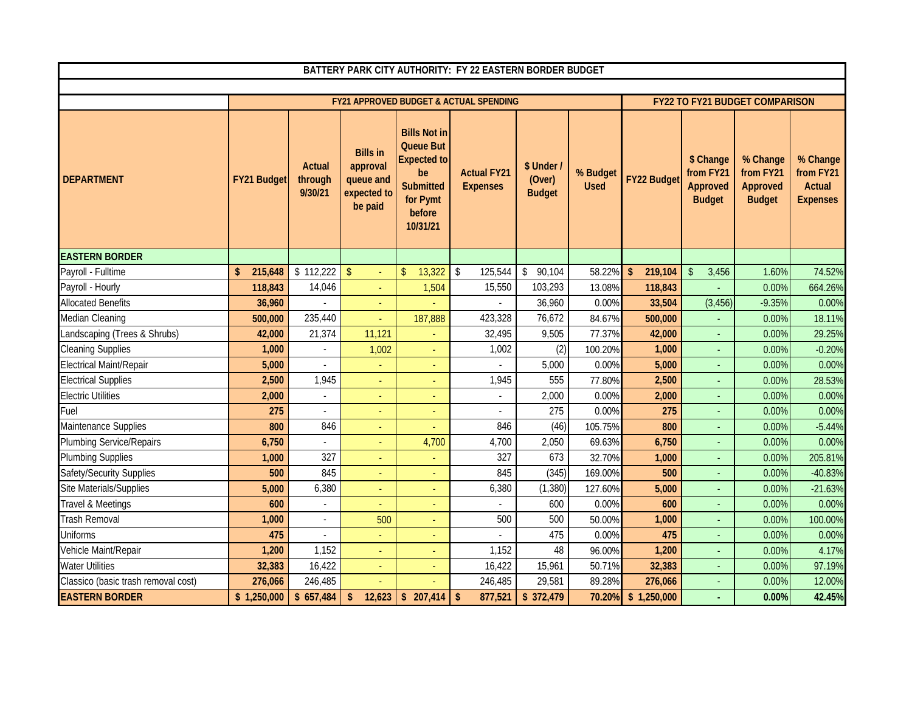| BATTERY PARK CITY AUTHORITY: FY 22 EASTERN BORDER BUDGET | | | | | | | | | | | | |
|---|---|---|---|---|---|---|---|---|---|---|---|---|
| | FY21 APPROVED BUDGET & ACTUAL SPENDING | | | | | | | FY22 TO FY21 BUDGET COMPARISON | | | | |
| DEPARTMENT | FY21 Budget | Actual through 9/30/21 | Bills in approval queue and expected to be paid | Bills Not in Queue But Expected to be Submitted for Pymt before 10/31/21 | Actual FY21 Expenses | $ Under / (Over) Budget | % Budget Used | FY22 Budget | $ Change from FY21 Approved Budget | % Change from FY21 Approved Budget | % Change from FY21 Actual Expenses |
| **EASTERN BORDER** | | | | | | | | | | | |
| Payroll - Fulltime | $ 215,648 | $ 112,222 | $ - | $ 13,322 | $ 125,544 | $ 90,104 | 58.22% | $ 219,104 | $ 3,456 | 1.60% | 74.52% |
| Payroll - Hourly | 118,843 | 14,046 | - | 1,504 | 15,550 | 103,293 | 13.08% | 118,843 | - | 0.00% | 664.26% |
| Allocated Benefits | 36,960 | - | - | - | - | 36,960 | 0.00% | 33,504 | (3,456) | -9.35% | 0.00% |
| Median Cleaning | 500,000 | 235,440 | - | 187,888 | 423,328 | 76,672 | 84.67% | 500,000 | - | 0.00% | 18.11% |
| Landscaping (Trees & Shrubs) | 42,000 | 21,374 | 11,121 | - | 32,495 | 9,505 | 77.37% | 42,000 | - | 0.00% | 29.25% |
| Cleaning Supplies | 1,000 | - | 1,002 | - | 1,002 | (2) | 100.20% | 1,000 | - | 0.00% | -0.20% |
| Electrical Maint/Repair | 5,000 | - | - | - | - | 5,000 | 0.00% | 5,000 | - | 0.00% | 0.00% |
| Electrical Supplies | 2,500 | 1,945 | - | - | 1,945 | 555 | 77.80% | 2,500 | - | 0.00% | 28.53% |
| Electric Utilities | 2,000 | - | - | - | - | 2,000 | 0.00% | 2,000 | - | 0.00% | 0.00% |
| Fuel | 275 | - | - | - | - | 275 | 0.00% | 275 | - | 0.00% | 0.00% |
| Maintenance Supplies | 800 | 846 | - | - | 846 | (46) | 105.75% | 800 | - | 0.00% | -5.44% |
| Plumbing Service/Repairs | 6,750 | - | - | 4,700 | 4,700 | 2,050 | 69.63% | 6,750 | - | 0.00% | 0.00% |
| Plumbing Supplies | 1,000 | 327 | - | - | 327 | 673 | 32.70% | 1,000 | - | 0.00% | 205.81% |
| Safety/Security Supplies | 500 | 845 | - | - | 845 | (345) | 169.00% | 500 | - | 0.00% | -40.83% |
| Site Materials/Supplies | 5,000 | 6,380 | - | - | 6,380 | (1,380) | 127.60% | 5,000 | - | 0.00% | -21.63% |
| Travel & Meetings | 600 | - | - | - | - | 600 | 0.00% | 600 | - | 0.00% | 0.00% |
| Trash Removal | 1,000 | - | 500 | - | 500 | 500 | 50.00% | 1,000 | - | 0.00% | 100.00% |
| Uniforms | 475 | - | - | - | - | 475 | 0.00% | 475 | - | 0.00% | 0.00% |
| Vehicle Maint/Repair | 1,200 | 1,152 | - | - | 1,152 | 48 | 96.00% | 1,200 | - | 0.00% | 4.17% |
| Water Utilities | 32,383 | 16,422 | - | - | 16,422 | 15,961 | 50.71% | 32,383 | - | 0.00% | 97.19% |
| Classico (basic trash removal cost) | 276,066 | 246,485 | - | - | 246,485 | 29,581 | 89.28% | 276,066 | - | 0.00% | 12.00% |
| **EASTERN BORDER** | **$ 1,250,000** | **$ 657,484** | **$ 12,623** | **$ 207,414** | **$ 877,521** | **$ 372,479** | **70.20%** | **$ 1,250,000** | **-** | **0.00%** | **42.45%** |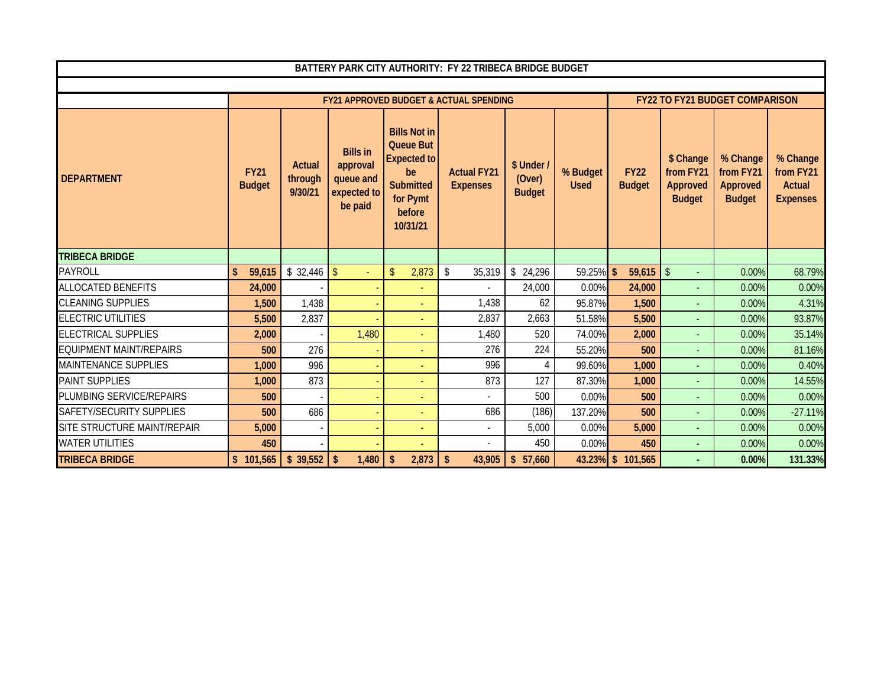| BATTERY PARK CITY AUTHORITY: FY 22 TRIBECA BRIDGE BUDGET | | | | | | | | | | | | |
|---|---|---|---|---|---|---|---|---|---|---|---|---|
| | FY21 APPROVED BUDGET & ACTUAL SPENDING | | | | | | | FY22 TO FY21 BUDGET COMPARISON | | | | |
| DEPARTMENT | FY21 Budget | Actual through 9/30/21 | Bills in approval queue and expected to be paid | Bills Not in Queue But Expected to be Submitted for Pymt before 10/31/21 | Actual FY21 Expenses | $ Under / (Over) Budget | % Budget Used | FY22 Budget | $ Change from FY21 Approved Budget | % Change from FY21 Approved Budget | % Change from FY21 Actual Expenses |
| **TRIBECA BRIDGE** | | | | | | | | | | | |
| PAYROLL | **$ 59,615** | $ 32,446 | $ - | $ 2,873 | $ 35,319 | $ 24,296 | 59.25% | **$ 59,615** | $ - | 0.00% | 68.79% |
| ALLOCATED BENEFITS | **24,000** | - | - | - | - | 24,000 | 0.00% | **24,000** | - | 0.00% | 0.00% |
| CLEANING SUPPLIES | **1,500** | 1,438 | - | - | 1,438 | 62 | 95.87% | **1,500** | - | 0.00% | 4.31% |
| ELECTRIC UTILITIES | **5,500** | 2,837 | - | - | 2,837 | 2,663 | 51.58% | **5,500** | - | 0.00% | 93.87% |
| ELECTRICAL SUPPLIES | **2,000** | - | 1,480 | - | 1,480 | 520 | 74.00% | **2,000** | - | 0.00% | 35.14% |
| EQUIPMENT MAINT/REPAIRS | **500** | 276 | - | - | 276 | 224 | 55.20% | **500** | - | 0.00% | 81.16% |
| MAINTENANCE SUPPLIES | **1,000** | 996 | - | - | 996 | 4 | 99.60% | **1,000** | - | 0.00% | 0.40% |
| PAINT SUPPLIES | **1,000** | 873 | - | - | 873 | 127 | 87.30% | **1,000** | - | 0.00% | 14.55% |
| PLUMBING SERVICE/REPAIRS | **500** | - | - | - | - | 500 | 0.00% | **500** | - | 0.00% | 0.00% |
| SAFETY/SECURITY SUPPLIES | **500** | 686 | - | - | 686 | (186) | 137.20% | **500** | - | 0.00% | -27.11% |
| SITE STRUCTURE MAINT/REPAIR | **5,000** | - | - | - | - | 5,000 | 0.00% | **5,000** | - | 0.00% | 0.00% |
| WATER UTILITIES | **450** | - | - | - | - | 450 | 0.00% | **450** | - | 0.00% | 0.00% |
| **TRIBECA BRIDGE** | **$ 101,565** | **$ 39,552** | **$ 1,480** | **$ 2,873** | **$ 43,905** | **$ 57,660** | **43.23%** | **$ 101,565** | **-** | **0.00%** | **131.33%** |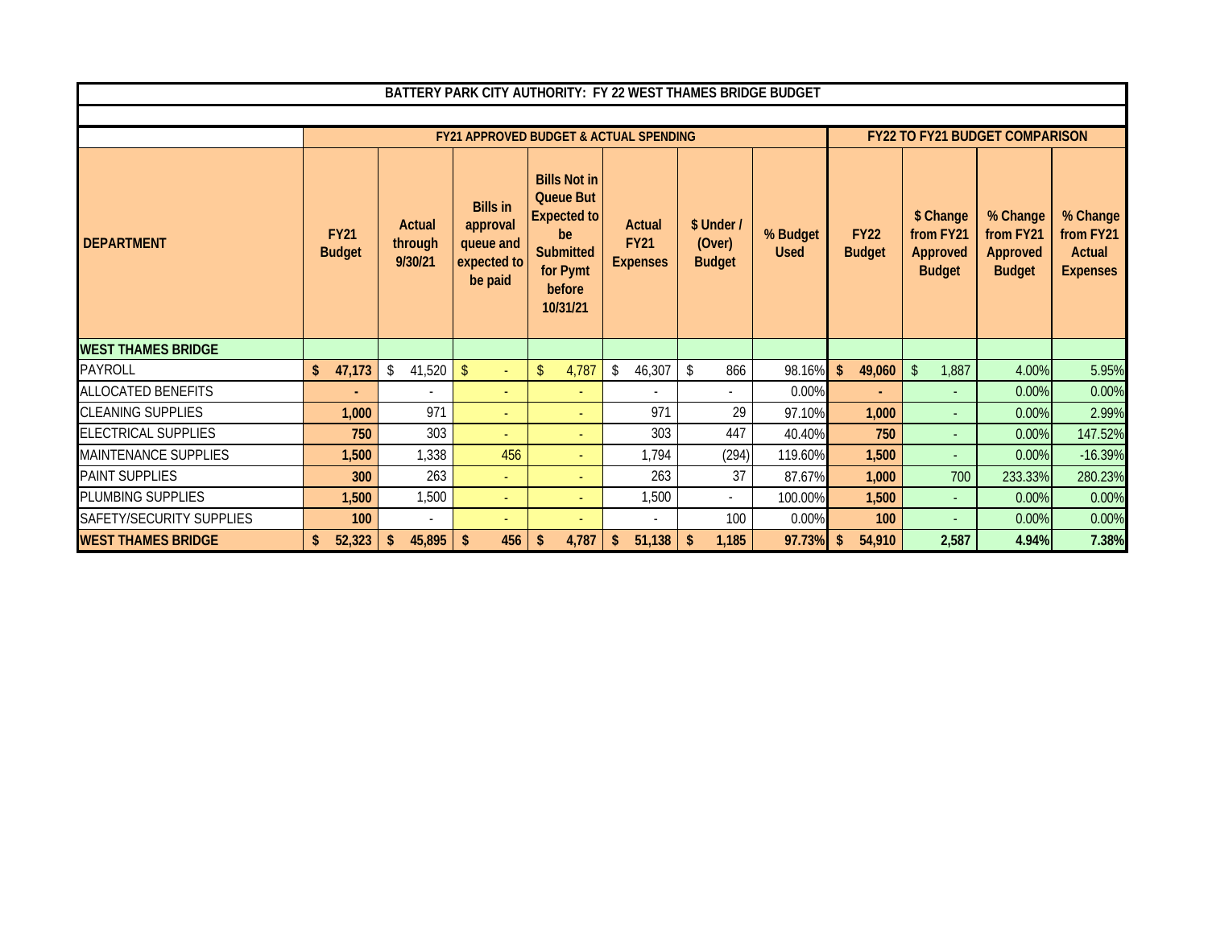| BATTERY PARK CITY AUTHORITY: FY 22 WEST THAMES BRIDGE BUDGET | | | | | | | | | | | |
|---|---|---|---|---|---|---|---|---|---|---|---|
| | FY21 APPROVED BUDGET & ACTUAL SPENDING | | | | | | | FY22 TO FY21 BUDGET COMPARISON | | | |
| DEPARTMENT | FY21 Budget | Actual through 9/30/21 | Bills in approval queue and expected to be paid | Bills Not in Queue But Expected to be Submitted for Pymt before 10/31/21 | Actual FY21 Expenses | $ Under / (Over) Budget | % Budget Used | FY22 Budget | $ Change from FY21 Approved Budget | % Change from FY21 Approved Budget | % Change from FY21 Actual Expenses |
| **WEST THAMES BRIDGE** | | | | | | | | | | | |
| PAYROLL | **$ 47,173** | $ 41,520 | $ - | $ 4,787 | $ 46,307 | $ 866 | 98.16% | **$ 49,060** | $ 1,887 | 4.00% | 5.95% |
| ALLOCATED BENEFITS | **-** | - | - | - | - | - | 0.00% | **-** | - | 0.00% | 0.00% |
| CLEANING SUPPLIES | **1,000** | 971 | - | - | 971 | 29 | 97.10% | **1,000** | - | 0.00% | 2.99% |
| ELECTRICAL SUPPLIES | **750** | 303 | - | - | 303 | 447 | 40.40% | **750** | - | 0.00% | 147.52% |
| MAINTENANCE SUPPLIES | **1,500** | 1,338 | 456 | - | 1,794 | (294) | 119.60% | **1,500** | - | 0.00% | -16.39% |
| PAINT SUPPLIES | **300** | 263 | - | - | 263 | 37 | 87.67% | **1,000** | 700 | 233.33% | 280.23% |
| PLUMBING SUPPLIES | **1,500** | 1,500 | - | - | 1,500 | - | 100.00% | **1,500** | - | 0.00% | 0.00% |
| SAFETY/SECURITY SUPPLIES | **100** | - | - | - | - | 100 | 0.00% | **100** | - | 0.00% | 0.00% |
| **WEST THAMES BRIDGE** | **$ 52,323** | **$ 45,895** | **$ 456** | **$ 4,787** | **$ 51,138** | **$ 1,185** | **97.73%** | **$ 54,910** | **2,587** | **4.94%** | **7.38%** |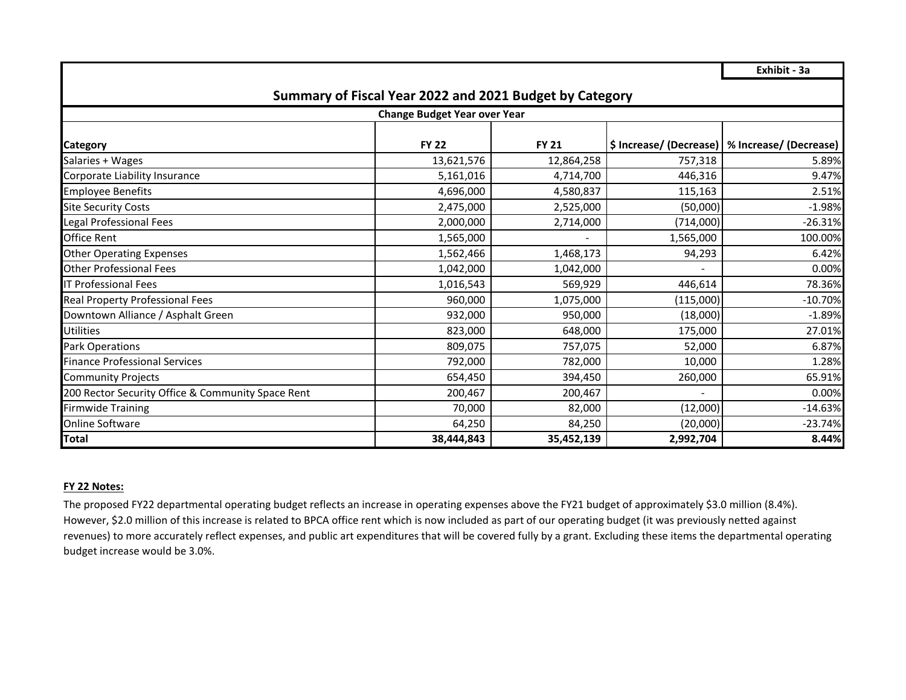Exhibit - 3a

## Summary of Fiscal Year 2022 and 2021 Budget by Category

| Change Budget Year over Year | | | | |
|---|---|---|---|---|
| **Category** | **FY 22** | **FY 21** | **$ Increase/ (Decrease)** | **% Increase/ (Decrease)** |
| Salaries + Wages | 13,621,576 | 12,864,258 | 757,318 | 5.89% |
| Corporate Liability Insurance | 5,161,016 | 4,714,700 | 446,316 | 9.47% |
| Employee Benefits | 4,696,000 | 4,580,837 | 115,163 | 2.51% |
| Site Security Costs | 2,475,000 | 2,525,000 | (50,000) | -1.98% |
| Legal Professional Fees | 2,000,000 | 2,714,000 | (714,000) | -26.31% |
| Office Rent | 1,565,000 | - | 1,565,000 | 100.00% |
| Other Operating Expenses | 1,562,466 | 1,468,173 | 94,293 | 6.42% |
| Other Professional Fees | 1,042,000 | 1,042,000 | - | 0.00% |
| IT Professional Fees | 1,016,543 | 569,929 | 446,614 | 78.36% |
| Real Property Professional Fees | 960,000 | 1,075,000 | (115,000) | -10.70% |
| Downtown Alliance / Asphalt Green | 932,000 | 950,000 | (18,000) | -1.89% |
| Utilities | 823,000 | 648,000 | 175,000 | 27.01% |
| Park Operations | 809,075 | 757,075 | 52,000 | 6.87% |
| Finance Professional Services | 792,000 | 782,000 | 10,000 | 1.28% |
| Community Projects | 654,450 | 394,450 | 260,000 | 65.91% |
| 200 Rector Security Office & Community Space Rent | 200,467 | 200,467 | - | 0.00% |
| Firmwide Training | 70,000 | 82,000 | (12,000) | -14.63% |
| Online Software | 64,250 | 84,250 | (20,000) | -23.74% |
| **Total** | **38,444,843** | **35,452,139** | **2,992,704** | **8.44%** |

**FY 22 Notes:**

The proposed FY22 departmental operating budget reflects an increase in operating expenses above the FY21 budget of approximately $3.0 million (8.4%). However, $2.0 million of this increase is related to BPCA office rent which is now included as part of our operating budget (it was previously netted against revenues) to more accurately reflect expenses, and public art expenditures that will be covered fully by a grant. Excluding these items the departmental operating budget increase would be 3.0%.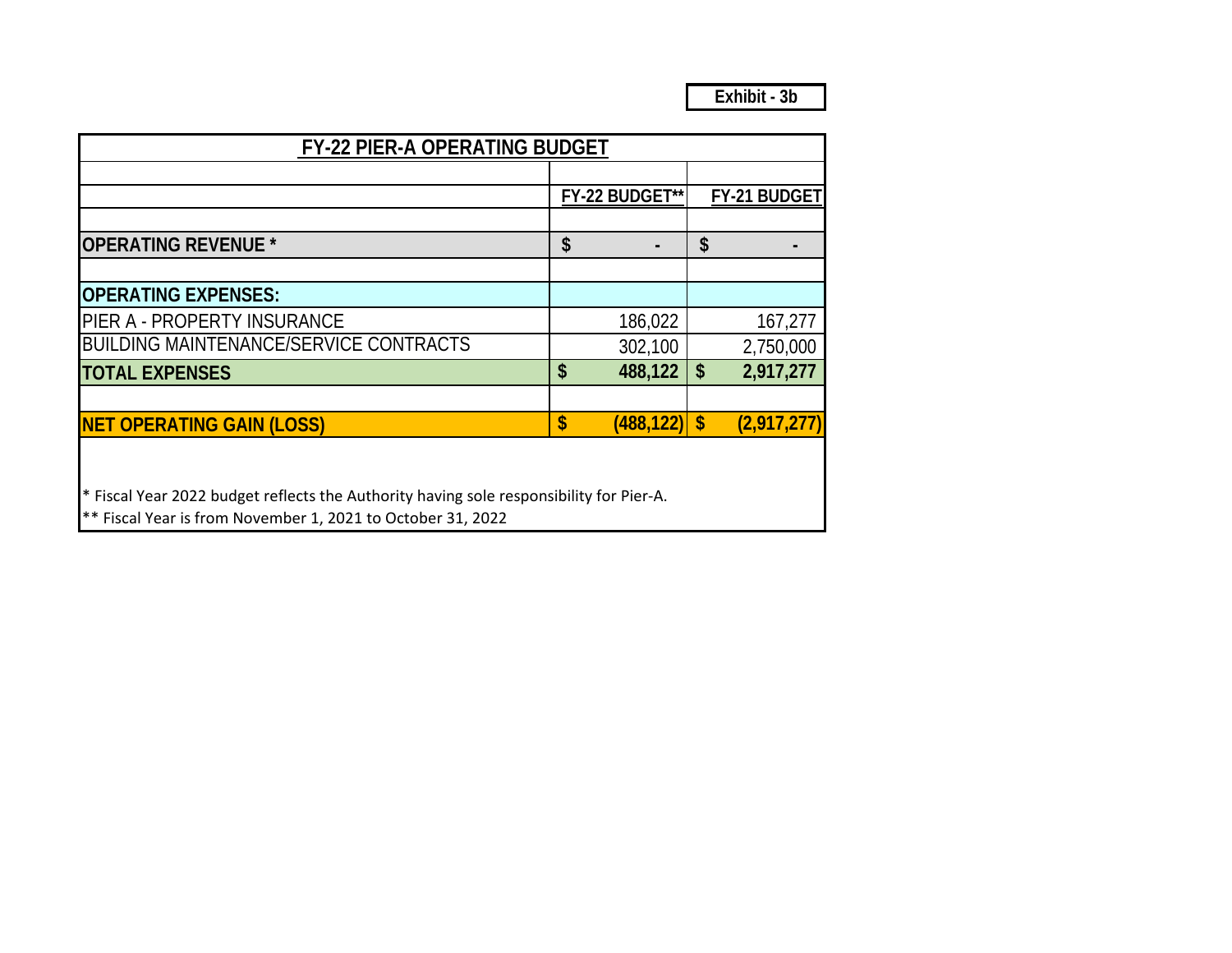Exhibit - 3b

| FY-22 PIER-A OPERATING BUDGET | | |
|---|---|---|
| | **FY-22 BUDGET**** | **FY-21 BUDGET** |
| **OPERATING REVENUE *** | $ - | $ - |
| **OPERATING EXPENSES:** | | |
| PIER A - PROPERTY INSURANCE | 186,022 | 167,277 |
| BUILDING MAINTENANCE/SERVICE CONTRACTS | 302,100 | 2,750,000 |
| **TOTAL EXPENSES** | **$ 488,122** | **$ 2,917,277** |
| **NET OPERATING GAIN (LOSS)** | **$ (488,122)** | **$ (2,917,277)** |

* Fiscal Year 2022 budget reflects the Authority having sole responsibility for Pier-A.

** Fiscal Year is from November 1, 2021 to October 31, 2022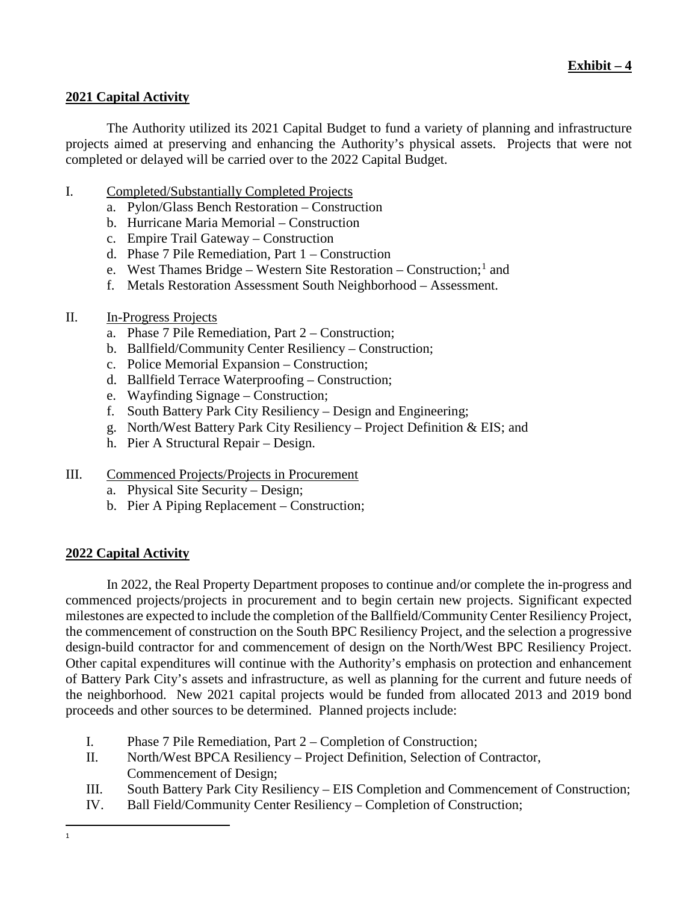**Exhibit – 4**

**2021 Capital Activity**

The Authority utilized its 2021 Capital Budget to fund a variety of planning and infrastructure projects aimed at preserving and enhancing the Authority's physical assets. Projects that were not completed or delayed will be carried over to the 2022 Capital Budget.

I. Completed/Substantially Completed Projects
   a. Pylon/Glass Bench Restoration – Construction
   b. Hurricane Maria Memorial – Construction
   c. Empire Trail Gateway – Construction
   d. Phase 7 Pile Remediation, Part 1 – Construction
   e. West Thames Bridge – Western Site Restoration – Construction;[1] and
   f. Metals Restoration Assessment South Neighborhood – Assessment.

II. In-Progress Projects
   a. Phase 7 Pile Remediation, Part 2 – Construction;
   b. Ballfield/Community Center Resiliency – Construction;
   c. Police Memorial Expansion – Construction;
   d. Ballfield Terrace Waterproofing – Construction;
   e. Wayfinding Signage – Construction;
   f. South Battery Park City Resiliency – Design and Engineering;
   g. North/West Battery Park City Resiliency – Project Definition & EIS; and
   h. Pier A Structural Repair – Design.

III. Commenced Projects/Projects in Procurement
   a. Physical Site Security – Design;
   b. Pier A Piping Replacement – Construction;

**2022 Capital Activity**

In 2022, the Real Property Department proposes to continue and/or complete the in-progress and commenced projects/projects in procurement and to begin certain new projects. Significant expected milestones are expected to include the completion of the Ballfield/Community Center Resiliency Project, the commencement of construction on the South BPC Resiliency Project, and the selection a progressive design-build contractor for and commencement of design on the North/West BPC Resiliency Project. Other capital expenditures will continue with the Authority's emphasis on protection and enhancement of Battery Park City's assets and infrastructure, as well as planning for the current and future needs of the neighborhood. New 2021 capital projects would be funded from allocated 2013 and 2019 bond proceeds and other sources to be determined. Planned projects include:

I. Phase 7 Pile Remediation, Part 2 – Completion of Construction;
II. North/West BPCA Resiliency – Project Definition, Selection of Contractor, Commencement of Design;
III. South Battery Park City Resiliency – EIS Completion and Commencement of Construction;
IV. Ball Field/Community Center Resiliency – Completion of Construction;

---

[1]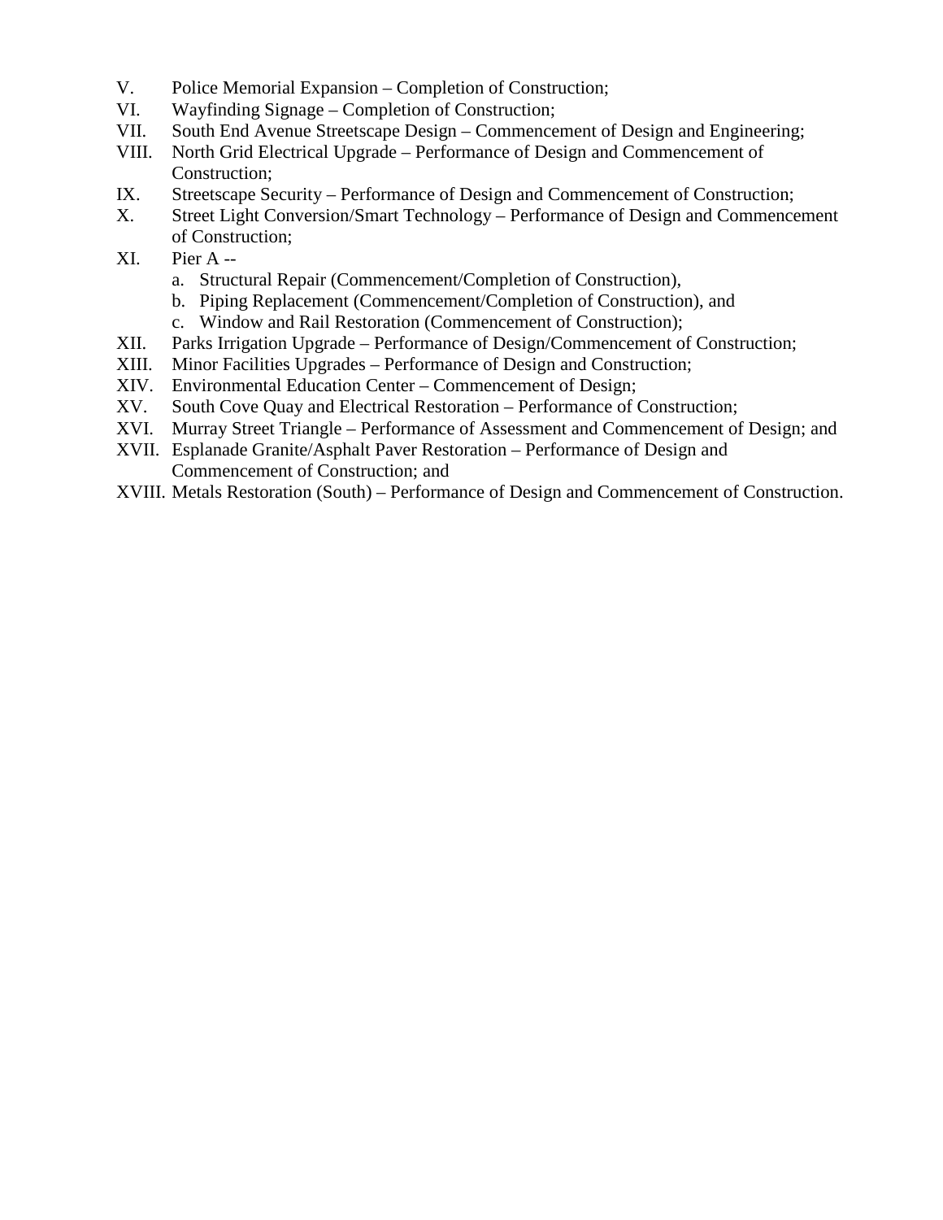V. Police Memorial Expansion – Completion of Construction;

VI. Wayfinding Signage – Completion of Construction;

VII. South End Avenue Streetscape Design – Commencement of Design and Engineering;

VIII. North Grid Electrical Upgrade – Performance of Design and Commencement of Construction;

IX. Streetscape Security – Performance of Design and Commencement of Construction;

X. Street Light Conversion/Smart Technology – Performance of Design and Commencement of Construction;

XI. Pier A --
   a. Structural Repair (Commencement/Completion of Construction),
   b. Piping Replacement (Commencement/Completion of Construction), and
   c. Window and Rail Restoration (Commencement of Construction);

XII. Parks Irrigation Upgrade – Performance of Design/Commencement of Construction;

XIII. Minor Facilities Upgrades – Performance of Design and Construction;

XIV. Environmental Education Center – Commencement of Design;

XV. South Cove Quay and Electrical Restoration – Performance of Construction;

XVI. Murray Street Triangle – Performance of Assessment and Commencement of Design; and

XVII. Esplanade Granite/Asphalt Paver Restoration – Performance of Design and Commencement of Construction; and

XVIII. Metals Restoration (South) – Performance of Design and Commencement of Construction.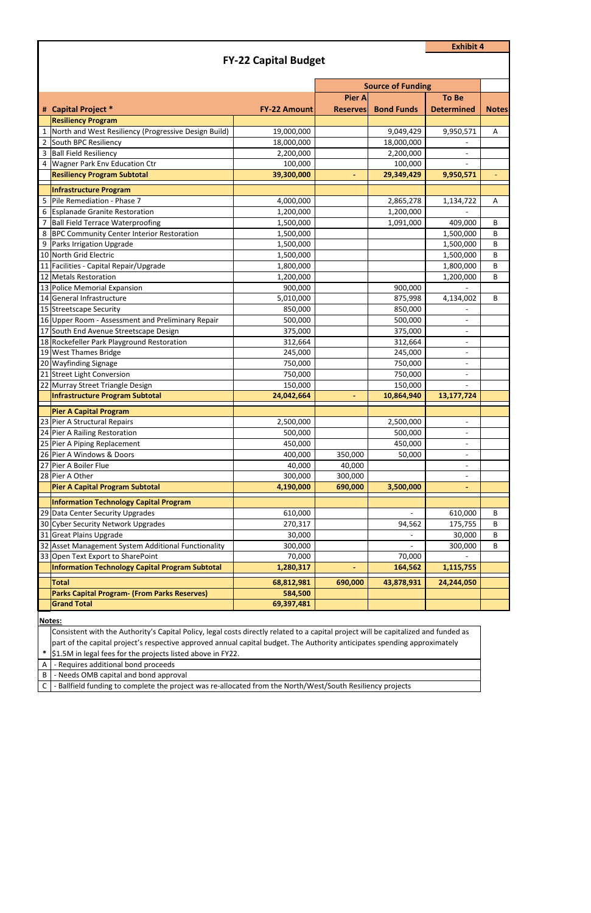**Exhibit 4**

## FY-22 Capital Budget

| # | Capital Project * | FY-22 Amount | Source of Funding: Pier A Reserves | Bond Funds | To Be Determined | Notes |
|---|---|---|---|---|---|---|
| | **Resiliency Program** | | | | | |
| 1 | North and West Resiliency (Progressive Design Build) | 19,000,000 | | 9,049,429 | 9,950,571 | A |
| 2 | South BPC Resiliency | 18,000,000 | | 18,000,000 | - | |
| 3 | Ball Field Resiliency | 2,200,000 | | 2,200,000 | - | |
| 4 | Wagner Park Env Education Ctr | 100,000 | | 100,000 | - | |
| | **Resiliency Program Subtotal** | **39,300,000** | **-** | **29,349,429** | **9,950,571** | - |
| | **Infrastructure Program** | | | | | |
| 5 | Pile Remediation - Phase 7 | 4,000,000 | | 2,865,278 | 1,134,722 | A |
| 6 | Esplanade Granite Restoration | 1,200,000 | | 1,200,000 | - | |
| 7 | Ball Field Terrace Waterproofing | 1,500,000 | | 1,091,000 | 409,000 | B |
| 8 | BPC Community Center Interior Restoration | 1,500,000 | | | 1,500,000 | B |
| 9 | Parks Irrigation Upgrade | 1,500,000 | | | 1,500,000 | B |
| 10 | North Grid Electric | 1,500,000 | | | 1,500,000 | B |
| 11 | Facilities - Capital Repair/Upgrade | 1,800,000 | | | 1,800,000 | B |
| 12 | Metals Restoration | 1,200,000 | | | 1,200,000 | B |
| 13 | Police Memorial Expansion | 900,000 | | 900,000 | - | |
| 14 | General Infrastructure | 5,010,000 | | 875,998 | 4,134,002 | B |
| 15 | Streetscape Security | 850,000 | | 850,000 | - | |
| 16 | Upper Room - Assessment and Preliminary Repair | 500,000 | | 500,000 | - | |
| 17 | South End Avenue Streetscape Design | 375,000 | | 375,000 | - | |
| 18 | Rockefeller Park Playground Restoration | 312,664 | | 312,664 | - | |
| 19 | West Thames Bridge | 245,000 | | 245,000 | - | |
| 20 | Wayfinding Signage | 750,000 | | 750,000 | - | |
| 21 | Street Light Conversion | 750,000 | | 750,000 | - | |
| 22 | Murray Street Triangle Design | 150,000 | | 150,000 | - | |
| | **Infrastructure Program Subtotal** | **24,042,664** | **-** | **10,864,940** | **13,177,724** | |
| | **Pier A Capital Program** | | | | | |
| 23 | Pier A Structural Repairs | 2,500,000 | | 2,500,000 | - | |
| 24 | Pier A Railing Restoration | 500,000 | | 500,000 | - | |
| 25 | Pier A Piping Replacement | 450,000 | | 450,000 | - | |
| 26 | Pier A Windows & Doors | 400,000 | 350,000 | 50,000 | - | |
| 27 | Pier A Boiler Flue | 40,000 | 40,000 | | - | |
| 28 | Pier A Other | 300,000 | 300,000 | | - | |
| | **Pier A Capital Program Subtotal** | **4,190,000** | **690,000** | **3,500,000** | **-** | |
| | **Information Technology Capital Program** | | | | | |
| 29 | Data Center Security Upgrades | 610,000 | | - | 610,000 | B |
| 30 | Cyber Security Network Upgrades | 270,317 | | 94,562 | 175,755 | B |
| 31 | Great Plains Upgrade | 30,000 | | - | 30,000 | B |
| 32 | Asset Management System Additional Functionality | 300,000 | | - | 300,000 | B |
| 33 | Open Text Export to SharePoint | 70,000 | | 70,000 | - | |
| | **Information Technology Capital Program Subtotal** | **1,280,317** | **-** | **164,562** | **1,115,755** | |
| | **Total** | **68,812,981** | **690,000** | **43,878,931** | **24,244,050** | |
| | **Parks Capital Program- (From Parks Reserves)** | **584,500** | | | | |
| | **Grand Total** | **69,397,481** | | | | |

**Notes:**

| | |
|---|---|
| * | Consistent with the Authority's Capital Policy, legal costs directly related to a capital project will be capitalized and funded as part of the capital project's respective approved annual capital budget. The Authority anticipates spending approximately $1.5M in legal fees for the projects listed above in FY22. |
| A | - Requires additional bond proceeds |
| B | - Needs OMB capital and bond approval |
| C | - Ballfield funding to complete the project was re-allocated from the North/West/South Resiliency projects |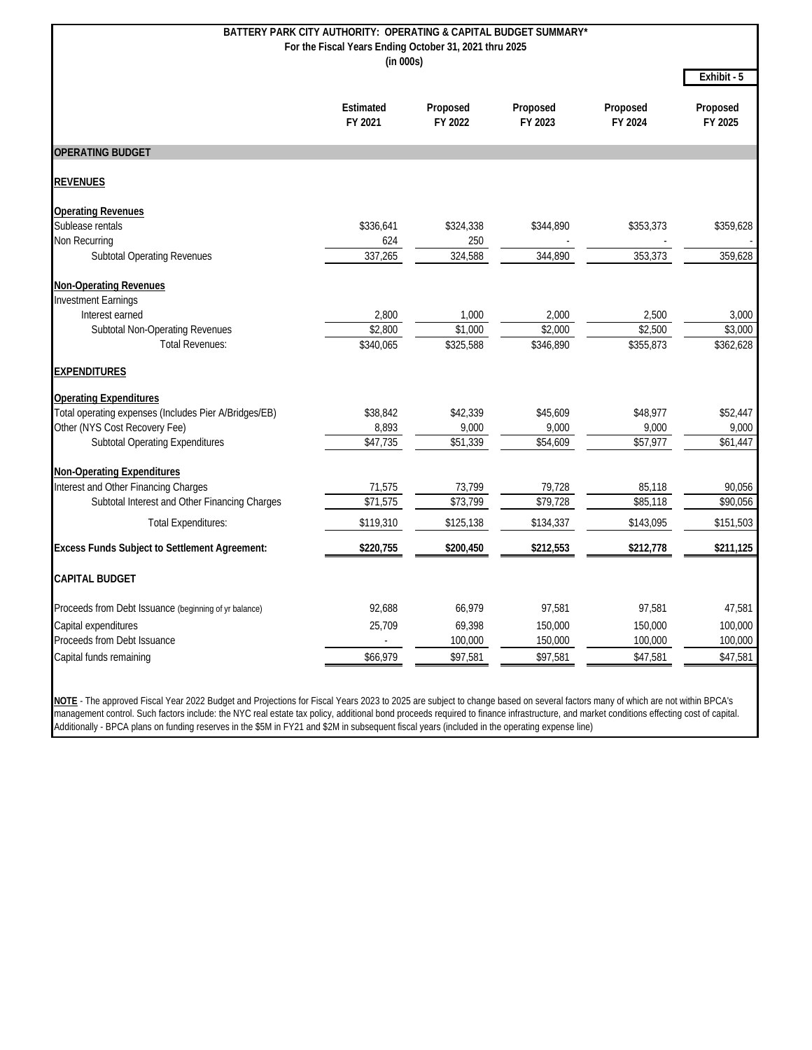# BATTERY PARK CITY AUTHORITY: OPERATING & CAPITAL BUDGET SUMMARY*

**For the Fiscal Years Ending October 31, 2021 thru 2025**

**(in 000s)**

**Exhibit - 5**

| | Estimated FY 2021 | Proposed FY 2022 | Proposed FY 2023 | Proposed FY 2024 | Proposed FY 2025 |
|---|---|---|---|---|---|
| **OPERATING BUDGET** | | | | | |
| **REVENUES** | | | | | |
| **Operating Revenues** | | | | | |
| Sublease rentals | $336,641 | $324,338 | $344,890 | $353,373 | $359,628 |
| Non Recurring | 624 | 250 | - | - | - |
| Subtotal Operating Revenues | 337,265 | 324,588 | 344,890 | 353,373 | 359,628 |
| **Non-Operating Revenues** | | | | | |
| Investment Earnings | | | | | |
| Interest earned | 2,800 | 1,000 | 2,000 | 2,500 | 3,000 |
| Subtotal Non-Operating Revenues | $2,800 | $1,000 | $2,000 | $2,500 | $3,000 |
| Total Revenues: | $340,065 | $325,588 | $346,890 | $355,873 | $362,628 |
| **EXPENDITURES** | | | | | |
| **Operating Expenditures** | | | | | |
| Total operating expenses (Includes Pier A/Bridges/EB) | $38,842 | $42,339 | $45,609 | $48,977 | $52,447 |
| Other (NYS Cost Recovery Fee) | 8,893 | 9,000 | 9,000 | 9,000 | 9,000 |
| Subtotal Operating Expenditures | $47,735 | $51,339 | $54,609 | $57,977 | $61,447 |
| **Non-Operating Expenditures** | | | | | |
| Interest and Other Financing Charges | 71,575 | 73,799 | 79,728 | 85,118 | 90,056 |
| Subtotal Interest and Other Financing Charges | $71,575 | $73,799 | $79,728 | $85,118 | $90,056 |
| Total Expenditures: | $119,310 | $125,138 | $134,337 | $143,095 | $151,503 |
| **Excess Funds Subject to Settlement Agreement:** | **$220,755** | **$200,450** | **$212,553** | **$212,778** | **$211,125** |
| **CAPITAL BUDGET** | | | | | |
| Proceeds from Debt Issuance (beginning of yr balance) | 92,688 | 66,979 | 97,581 | 97,581 | 47,581 |
| Capital expenditures | 25,709 | 69,398 | 150,000 | 150,000 | 100,000 |
| Proceeds from Debt Issuance | - | 100,000 | 150,000 | 100,000 | 100,000 |
| Capital funds remaining | $66,979 | $97,581 | $97,581 | $47,581 | $47,581 |

**NOTE** - The approved Fiscal Year 2022 Budget and Projections for Fiscal Years 2023 to 2025 are subject to change based on several factors many of which are not within BPCA's management control. Such factors include: the NYC real estate tax policy, additional bond proceeds required to finance infrastructure, and market conditions effecting cost of capital. Additionally - BPCA plans on funding reserves in the $5M in FY21 and $2M in subsequent fiscal years (included in the operating expense line)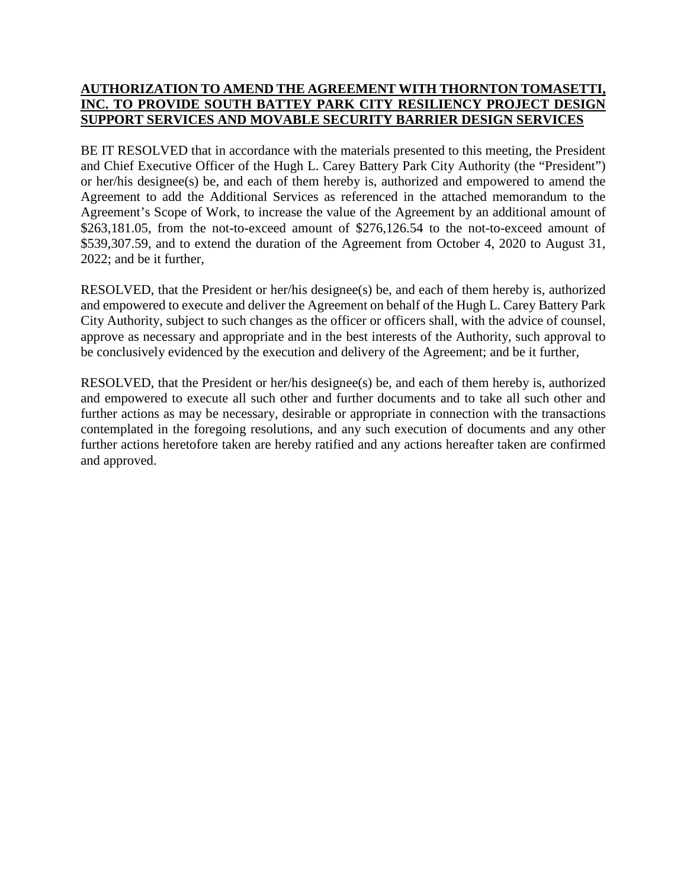**AUTHORIZATION TO AMEND THE AGREEMENT WITH THORNTON TOMASETTI, INC. TO PROVIDE SOUTH BATTEY PARK CITY RESILIENCY PROJECT DESIGN SUPPORT SERVICES AND MOVABLE SECURITY BARRIER DESIGN SERVICES**

BE IT RESOLVED that in accordance with the materials presented to this meeting, the President and Chief Executive Officer of the Hugh L. Carey Battery Park City Authority (the "President") or her/his designee(s) be, and each of them hereby is, authorized and empowered to amend the Agreement to add the Additional Services as referenced in the attached memorandum to the Agreement's Scope of Work, to increase the value of the Agreement by an additional amount of $263,181.05, from the not-to-exceed amount of $276,126.54 to the not-to-exceed amount of $539,307.59, and to extend the duration of the Agreement from October 4, 2020 to August 31, 2022; and be it further,

RESOLVED, that the President or her/his designee(s) be, and each of them hereby is, authorized and empowered to execute and deliver the Agreement on behalf of the Hugh L. Carey Battery Park City Authority, subject to such changes as the officer or officers shall, with the advice of counsel, approve as necessary and appropriate and in the best interests of the Authority, such approval to be conclusively evidenced by the execution and delivery of the Agreement; and be it further,

RESOLVED, that the President or her/his designee(s) be, and each of them hereby is, authorized and empowered to execute all such other and further documents and to take all such other and further actions as may be necessary, desirable or appropriate in connection with the transactions contemplated in the foregoing resolutions, and any such execution of documents and any other further actions heretofore taken are hereby ratified and any actions hereafter taken are confirmed and approved.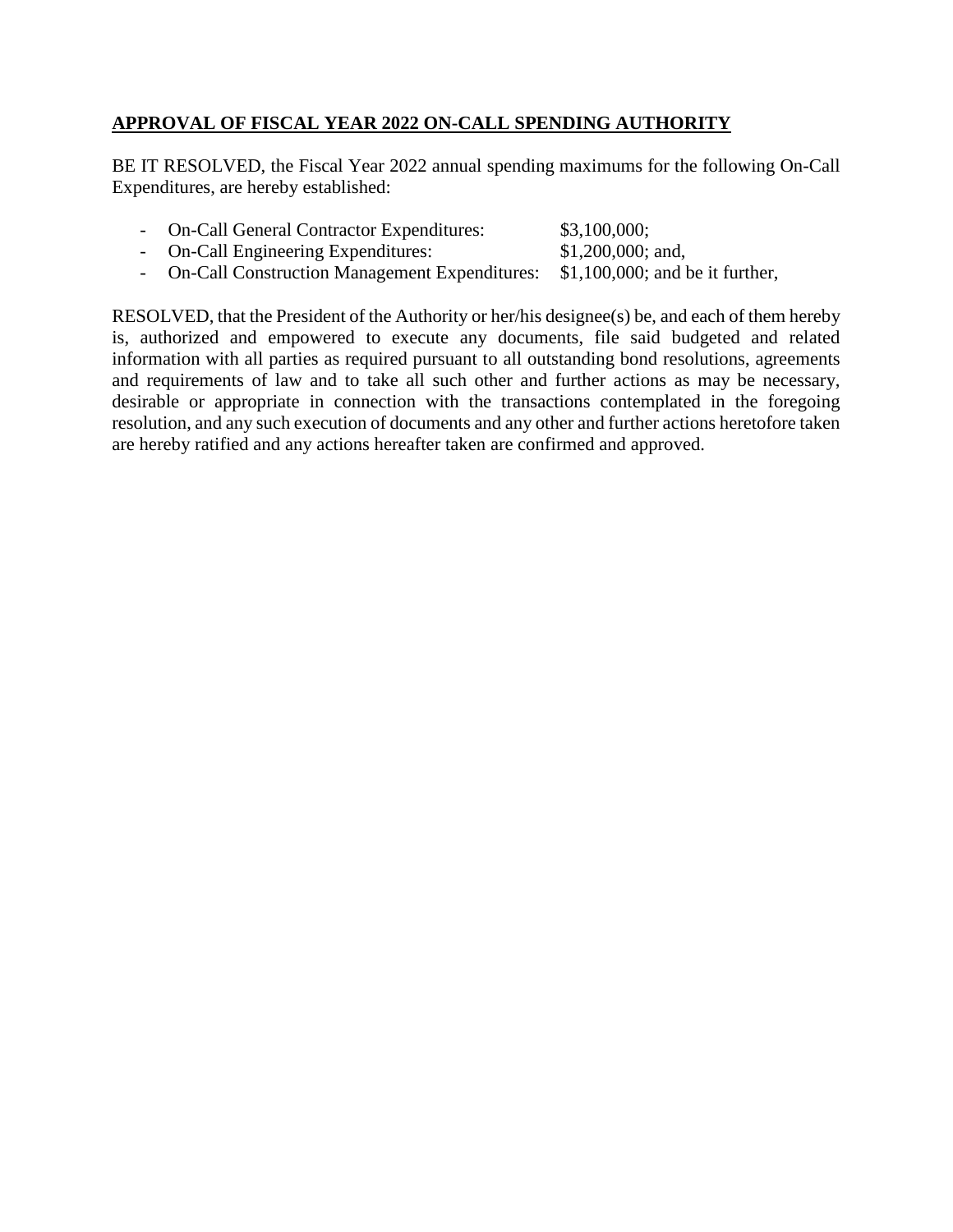## APPROVAL OF FISCAL YEAR 2022 ON-CALL SPENDING AUTHORITY

BE IT RESOLVED, the Fiscal Year 2022 annual spending maximums for the following On-Call Expenditures, are hereby established:

- On-Call General Contractor Expenditures: $3,100,000;
- On-Call Engineering Expenditures: $1,200,000; and,
- On-Call Construction Management Expenditures: $1,100,000; and be it further,

RESOLVED, that the President of the Authority or her/his designee(s) be, and each of them hereby is, authorized and empowered to execute any documents, file said budgeted and related information with all parties as required pursuant to all outstanding bond resolutions, agreements and requirements of law and to take all such other and further actions as may be necessary, desirable or appropriate in connection with the transactions contemplated in the foregoing resolution, and any such execution of documents and any other and further actions heretofore taken are hereby ratified and any actions hereafter taken are confirmed and approved.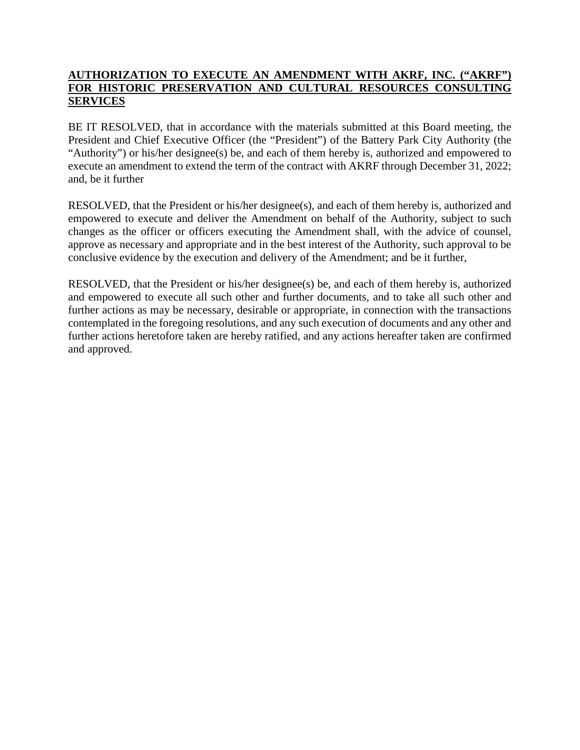**AUTHORIZATION TO EXECUTE AN AMENDMENT WITH AKRF, INC. ("AKRF") FOR HISTORIC PRESERVATION AND CULTURAL RESOURCES CONSULTING SERVICES**

BE IT RESOLVED, that in accordance with the materials submitted at this Board meeting, the President and Chief Executive Officer (the "President") of the Battery Park City Authority (the "Authority") or his/her designee(s) be, and each of them hereby is, authorized and empowered to execute an amendment to extend the term of the contract with AKRF through December 31, 2022; and, be it further

RESOLVED, that the President or his/her designee(s), and each of them hereby is, authorized and empowered to execute and deliver the Amendment on behalf of the Authority, subject to such changes as the officer or officers executing the Amendment shall, with the advice of counsel, approve as necessary and appropriate and in the best interest of the Authority, such approval to be conclusive evidence by the execution and delivery of the Amendment; and be it further,

RESOLVED, that the President or his/her designee(s) be, and each of them hereby is, authorized and empowered to execute all such other and further documents, and to take all such other and further actions as may be necessary, desirable or appropriate, in connection with the transactions contemplated in the foregoing resolutions, and any such execution of documents and any other and further actions heretofore taken are hereby ratified, and any actions hereafter taken are confirmed and approved.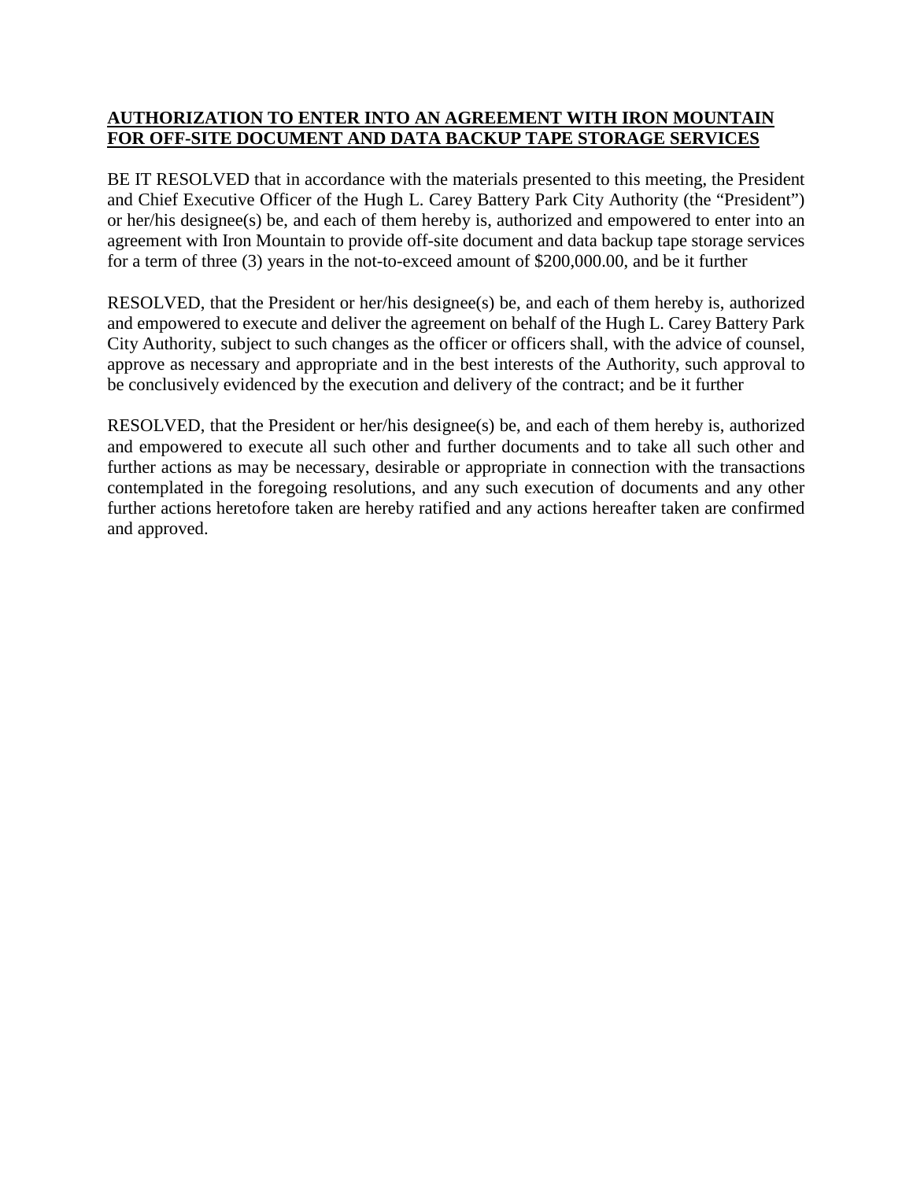**AUTHORIZATION TO ENTER INTO AN AGREEMENT WITH IRON MOUNTAIN FOR OFF-SITE DOCUMENT AND DATA BACKUP TAPE STORAGE SERVICES**

BE IT RESOLVED that in accordance with the materials presented to this meeting, the President and Chief Executive Officer of the Hugh L. Carey Battery Park City Authority (the "President") or her/his designee(s) be, and each of them hereby is, authorized and empowered to enter into an agreement with Iron Mountain to provide off-site document and data backup tape storage services for a term of three (3) years in the not-to-exceed amount of $200,000.00, and be it further

RESOLVED, that the President or her/his designee(s) be, and each of them hereby is, authorized and empowered to execute and deliver the agreement on behalf of the Hugh L. Carey Battery Park City Authority, subject to such changes as the officer or officers shall, with the advice of counsel, approve as necessary and appropriate and in the best interests of the Authority, such approval to be conclusively evidenced by the execution and delivery of the contract; and be it further

RESOLVED, that the President or her/his designee(s) be, and each of them hereby is, authorized and empowered to execute all such other and further documents and to take all such other and further actions as may be necessary, desirable or appropriate in connection with the transactions contemplated in the foregoing resolutions, and any such execution of documents and any other further actions heretofore taken are hereby ratified and any actions hereafter taken are confirmed and approved.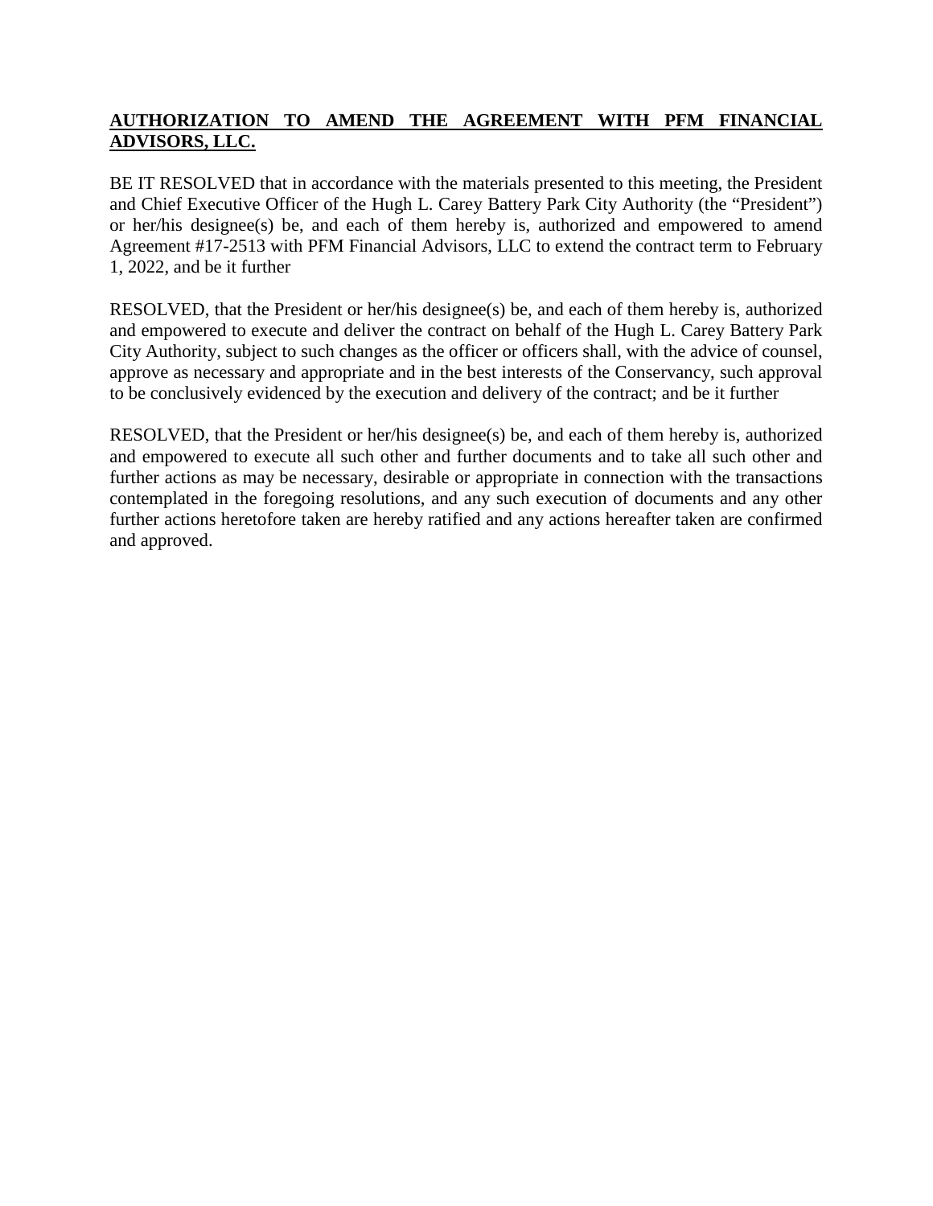**AUTHORIZATION TO AMEND THE AGREEMENT WITH PFM FINANCIAL ADVISORS, LLC.**

BE IT RESOLVED that in accordance with the materials presented to this meeting, the President and Chief Executive Officer of the Hugh L. Carey Battery Park City Authority (the "President") or her/his designee(s) be, and each of them hereby is, authorized and empowered to amend Agreement #17-2513 with PFM Financial Advisors, LLC to extend the contract term to February 1, 2022, and be it further

RESOLVED, that the President or her/his designee(s) be, and each of them hereby is, authorized and empowered to execute and deliver the contract on behalf of the Hugh L. Carey Battery Park City Authority, subject to such changes as the officer or officers shall, with the advice of counsel, approve as necessary and appropriate and in the best interests of the Conservancy, such approval to be conclusively evidenced by the execution and delivery of the contract; and be it further

RESOLVED, that the President or her/his designee(s) be, and each of them hereby is, authorized and empowered to execute all such other and further documents and to take all such other and further actions as may be necessary, desirable or appropriate in connection with the transactions contemplated in the foregoing resolutions, and any such execution of documents and any other further actions heretofore taken are hereby ratified and any actions hereafter taken are confirmed and approved.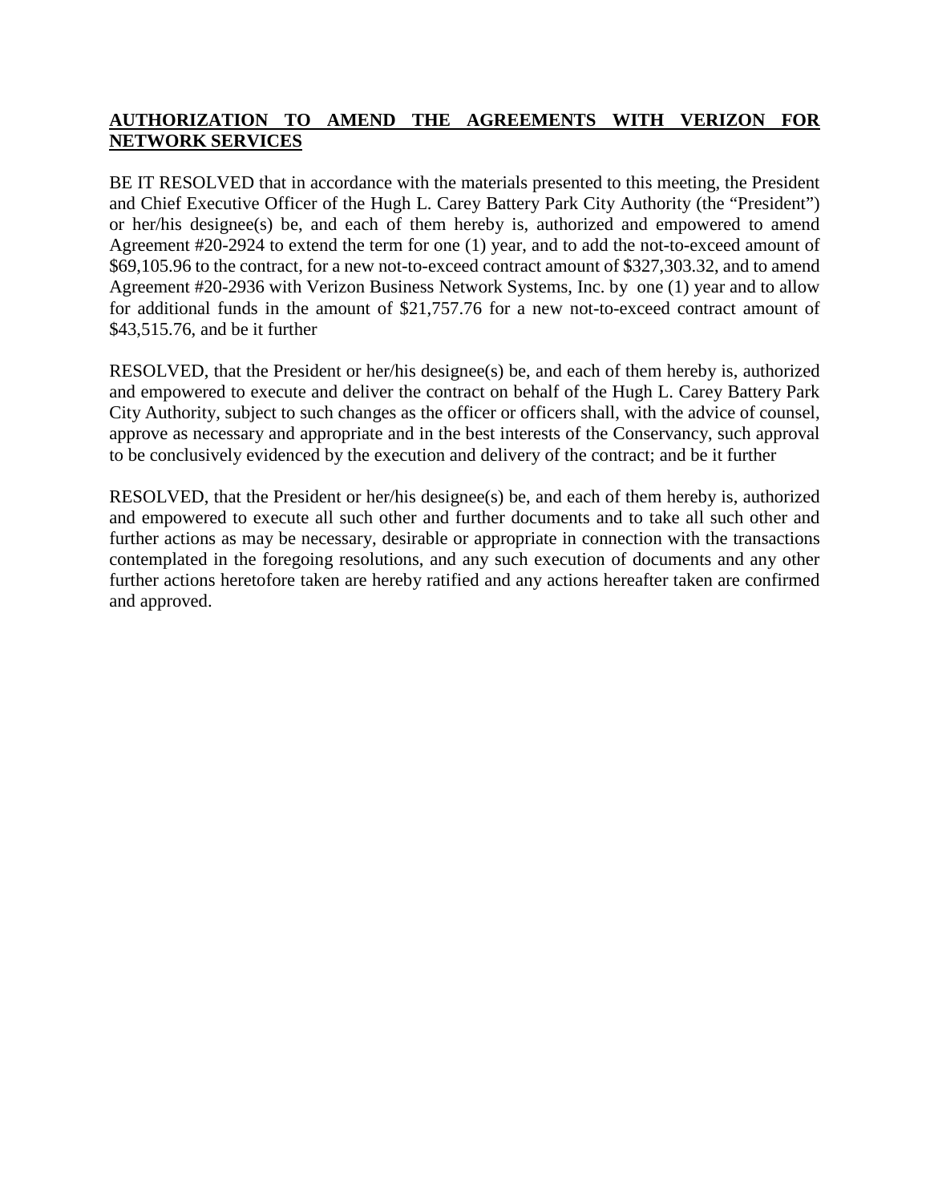**AUTHORIZATION TO AMEND THE AGREEMENTS WITH VERIZON FOR NETWORK SERVICES**

BE IT RESOLVED that in accordance with the materials presented to this meeting, the President and Chief Executive Officer of the Hugh L. Carey Battery Park City Authority (the "President") or her/his designee(s) be, and each of them hereby is, authorized and empowered to amend Agreement #20-2924 to extend the term for one (1) year, and to add the not-to-exceed amount of $69,105.96 to the contract, for a new not-to-exceed contract amount of $327,303.32, and to amend Agreement #20-2936 with Verizon Business Network Systems, Inc. by one (1) year and to allow for additional funds in the amount of $21,757.76 for a new not-to-exceed contract amount of $43,515.76, and be it further

RESOLVED, that the President or her/his designee(s) be, and each of them hereby is, authorized and empowered to execute and deliver the contract on behalf of the Hugh L. Carey Battery Park City Authority, subject to such changes as the officer or officers shall, with the advice of counsel, approve as necessary and appropriate and in the best interests of the Conservancy, such approval to be conclusively evidenced by the execution and delivery of the contract; and be it further

RESOLVED, that the President or her/his designee(s) be, and each of them hereby is, authorized and empowered to execute all such other and further documents and to take all such other and further actions as may be necessary, desirable or appropriate in connection with the transactions contemplated in the foregoing resolutions, and any such execution of documents and any other further actions heretofore taken are hereby ratified and any actions hereafter taken are confirmed and approved.